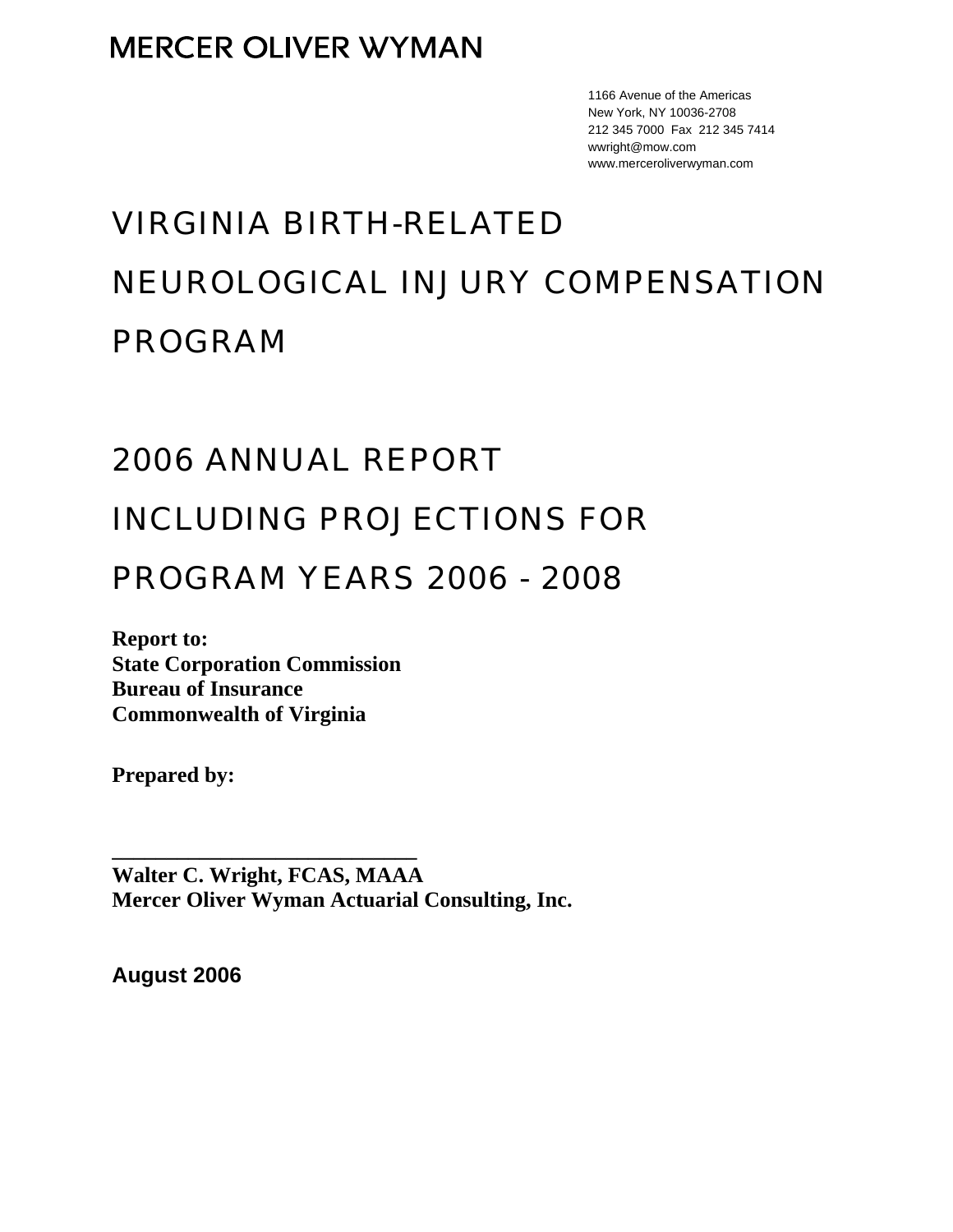MERCER OLIVER WYMAN

1166 Avenue of the Americas
New York, NY 10036-2708
212 345 7000 Fax 212 345 7414
wwright@mow.com
www.merceroliverwyman.com

# VIRGINIA BIRTH-RELATED NEUROLOGICAL INJURY COMPENSATION PROGRAM

# 2006 ANNUAL REPORT INCLUDING PROJECTIONS FOR PROGRAM YEARS 2006 - 2008

**Report to:**
**State Corporation Commission**
**Bureau of Insurance**
**Commonwealth of Virginia**

**Prepared by:**

___________________________
**Walter C. Wright, FCAS, MAAA**
**Mercer Oliver Wyman Actuarial Consulting, Inc.**

**August 2006**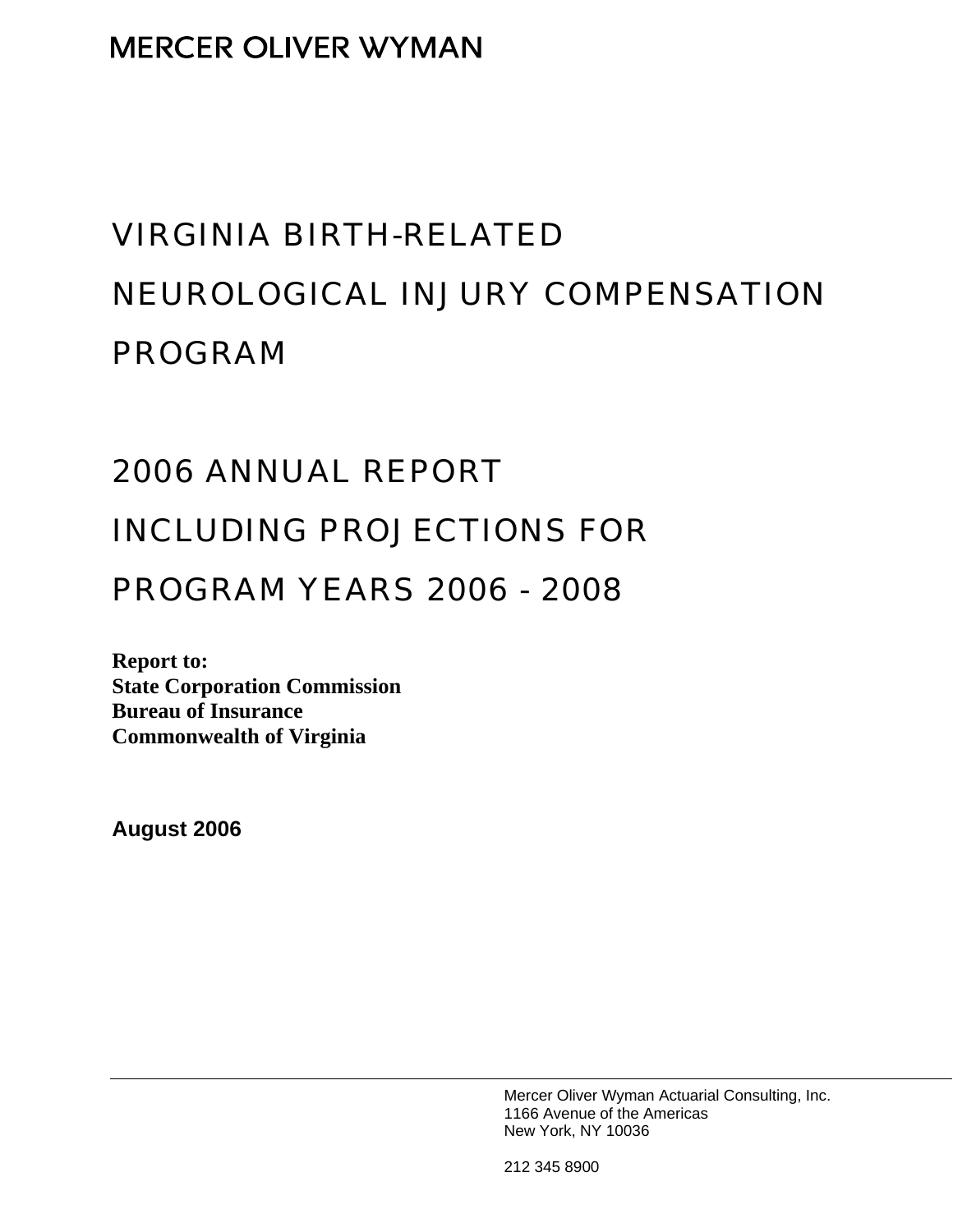MERCER OLIVER WYMAN

# VIRGINIA BIRTH-RELATED NEUROLOGICAL INJURY COMPENSATION PROGRAM

# 2006 ANNUAL REPORT INCLUDING PROJECTIONS FOR PROGRAM YEARS 2006 - 2008

**Report to:**
**State Corporation Commission**
**Bureau of Insurance**
**Commonwealth of Virginia**

**August 2006**

Mercer Oliver Wyman Actuarial Consulting, Inc.
1166 Avenue of the Americas
New York, NY 10036

212 345 8900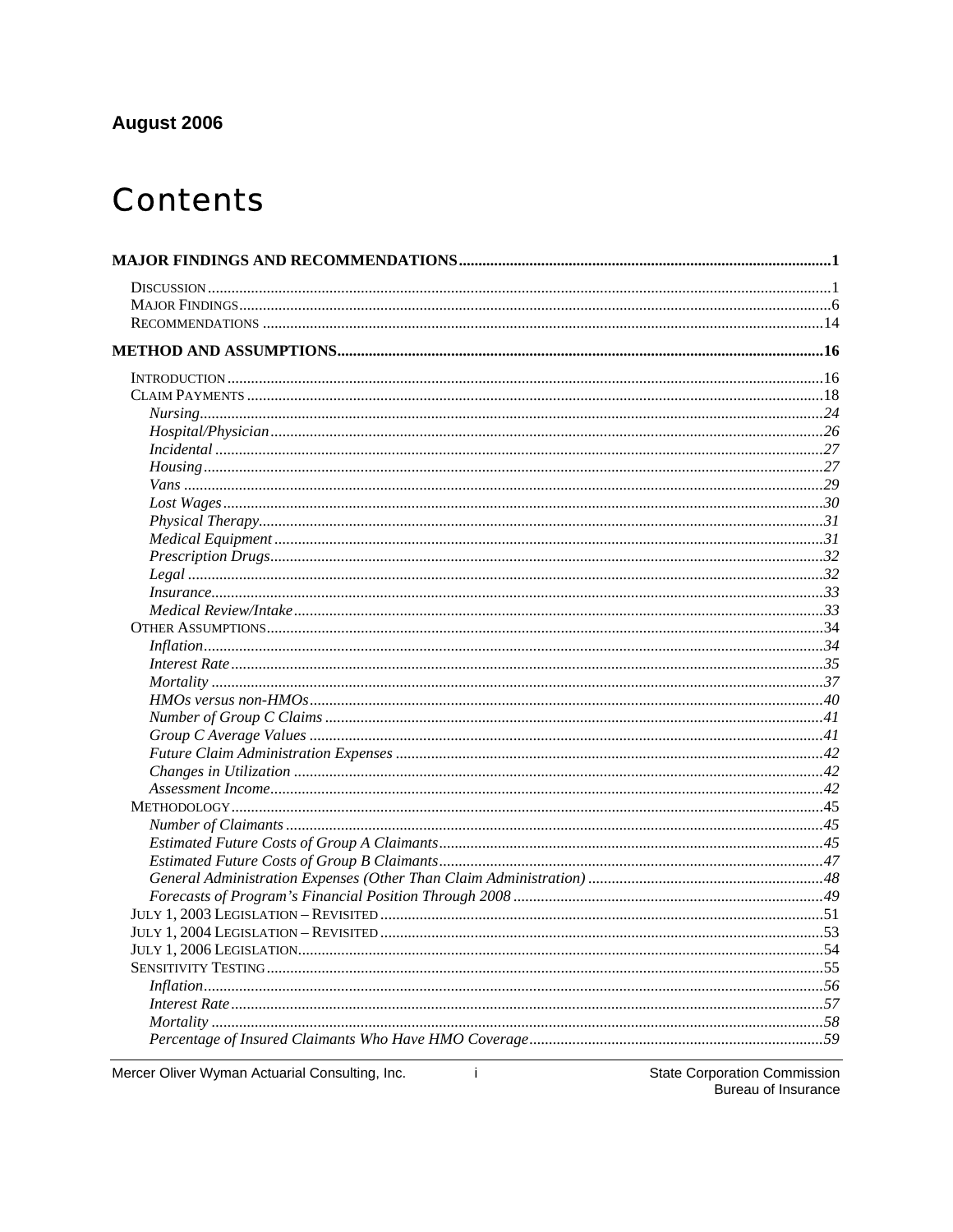**August 2006**

# Contents

**MAJOR FINDINGS AND RECOMMENDATIONS** .......... **1**

- Discussion .......... 1
- Major Findings .......... 6
- Recommendations .......... 14

**METHOD AND ASSUMPTIONS** .......... **16**

- Introduction .......... 16
- Claim Payments .......... 18
  - *Nursing* .......... *24*
  - *Hospital/Physician* .......... *26*
  - *Incidental* .......... *27*
  - *Housing* .......... *27*
  - *Vans* .......... *29*
  - *Lost Wages* .......... *30*
  - *Physical Therapy* .......... *31*
  - *Medical Equipment* .......... *31*
  - *Prescription Drugs* .......... *32*
  - *Legal* .......... *32*
  - *Insurance* .......... *33*
  - *Medical Review/Intake* .......... *33*
- Other Assumptions .......... 34
  - *Inflation* .......... *34*
  - *Interest Rate* .......... *35*
  - *Mortality* .......... *37*
  - *HMOs versus non-HMOs* .......... *40*
  - *Number of Group C Claims* .......... *41*
  - *Group C Average Values* .......... *41*
  - *Future Claim Administration Expenses* .......... *42*
  - *Changes in Utilization* .......... *42*
  - *Assessment Income* .......... *42*
- Methodology .......... 45
  - *Number of Claimants* .......... *45*
  - *Estimated Future Costs of Group A Claimants* .......... *45*
  - *Estimated Future Costs of Group B Claimants* .......... *47*
  - *General Administration Expenses (Other Than Claim Administration)* .......... *48*
  - *Forecasts of Program's Financial Position Through 2008* .......... *49*
- July 1, 2003 Legislation – Revisited .......... 51
- July 1, 2004 Legislation – Revisited .......... 53
- July 1, 2006 Legislation .......... 54
- Sensitivity Testing .......... 55
  - *Inflation* .......... *56*
  - *Interest Rate* .......... *57*
  - *Mortality* .......... *58*
  - *Percentage of Insured Claimants Who Have HMO Coverage* .......... *59*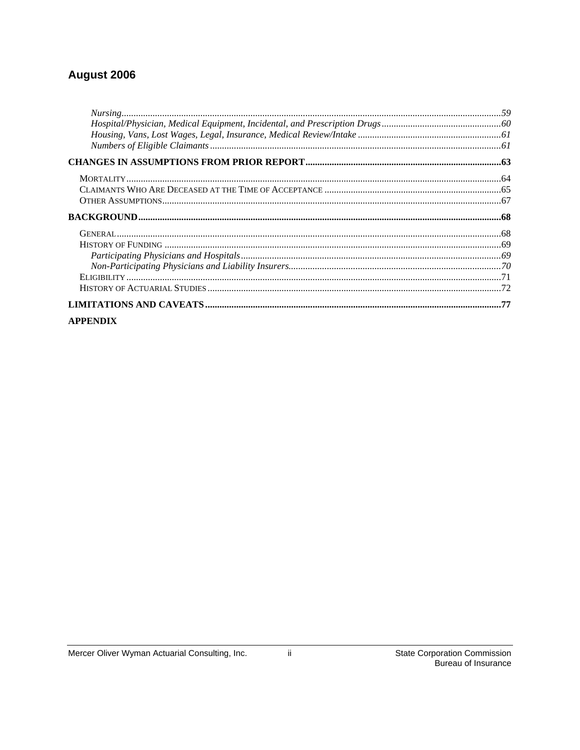# August 2006

*Nursing* ............................................................................................................................................59
*Hospital/Physician, Medical Equipment, Incidental, and Prescription Drugs* ..................................................60
*Housing, Vans, Lost Wages, Legal, Insurance, Medical Review/Intake* ............................................................61
*Numbers of Eligible Claimants* .........................................................................................................................61

**CHANGES IN ASSUMPTIONS FROM PRIOR REPORT** ..................................................................................63

MORTALITY ............................................................................................................................................64
CLAIMANTS WHO ARE DECEASED AT THE TIME OF ACCEPTANCE ..........................................................................65
OTHER ASSUMPTIONS ..............................................................................................................................67

**BACKGROUND** ..........................................................................................................................................68

GENERAL .................................................................................................................................................68
HISTORY OF FUNDING ..............................................................................................................................69
*Participating Physicians and Hospitals* .............................................................................................................69
*Non-Participating Physicians and Liability Insurers* .........................................................................................70
ELIGIBILITY ..............................................................................................................................................71
HISTORY OF ACTUARIAL STUDIES ..............................................................................................................72

**LIMITATIONS AND CAVEATS** .....................................................................................................................77

**APPENDIX**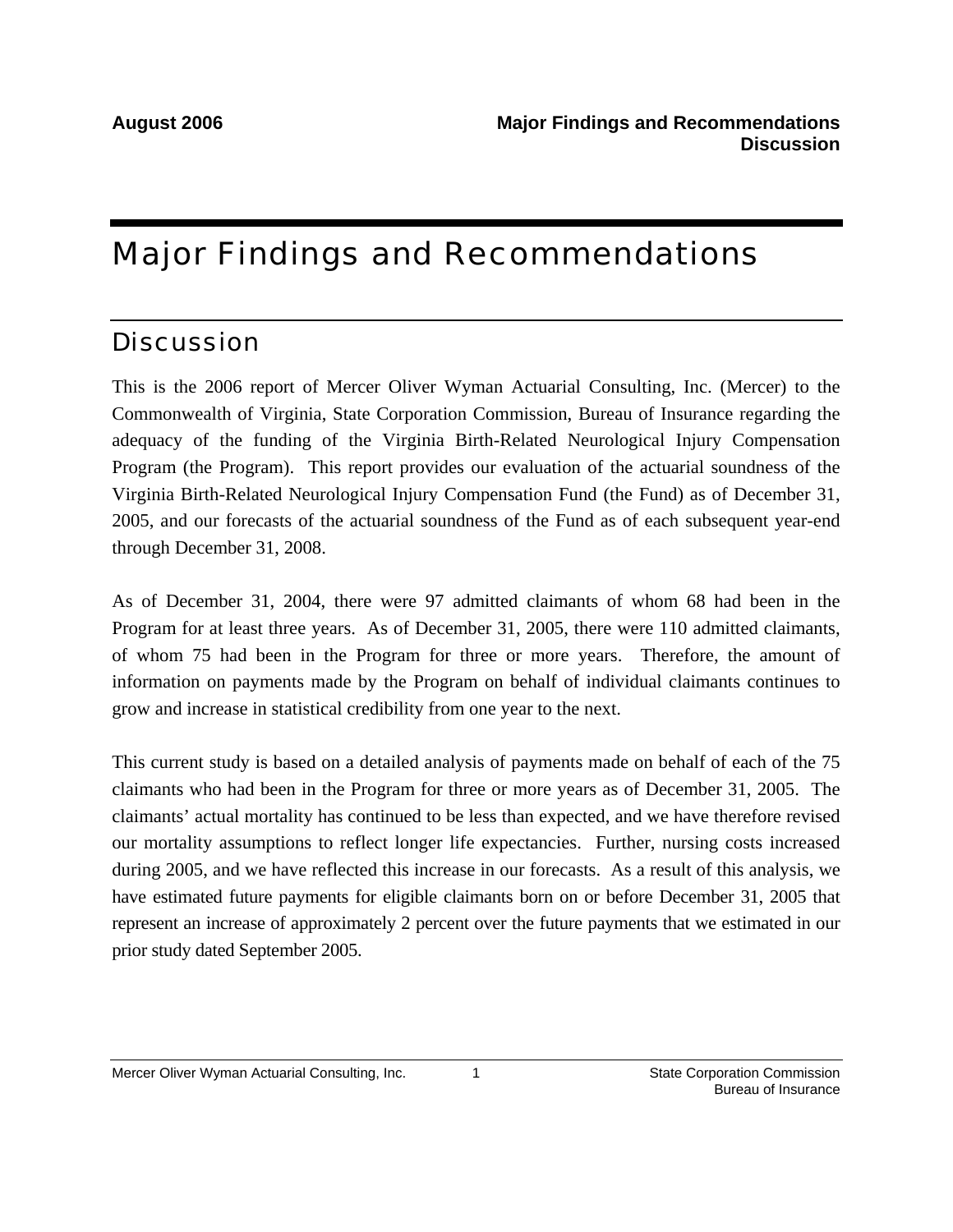# Major Findings and Recommendations

## Discussion

This is the 2006 report of Mercer Oliver Wyman Actuarial Consulting, Inc. (Mercer) to the Commonwealth of Virginia, State Corporation Commission, Bureau of Insurance regarding the adequacy of the funding of the Virginia Birth-Related Neurological Injury Compensation Program (the Program). This report provides our evaluation of the actuarial soundness of the Virginia Birth-Related Neurological Injury Compensation Fund (the Fund) as of December 31, 2005, and our forecasts of the actuarial soundness of the Fund as of each subsequent year-end through December 31, 2008.

As of December 31, 2004, there were 97 admitted claimants of whom 68 had been in the Program for at least three years. As of December 31, 2005, there were 110 admitted claimants, of whom 75 had been in the Program for three or more years. Therefore, the amount of information on payments made by the Program on behalf of individual claimants continues to grow and increase in statistical credibility from one year to the next.

This current study is based on a detailed analysis of payments made on behalf of each of the 75 claimants who had been in the Program for three or more years as of December 31, 2005. The claimants' actual mortality has continued to be less than expected, and we have therefore revised our mortality assumptions to reflect longer life expectancies. Further, nursing costs increased during 2005, and we have reflected this increase in our forecasts. As a result of this analysis, we have estimated future payments for eligible claimants born on or before December 31, 2005 that represent an increase of approximately 2 percent over the future payments that we estimated in our prior study dated September 2005.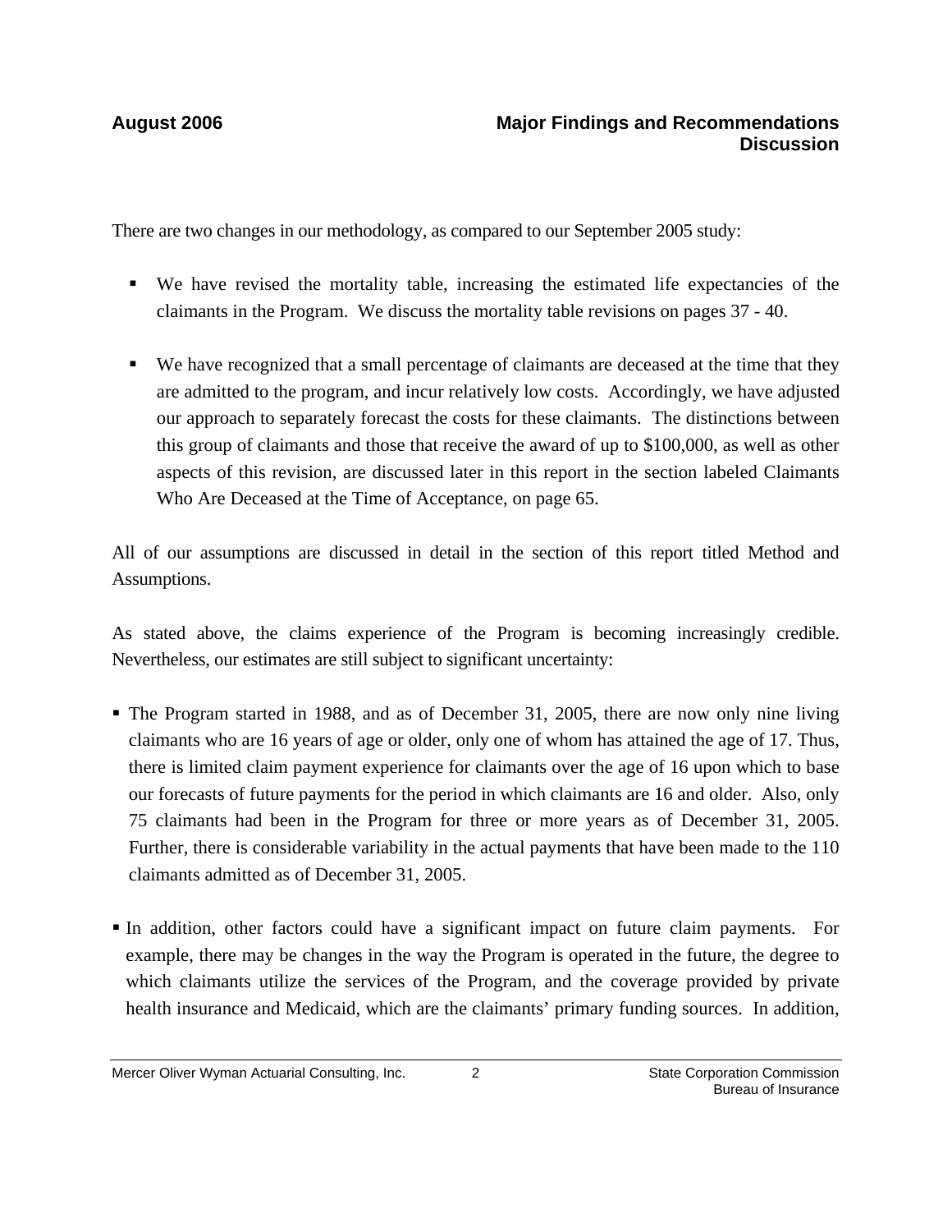There are two changes in our methodology, as compared to our September 2005 study:

- We have revised the mortality table, increasing the estimated life expectancies of the claimants in the Program. We discuss the mortality table revisions on pages 37 - 40.
- We have recognized that a small percentage of claimants are deceased at the time that they are admitted to the program, and incur relatively low costs. Accordingly, we have adjusted our approach to separately forecast the costs for these claimants. The distinctions between this group of claimants and those that receive the award of up to $100,000, as well as other aspects of this revision, are discussed later in this report in the section labeled Claimants Who Are Deceased at the Time of Acceptance, on page 65.

All of our assumptions are discussed in detail in the section of this report titled Method and Assumptions.

As stated above, the claims experience of the Program is becoming increasingly credible. Nevertheless, our estimates are still subject to significant uncertainty:

- The Program started in 1988, and as of December 31, 2005, there are now only nine living claimants who are 16 years of age or older, only one of whom has attained the age of 17. Thus, there is limited claim payment experience for claimants over the age of 16 upon which to base our forecasts of future payments for the period in which claimants are 16 and older. Also, only 75 claimants had been in the Program for three or more years as of December 31, 2005. Further, there is considerable variability in the actual payments that have been made to the 110 claimants admitted as of December 31, 2005.
- In addition, other factors could have a significant impact on future claim payments. For example, there may be changes in the way the Program is operated in the future, the degree to which claimants utilize the services of the Program, and the coverage provided by private health insurance and Medicaid, which are the claimants' primary funding sources. In addition,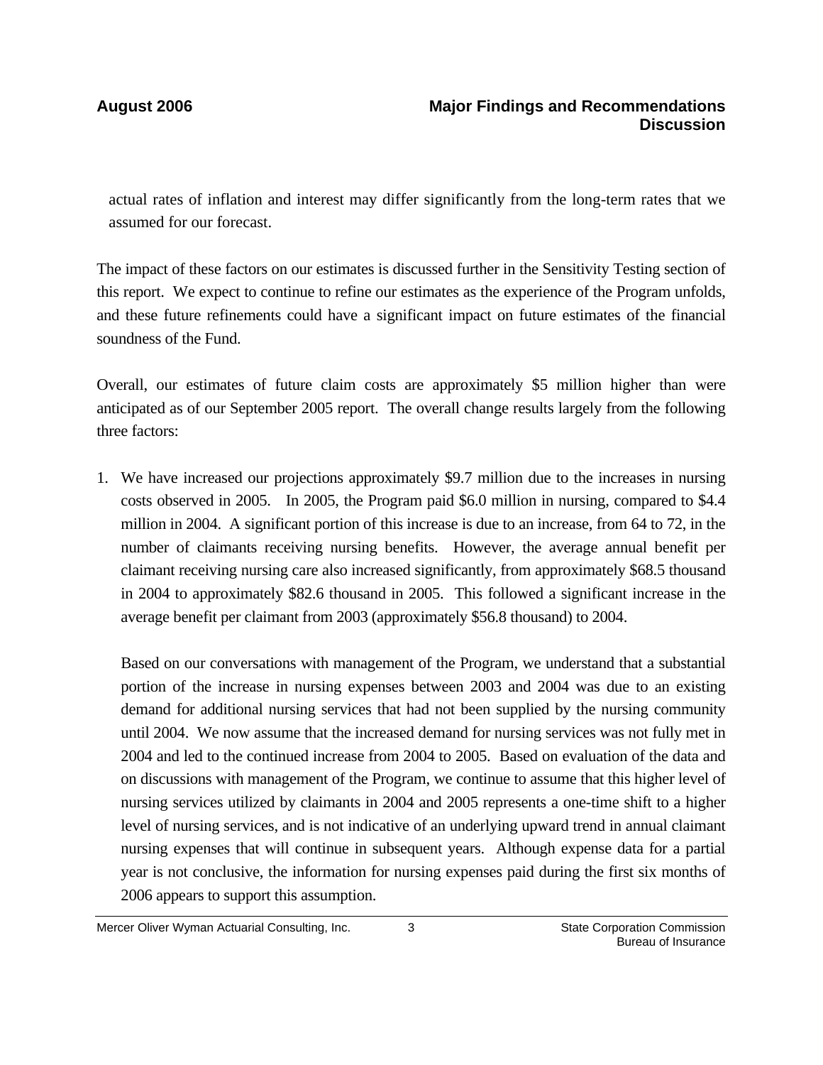actual rates of inflation and interest may differ significantly from the long-term rates that we assumed for our forecast.

The impact of these factors on our estimates is discussed further in the Sensitivity Testing section of this report. We expect to continue to refine our estimates as the experience of the Program unfolds, and these future refinements could have a significant impact on future estimates of the financial soundness of the Fund.

Overall, our estimates of future claim costs are approximately $5 million higher than were anticipated as of our September 2005 report. The overall change results largely from the following three factors:

1. We have increased our projections approximately $9.7 million due to the increases in nursing costs observed in 2005. In 2005, the Program paid $6.0 million in nursing, compared to $4.4 million in 2004. A significant portion of this increase is due to an increase, from 64 to 72, in the number of claimants receiving nursing benefits. However, the average annual benefit per claimant receiving nursing care also increased significantly, from approximately $68.5 thousand in 2004 to approximately $82.6 thousand in 2005. This followed a significant increase in the average benefit per claimant from 2003 (approximately $56.8 thousand) to 2004.

   Based on our conversations with management of the Program, we understand that a substantial portion of the increase in nursing expenses between 2003 and 2004 was due to an existing demand for additional nursing services that had not been supplied by the nursing community until 2004. We now assume that the increased demand for nursing services was not fully met in 2004 and led to the continued increase from 2004 to 2005. Based on evaluation of the data and on discussions with management of the Program, we continue to assume that this higher level of nursing services utilized by claimants in 2004 and 2005 represents a one-time shift to a higher level of nursing services, and is not indicative of an underlying upward trend in annual claimant nursing expenses that will continue in subsequent years. Although expense data for a partial year is not conclusive, the information for nursing expenses paid during the first six months of 2006 appears to support this assumption.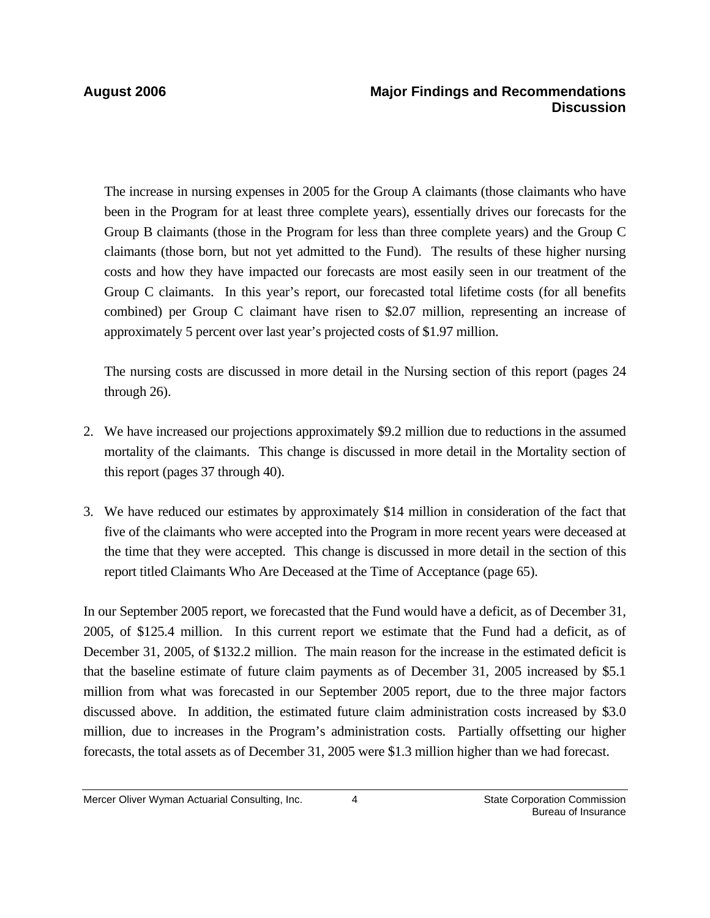The increase in nursing expenses in 2005 for the Group A claimants (those claimants who have been in the Program for at least three complete years), essentially drives our forecasts for the Group B claimants (those in the Program for less than three complete years) and the Group C claimants (those born, but not yet admitted to the Fund). The results of these higher nursing costs and how they have impacted our forecasts are most easily seen in our treatment of the Group C claimants. In this year's report, our forecasted total lifetime costs (for all benefits combined) per Group C claimant have risen to \$2.07 million, representing an increase of approximately 5 percent over last year's projected costs of \$1.97 million.

The nursing costs are discussed in more detail in the Nursing section of this report (pages 24 through 26).

2. We have increased our projections approximately \$9.2 million due to reductions in the assumed mortality of the claimants. This change is discussed in more detail in the Mortality section of this report (pages 37 through 40).

3. We have reduced our estimates by approximately \$14 million in consideration of the fact that five of the claimants who were accepted into the Program in more recent years were deceased at the time that they were accepted. This change is discussed in more detail in the section of this report titled Claimants Who Are Deceased at the Time of Acceptance (page 65).

In our September 2005 report, we forecasted that the Fund would have a deficit, as of December 31, 2005, of \$125.4 million. In this current report we estimate that the Fund had a deficit, as of December 31, 2005, of \$132.2 million. The main reason for the increase in the estimated deficit is that the baseline estimate of future claim payments as of December 31, 2005 increased by \$5.1 million from what was forecasted in our September 2005 report, due to the three major factors discussed above. In addition, the estimated future claim administration costs increased by \$3.0 million, due to increases in the Program's administration costs. Partially offsetting our higher forecasts, the total assets as of December 31, 2005 were \$1.3 million higher than we had forecast.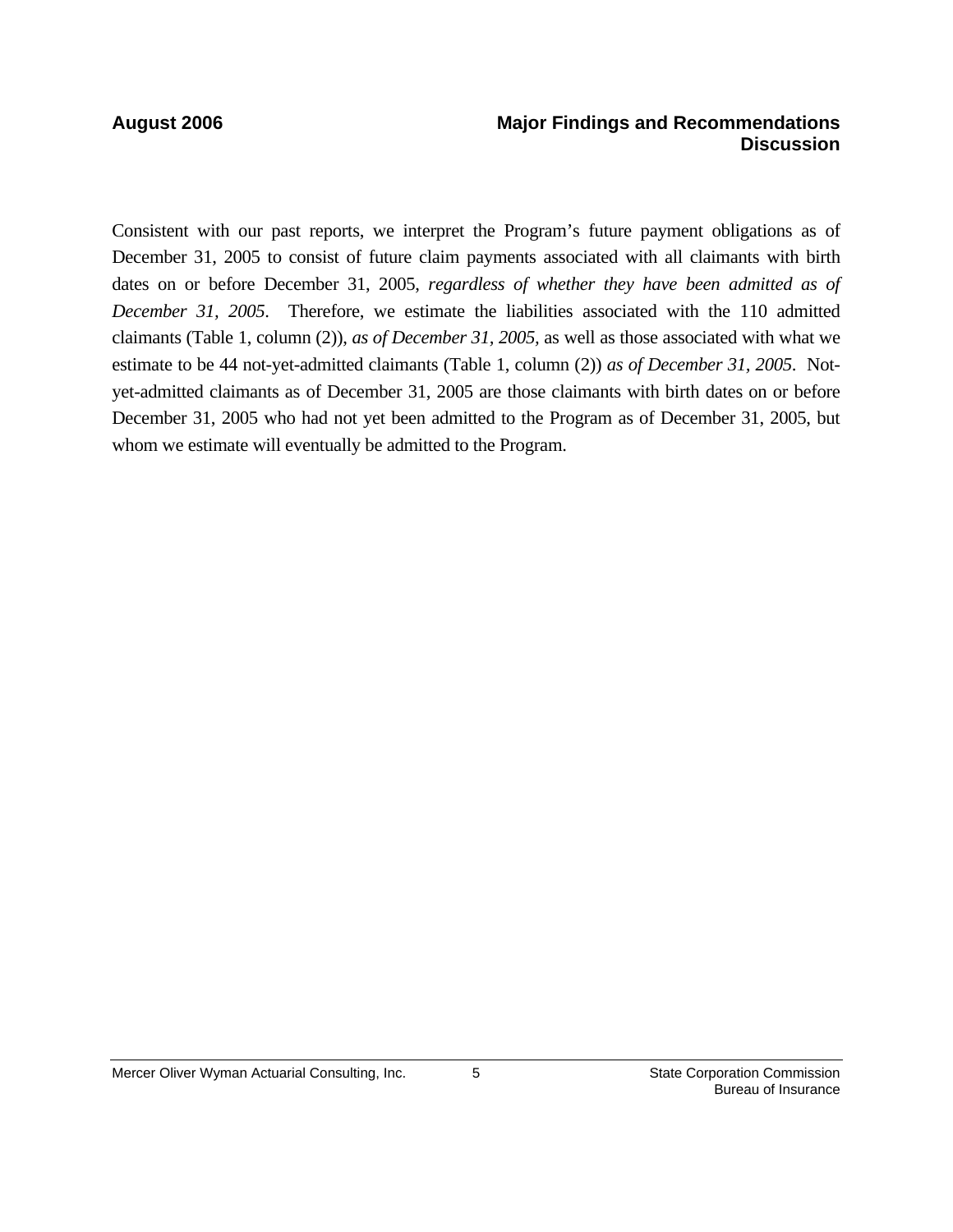Consistent with our past reports, we interpret the Program's future payment obligations as of December 31, 2005 to consist of future claim payments associated with all claimants with birth dates on or before December 31, 2005, *regardless of whether they have been admitted as of December 31, 2005*. Therefore, we estimate the liabilities associated with the 110 admitted claimants (Table 1, column (2)), *as of December 31, 2005*, as well as those associated with what we estimate to be 44 not-yet-admitted claimants (Table 1, column (2)) *as of December 31, 2005*. Not-yet-admitted claimants as of December 31, 2005 are those claimants with birth dates on or before December 31, 2005 who had not yet been admitted to the Program as of December 31, 2005, but whom we estimate will eventually be admitted to the Program.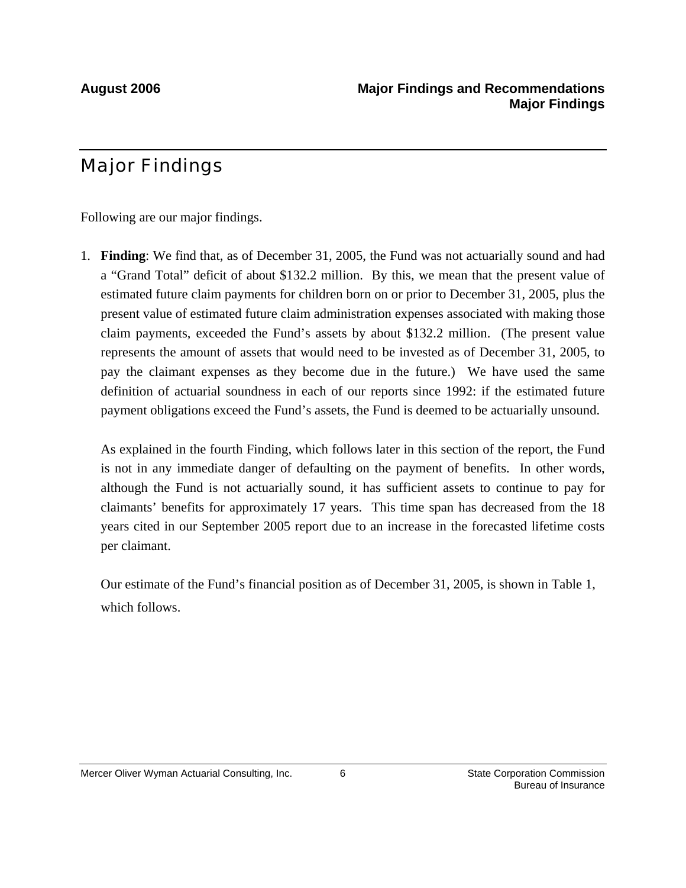# Major Findings

Following are our major findings.

1. **Finding**: We find that, as of December 31, 2005, the Fund was not actuarially sound and had a "Grand Total" deficit of about $132.2 million. By this, we mean that the present value of estimated future claim payments for children born on or prior to December 31, 2005, plus the present value of estimated future claim administration expenses associated with making those claim payments, exceeded the Fund's assets by about $132.2 million. (The present value represents the amount of assets that would need to be invested as of December 31, 2005, to pay the claimant expenses as they become due in the future.) We have used the same definition of actuarial soundness in each of our reports since 1992: if the estimated future payment obligations exceed the Fund's assets, the Fund is deemed to be actuarially unsound.

   As explained in the fourth Finding, which follows later in this section of the report, the Fund is not in any immediate danger of defaulting on the payment of benefits. In other words, although the Fund is not actuarially sound, it has sufficient assets to continue to pay for claimants' benefits for approximately 17 years. This time span has decreased from the 18 years cited in our September 2005 report due to an increase in the forecasted lifetime costs per claimant.

   Our estimate of the Fund's financial position as of December 31, 2005, is shown in Table 1, which follows.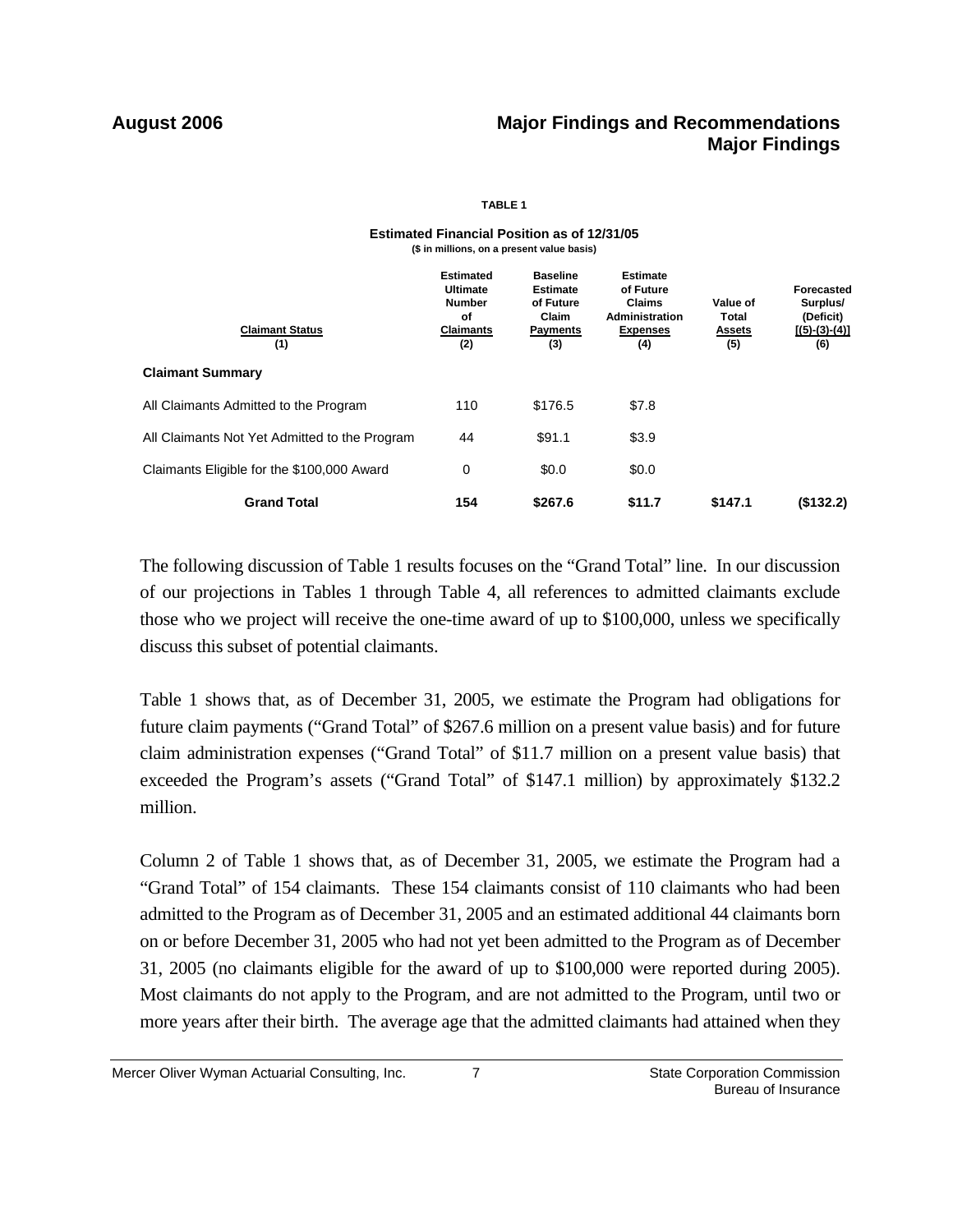**TABLE 1**

**Estimated Financial Position as of 12/31/05**
**($ in millions, on a present value basis)**

| Claimant Status (1) | Estimated Ultimate Number of Claimants (2) | Baseline Estimate of Future Claim Payments (3) | Estimate of Future Claims Administration Expenses (4) | Value of Total Assets (5) | Forecasted Surplus/ (Deficit) [(5)-(3)-(4)] (6) |
|---|---|---|---|---|---|
| **Claimant Summary** | | | | | |
| All Claimants Admitted to the Program | 110 | $176.5 | $7.8 | | |
| All Claimants Not Yet Admitted to the Program | 44 | $91.1 | $3.9 | | |
| Claimants Eligible for the $100,000 Award | 0 | $0.0 | $0.0 | | |
| **Grand Total** | **154** | **$267.6** | **$11.7** | **$147.1** | **($132.2)** |

The following discussion of Table 1 results focuses on the "Grand Total" line. In our discussion of our projections in Tables 1 through Table 4, all references to admitted claimants exclude those who we project will receive the one-time award of up to $100,000, unless we specifically discuss this subset of potential claimants.

Table 1 shows that, as of December 31, 2005, we estimate the Program had obligations for future claim payments ("Grand Total" of $267.6 million on a present value basis) and for future claim administration expenses ("Grand Total" of $11.7 million on a present value basis) that exceeded the Program's assets ("Grand Total" of $147.1 million) by approximately $132.2 million.

Column 2 of Table 1 shows that, as of December 31, 2005, we estimate the Program had a "Grand Total" of 154 claimants. These 154 claimants consist of 110 claimants who had been admitted to the Program as of December 31, 2005 and an estimated additional 44 claimants born on or before December 31, 2005 who had not yet been admitted to the Program as of December 31, 2005 (no claimants eligible for the award of up to $100,000 were reported during 2005). Most claimants do not apply to the Program, and are not admitted to the Program, until two or more years after their birth. The average age that the admitted claimants had attained when they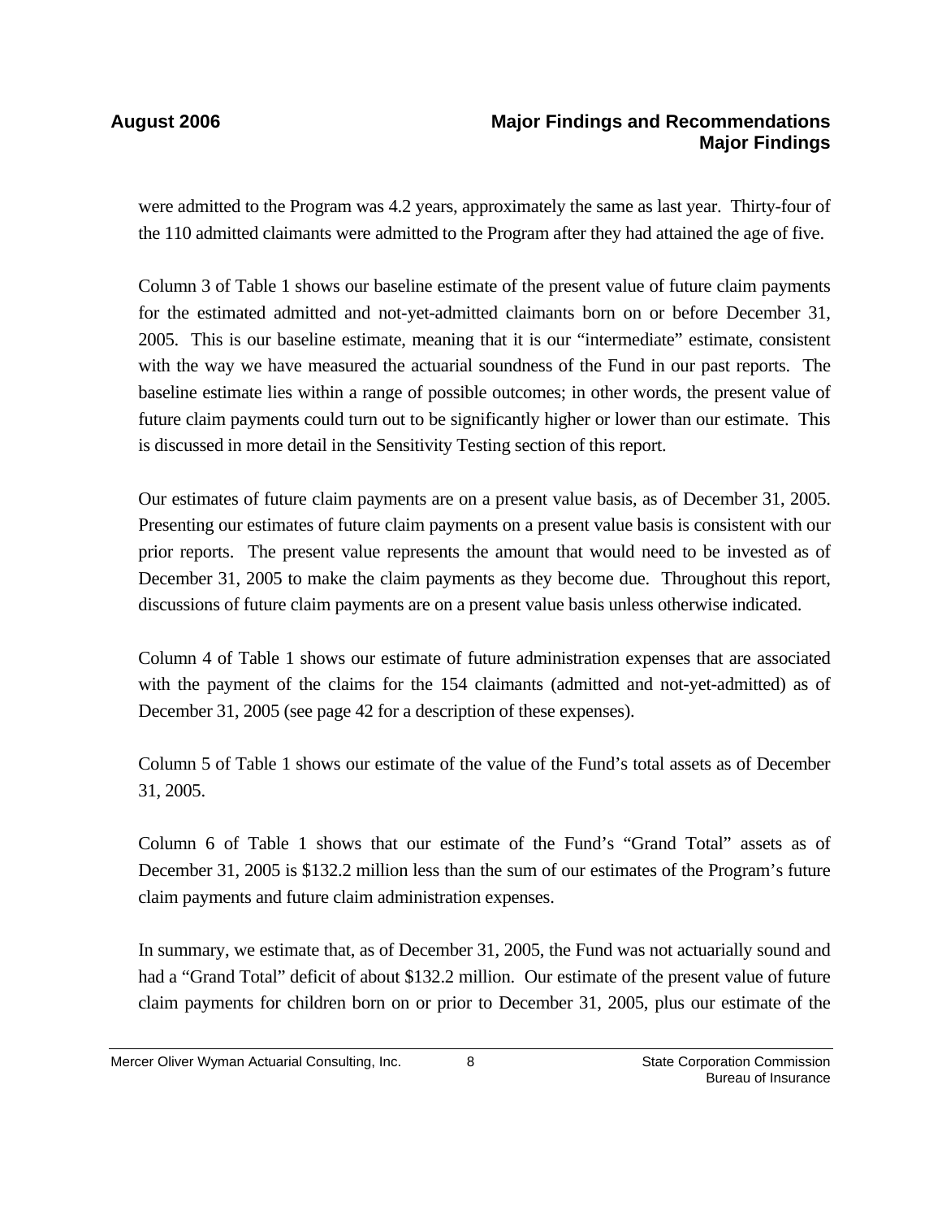were admitted to the Program was 4.2 years, approximately the same as last year. Thirty-four of the 110 admitted claimants were admitted to the Program after they had attained the age of five.

Column 3 of Table 1 shows our baseline estimate of the present value of future claim payments for the estimated admitted and not-yet-admitted claimants born on or before December 31, 2005. This is our baseline estimate, meaning that it is our "intermediate" estimate, consistent with the way we have measured the actuarial soundness of the Fund in our past reports. The baseline estimate lies within a range of possible outcomes; in other words, the present value of future claim payments could turn out to be significantly higher or lower than our estimate. This is discussed in more detail in the Sensitivity Testing section of this report.

Our estimates of future claim payments are on a present value basis, as of December 31, 2005. Presenting our estimates of future claim payments on a present value basis is consistent with our prior reports. The present value represents the amount that would need to be invested as of December 31, 2005 to make the claim payments as they become due. Throughout this report, discussions of future claim payments are on a present value basis unless otherwise indicated.

Column 4 of Table 1 shows our estimate of future administration expenses that are associated with the payment of the claims for the 154 claimants (admitted and not-yet-admitted) as of December 31, 2005 (see page 42 for a description of these expenses).

Column 5 of Table 1 shows our estimate of the value of the Fund's total assets as of December 31, 2005.

Column 6 of Table 1 shows that our estimate of the Fund's "Grand Total" assets as of December 31, 2005 is $132.2 million less than the sum of our estimates of the Program's future claim payments and future claim administration expenses.

In summary, we estimate that, as of December 31, 2005, the Fund was not actuarially sound and had a "Grand Total" deficit of about $132.2 million. Our estimate of the present value of future claim payments for children born on or prior to December 31, 2005, plus our estimate of the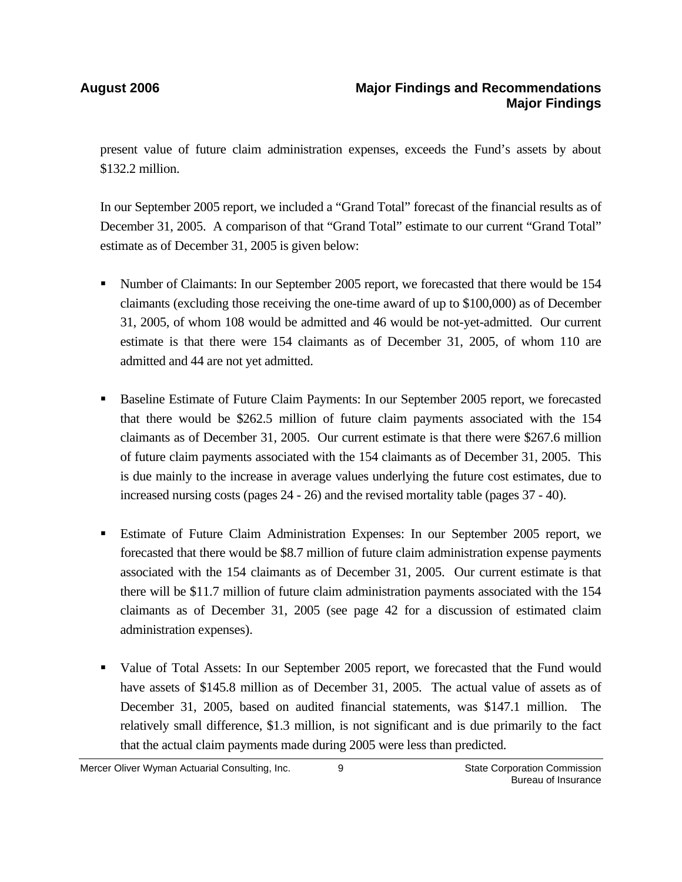present value of future claim administration expenses, exceeds the Fund's assets by about $132.2 million.

In our September 2005 report, we included a "Grand Total" forecast of the financial results as of December 31, 2005. A comparison of that "Grand Total" estimate to our current "Grand Total" estimate as of December 31, 2005 is given below:

- Number of Claimants: In our September 2005 report, we forecasted that there would be 154 claimants (excluding those receiving the one-time award of up to $100,000) as of December 31, 2005, of whom 108 would be admitted and 46 would be not-yet-admitted. Our current estimate is that there were 154 claimants as of December 31, 2005, of whom 110 are admitted and 44 are not yet admitted.

- Baseline Estimate of Future Claim Payments: In our September 2005 report, we forecasted that there would be $262.5 million of future claim payments associated with the 154 claimants as of December 31, 2005. Our current estimate is that there were $267.6 million of future claim payments associated with the 154 claimants as of December 31, 2005. This is due mainly to the increase in average values underlying the future cost estimates, due to increased nursing costs (pages 24 - 26) and the revised mortality table (pages 37 - 40).

- Estimate of Future Claim Administration Expenses: In our September 2005 report, we forecasted that there would be $8.7 million of future claim administration expense payments associated with the 154 claimants as of December 31, 2005. Our current estimate is that there will be $11.7 million of future claim administration payments associated with the 154 claimants as of December 31, 2005 (see page 42 for a discussion of estimated claim administration expenses).

- Value of Total Assets: In our September 2005 report, we forecasted that the Fund would have assets of $145.8 million as of December 31, 2005. The actual value of assets as of December 31, 2005, based on audited financial statements, was $147.1 million. The relatively small difference, $1.3 million, is not significant and is due primarily to the fact that the actual claim payments made during 2005 were less than predicted.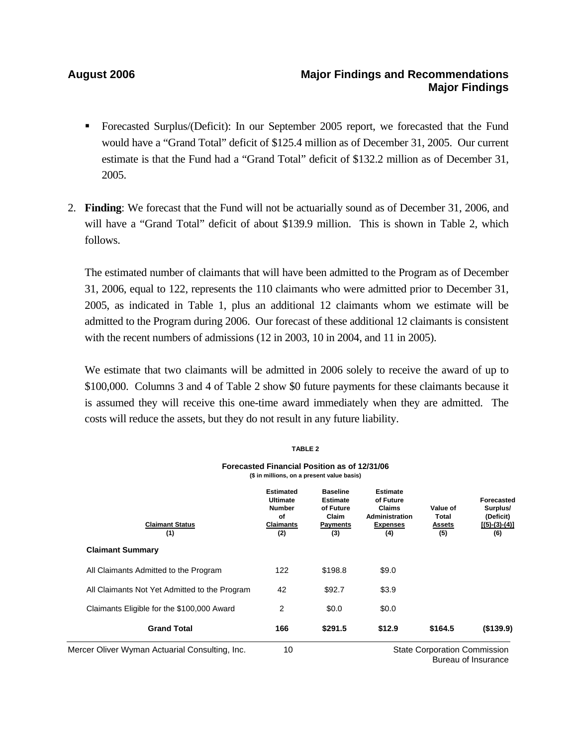- Forecasted Surplus/(Deficit): In our September 2005 report, we forecasted that the Fund would have a "Grand Total" deficit of $125.4 million as of December 31, 2005. Our current estimate is that the Fund had a "Grand Total" deficit of $132.2 million as of December 31, 2005.

2. **Finding**: We forecast that the Fund will not be actuarially sound as of December 31, 2006, and will have a "Grand Total" deficit of about $139.9 million. This is shown in Table 2, which follows.

   The estimated number of claimants that will have been admitted to the Program as of December 31, 2006, equal to 122, represents the 110 claimants who were admitted prior to December 31, 2005, as indicated in Table 1, plus an additional 12 claimants whom we estimate will be admitted to the Program during 2006. Our forecast of these additional 12 claimants is consistent with the recent numbers of admissions (12 in 2003, 10 in 2004, and 11 in 2005).

   We estimate that two claimants will be admitted in 2006 solely to receive the award of up to $100,000. Columns 3 and 4 of Table 2 show $0 future payments for these claimants because it is assumed they will receive this one-time award immediately when they are admitted. The costs will reduce the assets, but they do not result in any future liability.

**TABLE 2**

**Forecasted Financial Position as of 12/31/06**
($ in millions, on a present value basis)

| Claimant Status (1) | Estimated Ultimate Number of Claimants (2) | Baseline Estimate of Future Claim Payments (3) | Estimate of Future Claims Administration Expenses (4) | Value of Total Assets (5) | Forecasted Surplus/ (Deficit) [(5)-(3)-(4)] (6) |
|---|---|---|---|---|---|
| **Claimant Summary** | | | | | |
| All Claimants Admitted to the Program | 122 | $198.8 | $9.0 | | |
| All Claimants Not Yet Admitted to the Program | 42 | $92.7 | $3.9 | | |
| Claimants Eligible for the $100,000 Award | 2 | $0.0 | $0.0 | | |
| **Grand Total** | **166** | **$291.5** | **$12.9** | **$164.5** | **($139.9)** |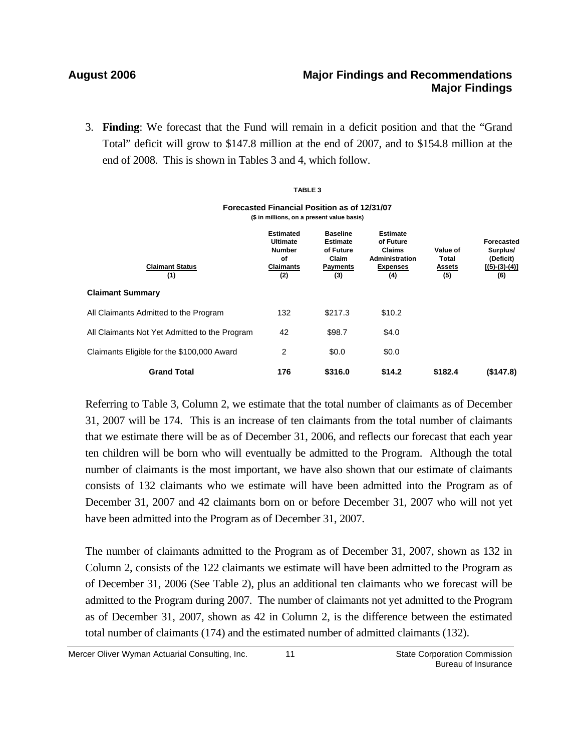3. **Finding**: We forecast that the Fund will remain in a deficit position and that the "Grand Total" deficit will grow to $147.8 million at the end of 2007, and to $154.8 million at the end of 2008. This is shown in Tables 3 and 4, which follow.

**TABLE 3**

**Forecasted Financial Position as of 12/31/07**
**($ in millions, on a present value basis)**

| Claimant Status (1) | Estimated Ultimate Number of Claimants (2) | Baseline Estimate of Future Claim Payments (3) | Estimate of Future Claims Administration Expenses (4) | Value of Total Assets (5) | Forecasted Surplus/ (Deficit) [(5)-(3)-(4)] (6) |
|---|---|---|---|---|---|
| **Claimant Summary** | | | | | |
| All Claimants Admitted to the Program | 132 | $217.3 | $10.2 | | |
| All Claimants Not Yet Admitted to the Program | 42 | $98.7 | $4.0 | | |
| Claimants Eligible for the $100,000 Award | 2 | $0.0 | $0.0 | | |
| **Grand Total** | **176** | **$316.0** | **$14.2** | **$182.4** | **($147.8)** |

Referring to Table 3, Column 2, we estimate that the total number of claimants as of December 31, 2007 will be 174. This is an increase of ten claimants from the total number of claimants that we estimate there will be as of December 31, 2006, and reflects our forecast that each year ten children will be born who will eventually be admitted to the Program. Although the total number of claimants is the most important, we have also shown that our estimate of claimants consists of 132 claimants who we estimate will have been admitted into the Program as of December 31, 2007 and 42 claimants born on or before December 31, 2007 who will not yet have been admitted into the Program as of December 31, 2007.

The number of claimants admitted to the Program as of December 31, 2007, shown as 132 in Column 2, consists of the 122 claimants we estimate will have been admitted to the Program as of December 31, 2006 (See Table 2), plus an additional ten claimants who we forecast will be admitted to the Program during 2007. The number of claimants not yet admitted to the Program as of December 31, 2007, shown as 42 in Column 2, is the difference between the estimated total number of claimants (174) and the estimated number of admitted claimants (132).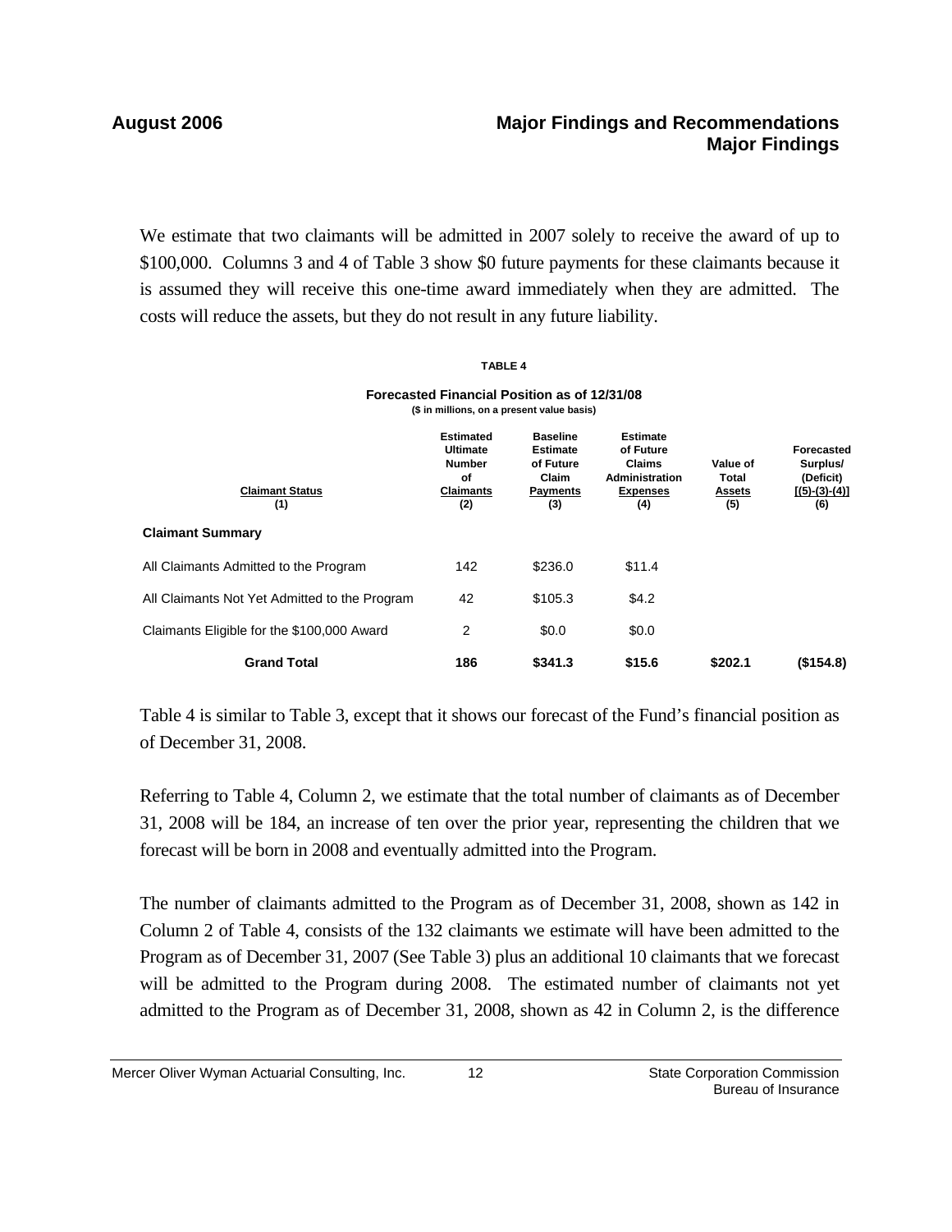We estimate that two claimants will be admitted in 2007 solely to receive the award of up to $100,000. Columns 3 and 4 of Table 3 show $0 future payments for these claimants because it is assumed they will receive this one-time award immediately when they are admitted. The costs will reduce the assets, but they do not result in any future liability.

**TABLE 4**

**Forecasted Financial Position as of 12/31/08**
**($ in millions, on a present value basis)**

| Claimant Status (1) | Estimated Ultimate Number of Claimants (2) | Baseline Estimate of Future Claim Payments (3) | Estimate of Future Claims Administration Expenses (4) | Value of Total Assets (5) | Forecasted Surplus/ (Deficit) [(5)-(3)-(4)] (6) |
|---|---|---|---|---|---|
| **Claimant Summary** | | | | | |
| All Claimants Admitted to the Program | 142 | $236.0 | $11.4 | | |
| All Claimants Not Yet Admitted to the Program | 42 | $105.3 | $4.2 | | |
| Claimants Eligible for the $100,000 Award | 2 | $0.0 | $0.0 | | |
| **Grand Total** | **186** | **$341.3** | **$15.6** | **$202.1** | **($154.8)** |

Table 4 is similar to Table 3, except that it shows our forecast of the Fund's financial position as of December 31, 2008.

Referring to Table 4, Column 2, we estimate that the total number of claimants as of December 31, 2008 will be 184, an increase of ten over the prior year, representing the children that we forecast will be born in 2008 and eventually admitted into the Program.

The number of claimants admitted to the Program as of December 31, 2008, shown as 142 in Column 2 of Table 4, consists of the 132 claimants we estimate will have been admitted to the Program as of December 31, 2007 (See Table 3) plus an additional 10 claimants that we forecast will be admitted to the Program during 2008. The estimated number of claimants not yet admitted to the Program as of December 31, 2008, shown as 42 in Column 2, is the difference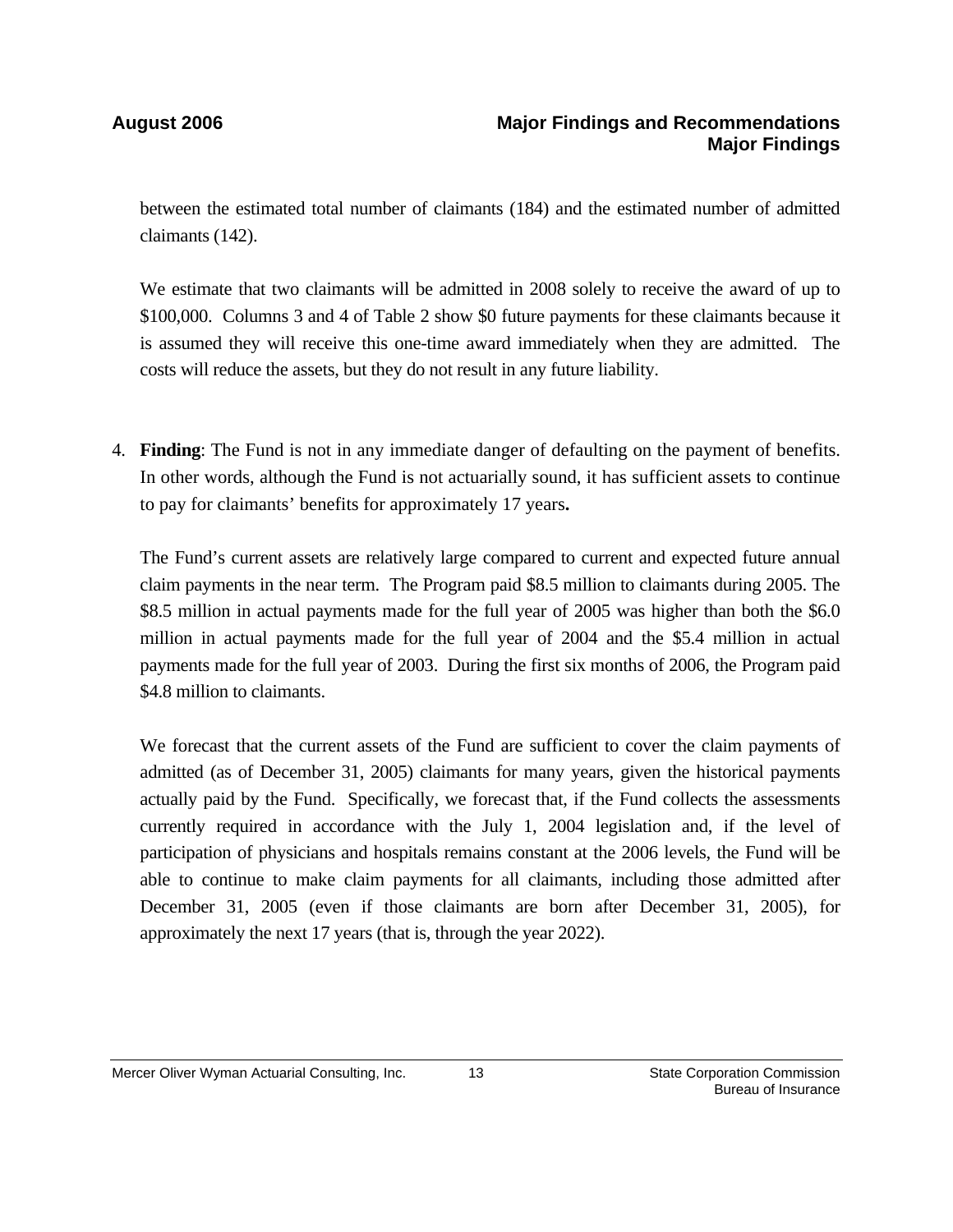between the estimated total number of claimants (184) and the estimated number of admitted claimants (142).

We estimate that two claimants will be admitted in 2008 solely to receive the award of up to $100,000. Columns 3 and 4 of Table 2 show $0 future payments for these claimants because it is assumed they will receive this one-time award immediately when they are admitted. The costs will reduce the assets, but they do not result in any future liability.

4. **Finding**: The Fund is not in any immediate danger of defaulting on the payment of benefits. In other words, although the Fund is not actuarially sound, it has sufficient assets to continue to pay for claimants' benefits for approximately 17 years**.**

   The Fund's current assets are relatively large compared to current and expected future annual claim payments in the near term. The Program paid $8.5 million to claimants during 2005. The $8.5 million in actual payments made for the full year of 2005 was higher than both the $6.0 million in actual payments made for the full year of 2004 and the $5.4 million in actual payments made for the full year of 2003. During the first six months of 2006, the Program paid $4.8 million to claimants.

   We forecast that the current assets of the Fund are sufficient to cover the claim payments of admitted (as of December 31, 2005) claimants for many years, given the historical payments actually paid by the Fund. Specifically, we forecast that, if the Fund collects the assessments currently required in accordance with the July 1, 2004 legislation and, if the level of participation of physicians and hospitals remains constant at the 2006 levels, the Fund will be able to continue to make claim payments for all claimants, including those admitted after December 31, 2005 (even if those claimants are born after December 31, 2005), for approximately the next 17 years (that is, through the year 2022).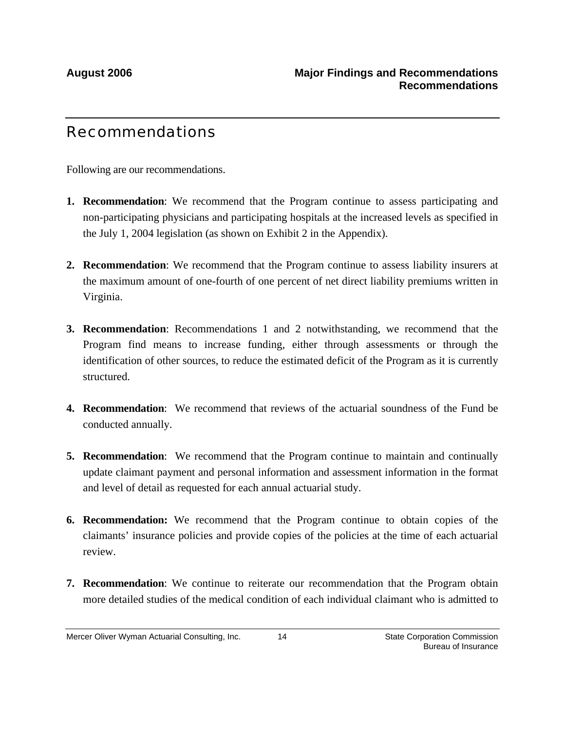# Recommendations

Following are our recommendations.

1. **Recommendation**: We recommend that the Program continue to assess participating and non-participating physicians and participating hospitals at the increased levels as specified in the July 1, 2004 legislation (as shown on Exhibit 2 in the Appendix).

2. **Recommendation**: We recommend that the Program continue to assess liability insurers at the maximum amount of one-fourth of one percent of net direct liability premiums written in Virginia.

3. **Recommendation**: Recommendations 1 and 2 notwithstanding, we recommend that the Program find means to increase funding, either through assessments or through the identification of other sources, to reduce the estimated deficit of the Program as it is currently structured.

4. **Recommendation**: We recommend that reviews of the actuarial soundness of the Fund be conducted annually.

5. **Recommendation**: We recommend that the Program continue to maintain and continually update claimant payment and personal information and assessment information in the format and level of detail as requested for each annual actuarial study.

6. **Recommendation:** We recommend that the Program continue to obtain copies of the claimants' insurance policies and provide copies of the policies at the time of each actuarial review.

7. **Recommendation**: We continue to reiterate our recommendation that the Program obtain more detailed studies of the medical condition of each individual claimant who is admitted to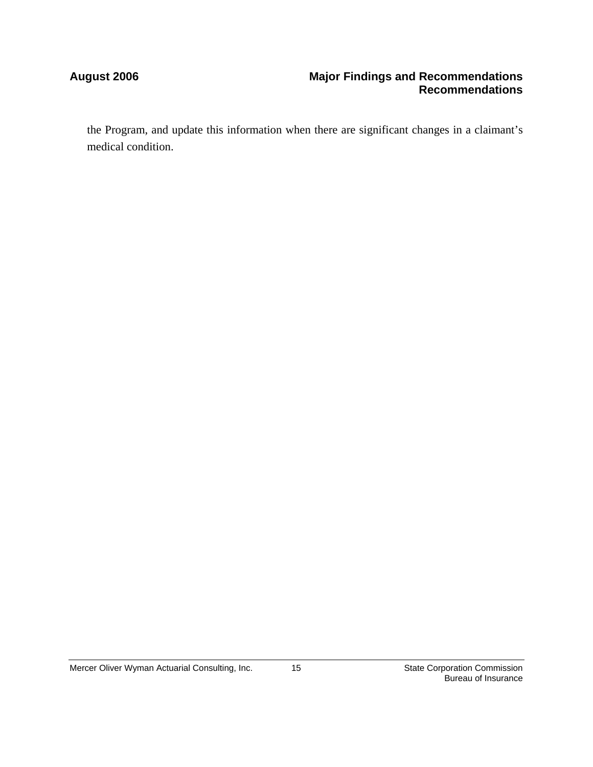the Program, and update this information when there are significant changes in a claimant's medical condition.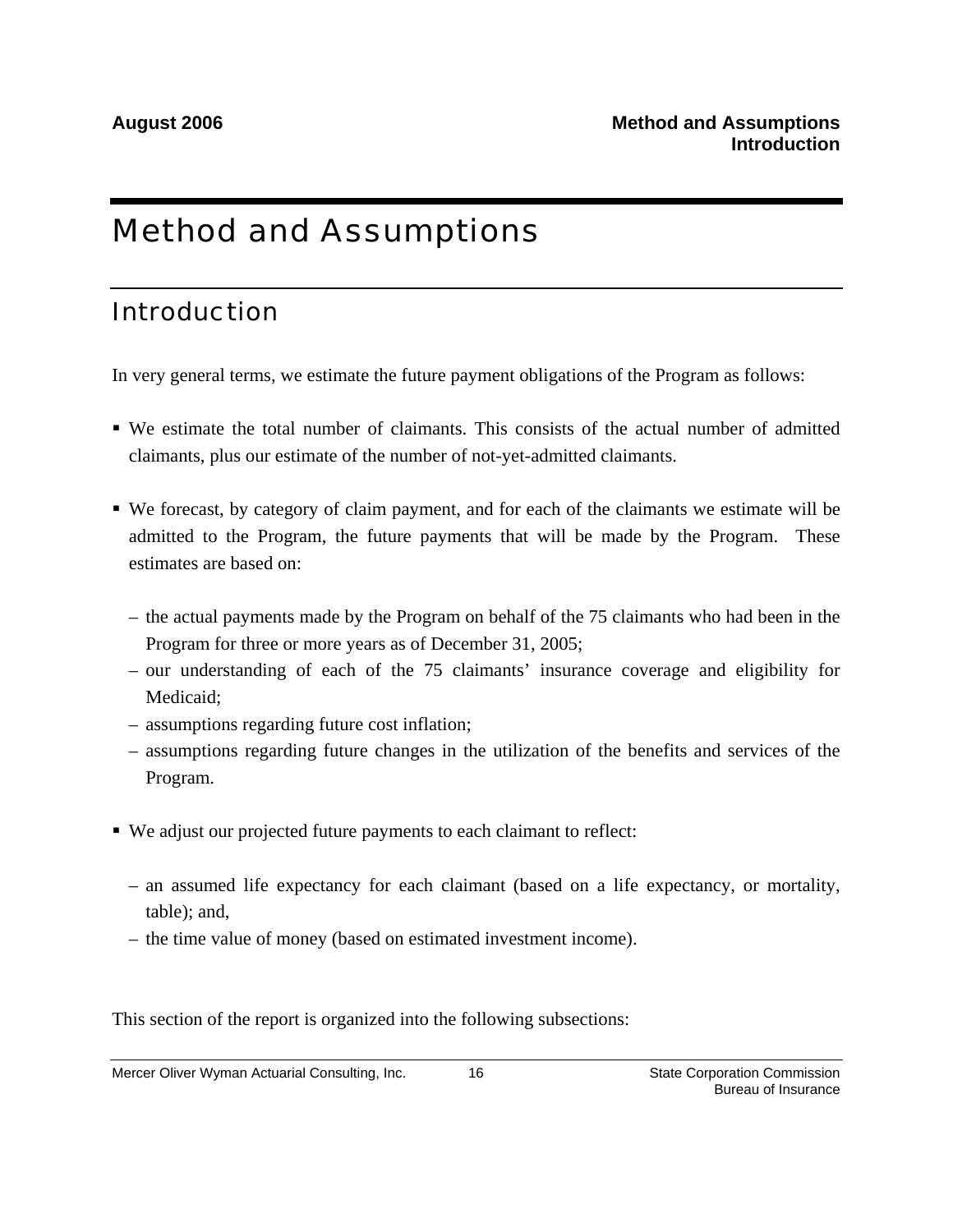# Method and Assumptions

## Introduction

In very general terms, we estimate the future payment obligations of the Program as follows:

- We estimate the total number of claimants. This consists of the actual number of admitted claimants, plus our estimate of the number of not-yet-admitted claimants.

- We forecast, by category of claim payment, and for each of the claimants we estimate will be admitted to the Program, the future payments that will be made by the Program. These estimates are based on:

  – the actual payments made by the Program on behalf of the 75 claimants who had been in the Program for three or more years as of December 31, 2005;
  – our understanding of each of the 75 claimants' insurance coverage and eligibility for Medicaid;
  – assumptions regarding future cost inflation;
  – assumptions regarding future changes in the utilization of the benefits and services of the Program.

- We adjust our projected future payments to each claimant to reflect:

  – an assumed life expectancy for each claimant (based on a life expectancy, or mortality, table); and,
  – the time value of money (based on estimated investment income).

This section of the report is organized into the following subsections: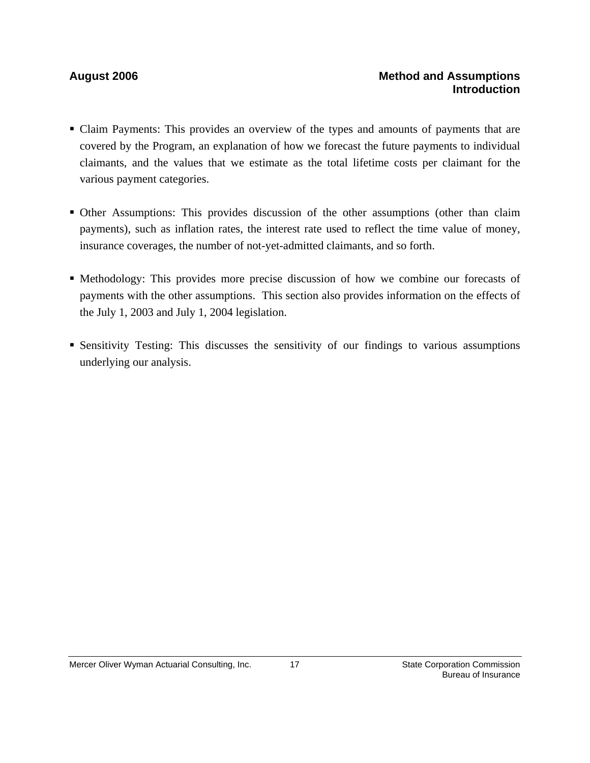- Claim Payments: This provides an overview of the types and amounts of payments that are covered by the Program, an explanation of how we forecast the future payments to individual claimants, and the values that we estimate as the total lifetime costs per claimant for the various payment categories.

- Other Assumptions: This provides discussion of the other assumptions (other than claim payments), such as inflation rates, the interest rate used to reflect the time value of money, insurance coverages, the number of not-yet-admitted claimants, and so forth.

- Methodology: This provides more precise discussion of how we combine our forecasts of payments with the other assumptions. This section also provides information on the effects of the July 1, 2003 and July 1, 2004 legislation.

- Sensitivity Testing: This discusses the sensitivity of our findings to various assumptions underlying our analysis.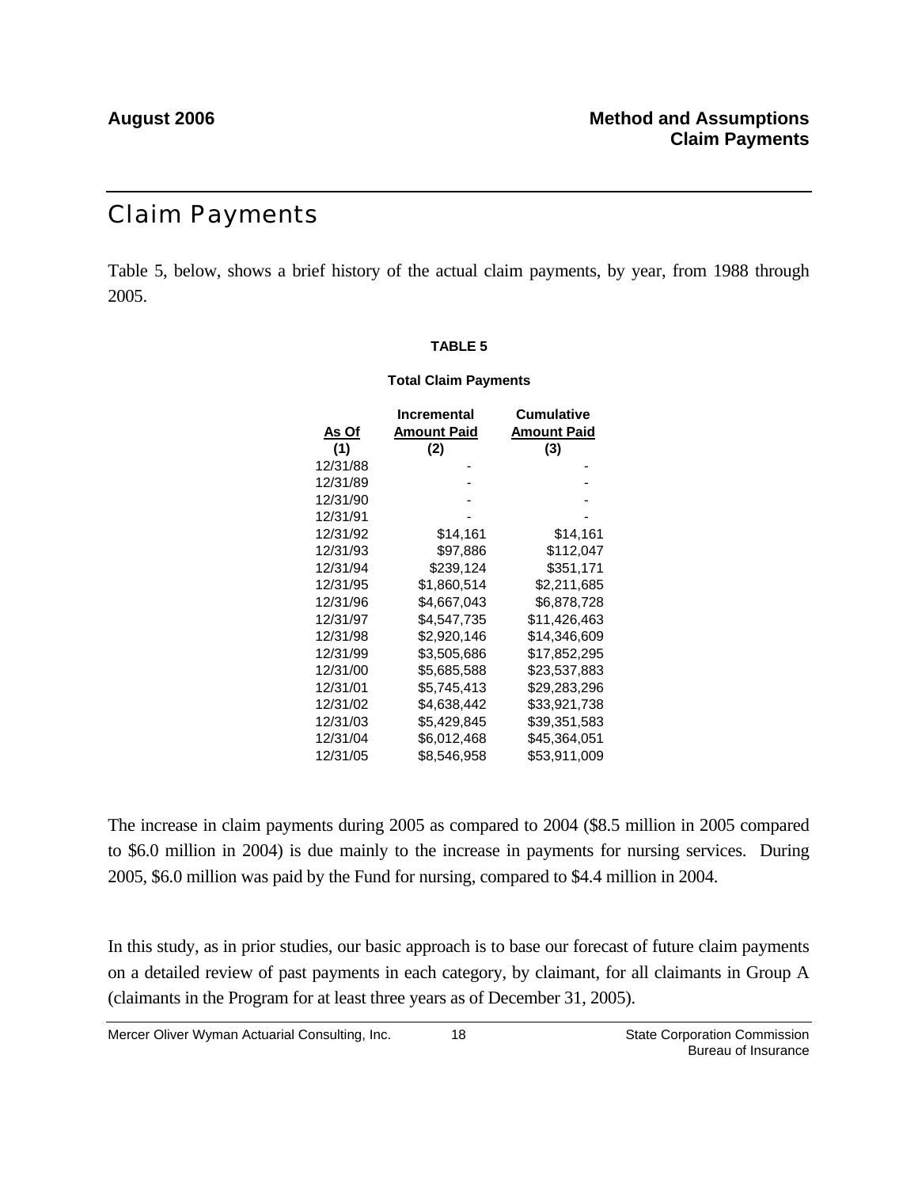# Claim Payments

Table 5, below, shows a brief history of the actual claim payments, by year, from 1988 through 2005.

**TABLE 5**

**Total Claim Payments**

| As Of<br>(1) | Incremental<br>Amount Paid<br>(2) | Cumulative<br>Amount Paid<br>(3) |
|---|---|---|
| 12/31/88 | - | - |
| 12/31/89 | - | - |
| 12/31/90 | - | - |
| 12/31/91 | - | - |
| 12/31/92 | $14,161 | $14,161 |
| 12/31/93 | $97,886 | $112,047 |
| 12/31/94 | $239,124 | $351,171 |
| 12/31/95 | $1,860,514 | $2,211,685 |
| 12/31/96 | $4,667,043 | $6,878,728 |
| 12/31/97 | $4,547,735 | $11,426,463 |
| 12/31/98 | $2,920,146 | $14,346,609 |
| 12/31/99 | $3,505,686 | $17,852,295 |
| 12/31/00 | $5,685,588 | $23,537,883 |
| 12/31/01 | $5,745,413 | $29,283,296 |
| 12/31/02 | $4,638,442 | $33,921,738 |
| 12/31/03 | $5,429,845 | $39,351,583 |
| 12/31/04 | $6,012,468 | $45,364,051 |
| 12/31/05 | $8,546,958 | $53,911,009 |

The increase in claim payments during 2005 as compared to 2004 ($8.5 million in 2005 compared to $6.0 million in 2004) is due mainly to the increase in payments for nursing services. During 2005, $6.0 million was paid by the Fund for nursing, compared to $4.4 million in 2004.

In this study, as in prior studies, our basic approach is to base our forecast of future claim payments on a detailed review of past payments in each category, by claimant, for all claimants in Group A (claimants in the Program for at least three years as of December 31, 2005).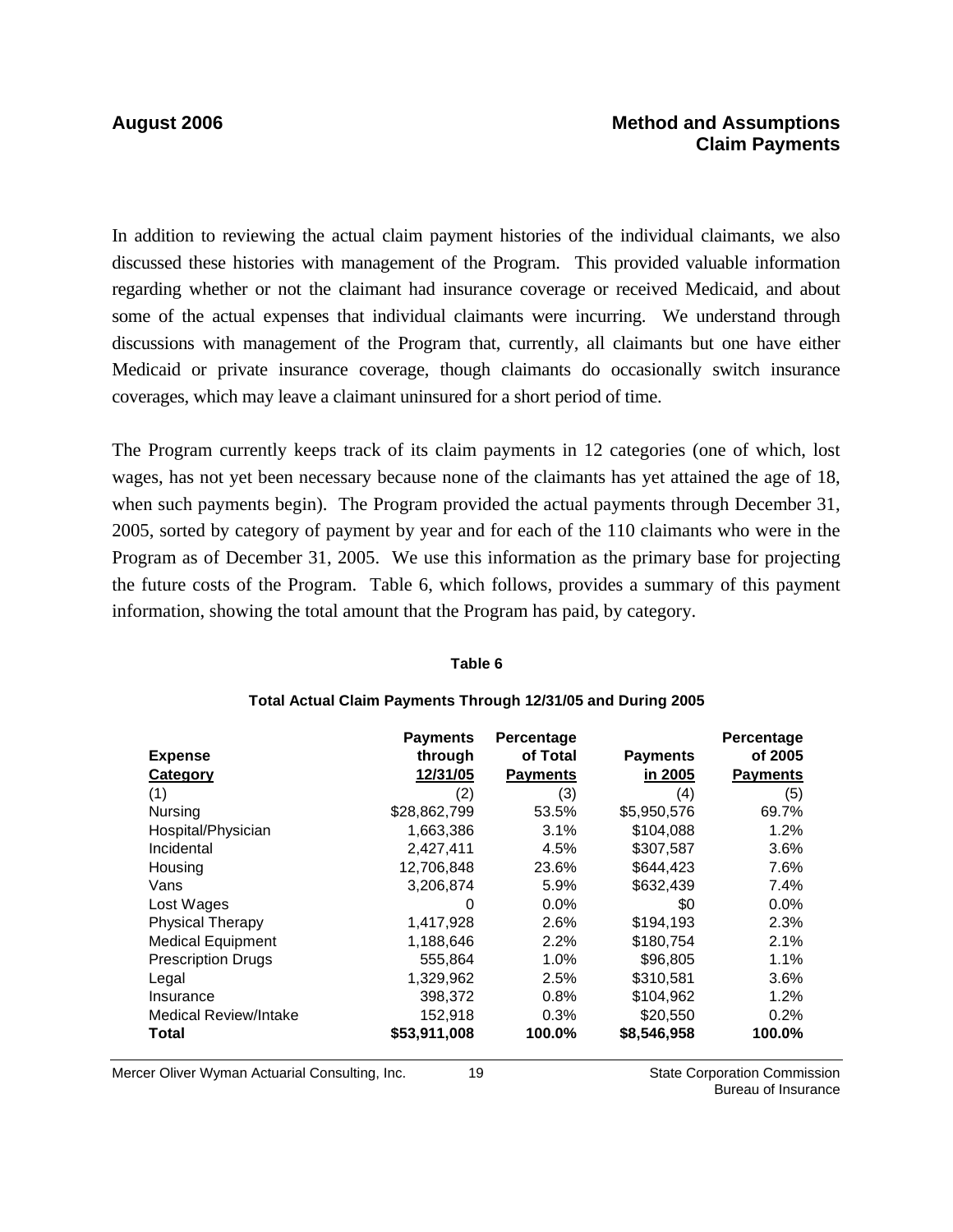In addition to reviewing the actual claim payment histories of the individual claimants, we also discussed these histories with management of the Program. This provided valuable information regarding whether or not the claimant had insurance coverage or received Medicaid, and about some of the actual expenses that individual claimants were incurring. We understand through discussions with management of the Program that, currently, all claimants but one have either Medicaid or private insurance coverage, though claimants do occasionally switch insurance coverages, which may leave a claimant uninsured for a short period of time.

The Program currently keeps track of its claim payments in 12 categories (one of which, lost wages, has not yet been necessary because none of the claimants has yet attained the age of 18, when such payments begin). The Program provided the actual payments through December 31, 2005, sorted by category of payment by year and for each of the 110 claimants who were in the Program as of December 31, 2005. We use this information as the primary base for projecting the future costs of the Program. Table 6, which follows, provides a summary of this payment information, showing the total amount that the Program has paid, by category.

**Table 6**

**Total Actual Claim Payments Through 12/31/05 and During 2005**

| Expense Category | Payments through 12/31/05 | Percentage of Total Payments | Payments in 2005 | Percentage of 2005 Payments |
|---|---|---|---|---|
| (1) | (2) | (3) | (4) | (5) |
| Nursing | $28,862,799 | 53.5% | $5,950,576 | 69.7% |
| Hospital/Physician | 1,663,386 | 3.1% | $104,088 | 1.2% |
| Incidental | 2,427,411 | 4.5% | $307,587 | 3.6% |
| Housing | 12,706,848 | 23.6% | $644,423 | 7.6% |
| Vans | 3,206,874 | 5.9% | $632,439 | 7.4% |
| Lost Wages | 0 | 0.0% | $0 | 0.0% |
| Physical Therapy | 1,417,928 | 2.6% | $194,193 | 2.3% |
| Medical Equipment | 1,188,646 | 2.2% | $180,754 | 2.1% |
| Prescription Drugs | 555,864 | 1.0% | $96,805 | 1.1% |
| Legal | 1,329,962 | 2.5% | $310,581 | 3.6% |
| Insurance | 398,372 | 0.8% | $104,962 | 1.2% |
| Medical Review/Intake | 152,918 | 0.3% | $20,550 | 0.2% |
| **Total** | **$53,911,008** | **100.0%** | **$8,546,958** | **100.0%** |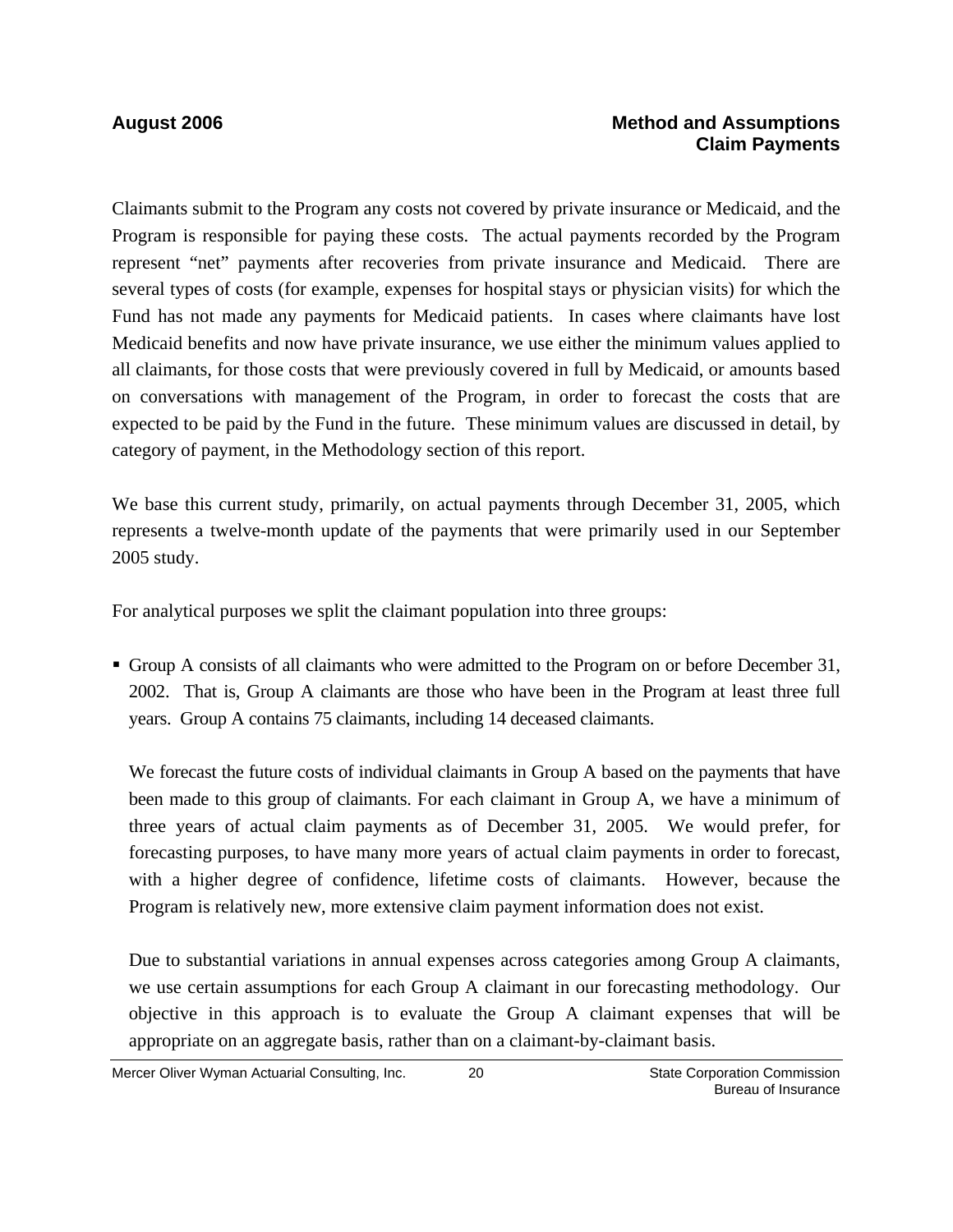Claimants submit to the Program any costs not covered by private insurance or Medicaid, and the Program is responsible for paying these costs. The actual payments recorded by the Program represent "net" payments after recoveries from private insurance and Medicaid. There are several types of costs (for example, expenses for hospital stays or physician visits) for which the Fund has not made any payments for Medicaid patients. In cases where claimants have lost Medicaid benefits and now have private insurance, we use either the minimum values applied to all claimants, for those costs that were previously covered in full by Medicaid, or amounts based on conversations with management of the Program, in order to forecast the costs that are expected to be paid by the Fund in the future. These minimum values are discussed in detail, by category of payment, in the Methodology section of this report.

We base this current study, primarily, on actual payments through December 31, 2005, which represents a twelve-month update of the payments that were primarily used in our September 2005 study.

For analytical purposes we split the claimant population into three groups:

- Group A consists of all claimants who were admitted to the Program on or before December 31, 2002. That is, Group A claimants are those who have been in the Program at least three full years. Group A contains 75 claimants, including 14 deceased claimants.

  We forecast the future costs of individual claimants in Group A based on the payments that have been made to this group of claimants. For each claimant in Group A, we have a minimum of three years of actual claim payments as of December 31, 2005. We would prefer, for forecasting purposes, to have many more years of actual claim payments in order to forecast, with a higher degree of confidence, lifetime costs of claimants. However, because the Program is relatively new, more extensive claim payment information does not exist.

  Due to substantial variations in annual expenses across categories among Group A claimants, we use certain assumptions for each Group A claimant in our forecasting methodology. Our objective in this approach is to evaluate the Group A claimant expenses that will be appropriate on an aggregate basis, rather than on a claimant-by-claimant basis.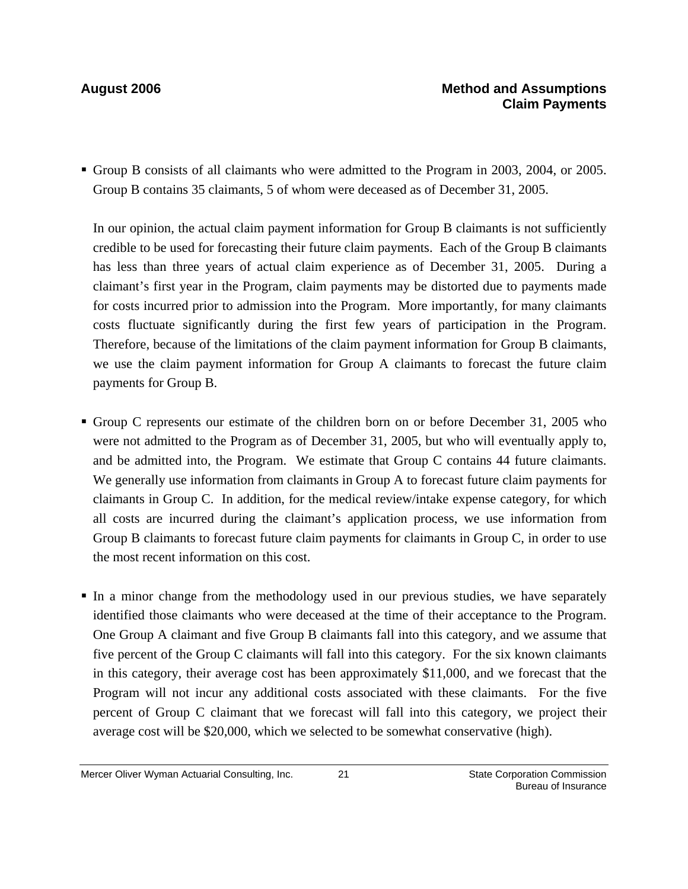- Group B consists of all claimants who were admitted to the Program in 2003, 2004, or 2005. Group B contains 35 claimants, 5 of whom were deceased as of December 31, 2005.

  In our opinion, the actual claim payment information for Group B claimants is not sufficiently credible to be used for forecasting their future claim payments. Each of the Group B claimants has less than three years of actual claim experience as of December 31, 2005. During a claimant's first year in the Program, claim payments may be distorted due to payments made for costs incurred prior to admission into the Program. More importantly, for many claimants costs fluctuate significantly during the first few years of participation in the Program. Therefore, because of the limitations of the claim payment information for Group B claimants, we use the claim payment information for Group A claimants to forecast the future claim payments for Group B.

- Group C represents our estimate of the children born on or before December 31, 2005 who were not admitted to the Program as of December 31, 2005, but who will eventually apply to, and be admitted into, the Program. We estimate that Group C contains 44 future claimants. We generally use information from claimants in Group A to forecast future claim payments for claimants in Group C. In addition, for the medical review/intake expense category, for which all costs are incurred during the claimant's application process, we use information from Group B claimants to forecast future claim payments for claimants in Group C, in order to use the most recent information on this cost.

- In a minor change from the methodology used in our previous studies, we have separately identified those claimants who were deceased at the time of their acceptance to the Program. One Group A claimant and five Group B claimants fall into this category, and we assume that five percent of the Group C claimants will fall into this category. For the six known claimants in this category, their average cost has been approximately $11,000, and we forecast that the Program will not incur any additional costs associated with these claimants. For the five percent of Group C claimant that we forecast will fall into this category, we project their average cost will be $20,000, which we selected to be somewhat conservative (high).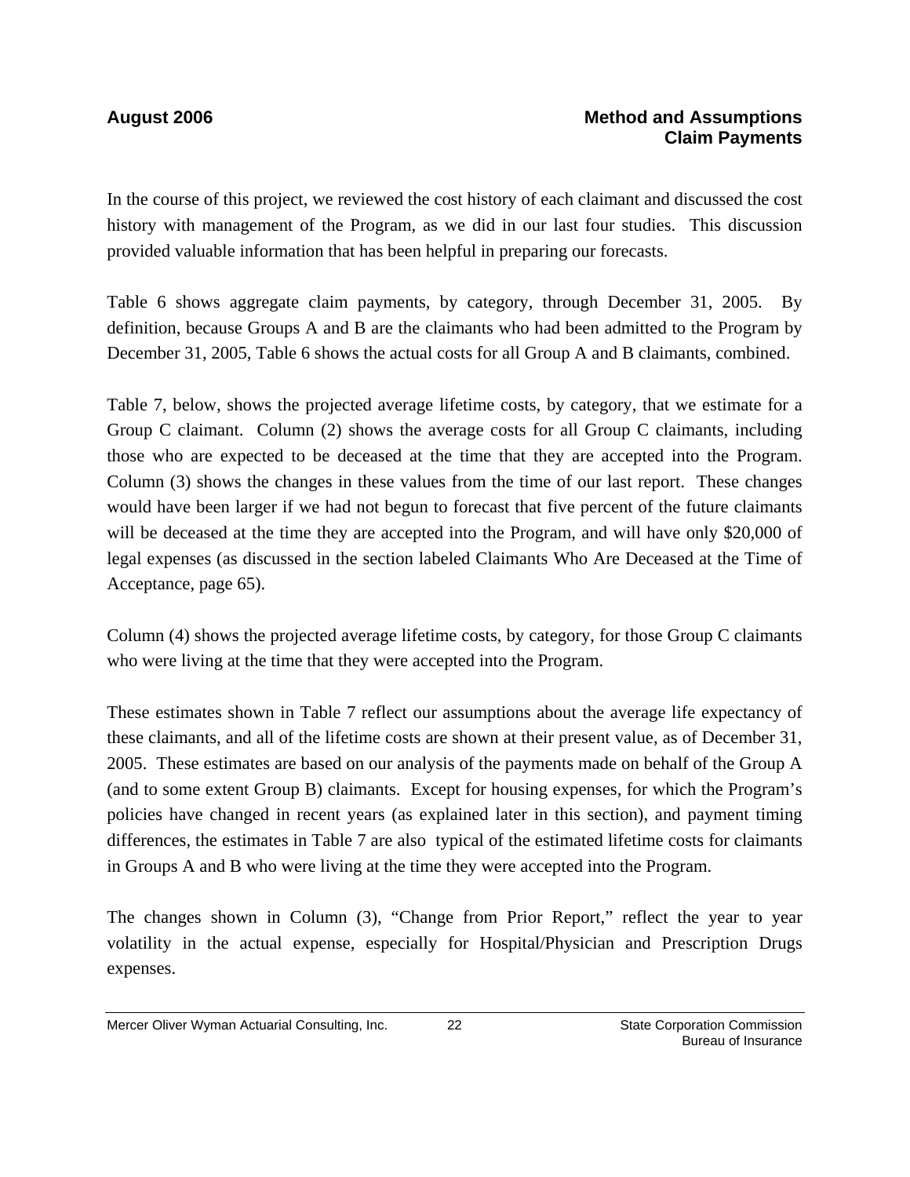In the course of this project, we reviewed the cost history of each claimant and discussed the cost history with management of the Program, as we did in our last four studies. This discussion provided valuable information that has been helpful in preparing our forecasts.

Table 6 shows aggregate claim payments, by category, through December 31, 2005. By definition, because Groups A and B are the claimants who had been admitted to the Program by December 31, 2005, Table 6 shows the actual costs for all Group A and B claimants, combined.

Table 7, below, shows the projected average lifetime costs, by category, that we estimate for a Group C claimant. Column (2) shows the average costs for all Group C claimants, including those who are expected to be deceased at the time that they are accepted into the Program. Column (3) shows the changes in these values from the time of our last report. These changes would have been larger if we had not begun to forecast that five percent of the future claimants will be deceased at the time they are accepted into the Program, and will have only $20,000 of legal expenses (as discussed in the section labeled Claimants Who Are Deceased at the Time of Acceptance, page 65).

Column (4) shows the projected average lifetime costs, by category, for those Group C claimants who were living at the time that they were accepted into the Program.

These estimates shown in Table 7 reflect our assumptions about the average life expectancy of these claimants, and all of the lifetime costs are shown at their present value, as of December 31, 2005. These estimates are based on our analysis of the payments made on behalf of the Group A (and to some extent Group B) claimants. Except for housing expenses, for which the Program's policies have changed in recent years (as explained later in this section), and payment timing differences, the estimates in Table 7 are also typical of the estimated lifetime costs for claimants in Groups A and B who were living at the time they were accepted into the Program.

The changes shown in Column (3), "Change from Prior Report," reflect the year to year volatility in the actual expense, especially for Hospital/Physician and Prescription Drugs expenses.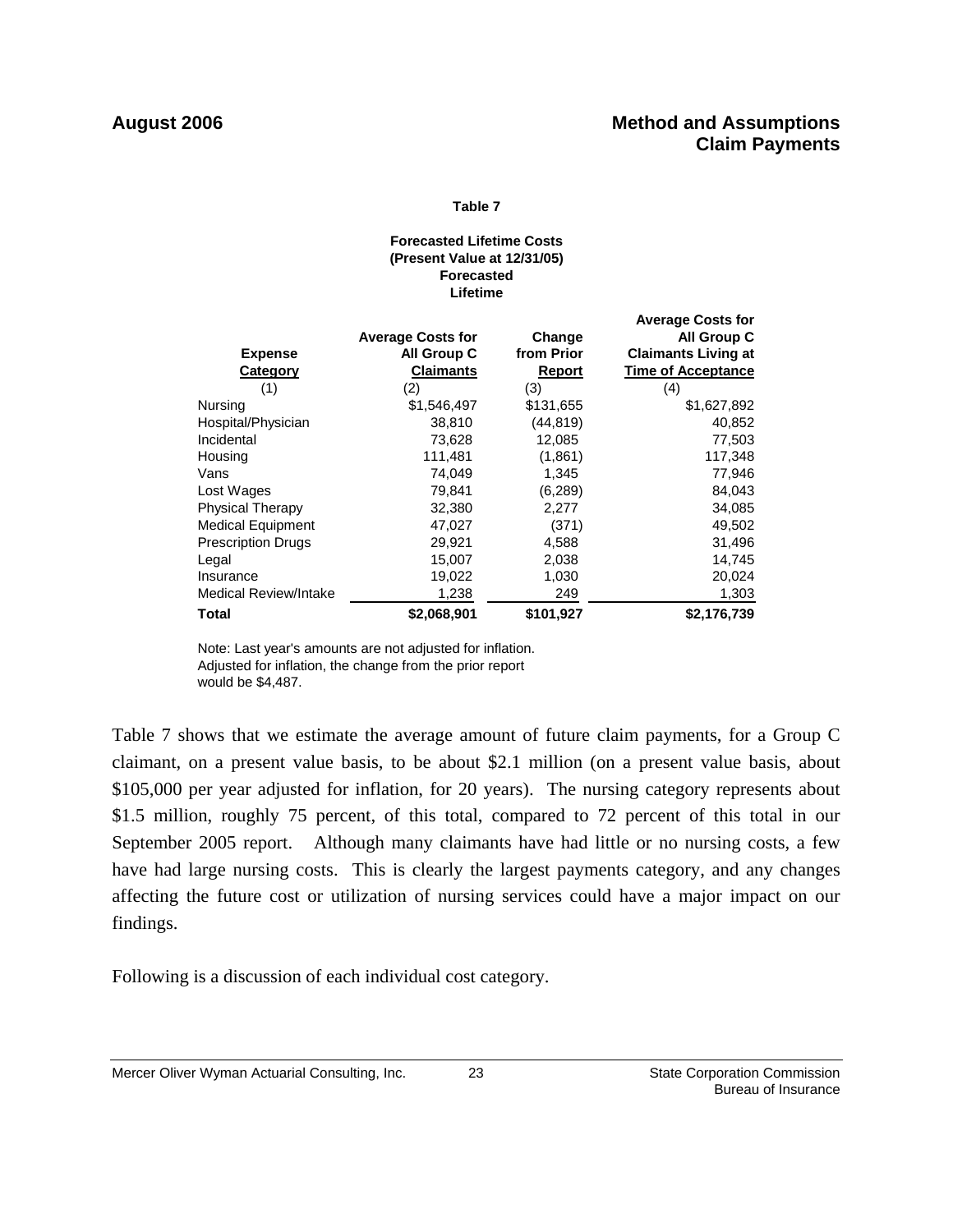**Table 7**

**Forecasted Lifetime Costs (Present Value at 12/31/05) Forecasted Lifetime**

| Expense Category | Average Costs for All Group C Claimants | Change from Prior Report | Average Costs for All Group C Claimants Living at Time of Acceptance |
|---|---|---|---|
| (1) | (2) | (3) | (4) |
| Nursing | $1,546,497 | $131,655 | $1,627,892 |
| Hospital/Physician | 38,810 | (44,819) | 40,852 |
| Incidental | 73,628 | 12,085 | 77,503 |
| Housing | 111,481 | (1,861) | 117,348 |
| Vans | 74,049 | 1,345 | 77,946 |
| Lost Wages | 79,841 | (6,289) | 84,043 |
| Physical Therapy | 32,380 | 2,277 | 34,085 |
| Medical Equipment | 47,027 | (371) | 49,502 |
| Prescription Drugs | 29,921 | 4,588 | 31,496 |
| Legal | 15,007 | 2,038 | 14,745 |
| Insurance | 19,022 | 1,030 | 20,024 |
| Medical Review/Intake | 1,238 | 249 | 1,303 |
| **Total** | **$2,068,901** | **$101,927** | **$2,176,739** |

Note: Last year's amounts are not adjusted for inflation. Adjusted for inflation, the change from the prior report would be $4,487.

Table 7 shows that we estimate the average amount of future claim payments, for a Group C claimant, on a present value basis, to be about $2.1 million (on a present value basis, about $105,000 per year adjusted for inflation, for 20 years). The nursing category represents about $1.5 million, roughly 75 percent, of this total, compared to 72 percent of this total in our September 2005 report. Although many claimants have had little or no nursing costs, a few have had large nursing costs. This is clearly the largest payments category, and any changes affecting the future cost or utilization of nursing services could have a major impact on our findings.

Following is a discussion of each individual cost category.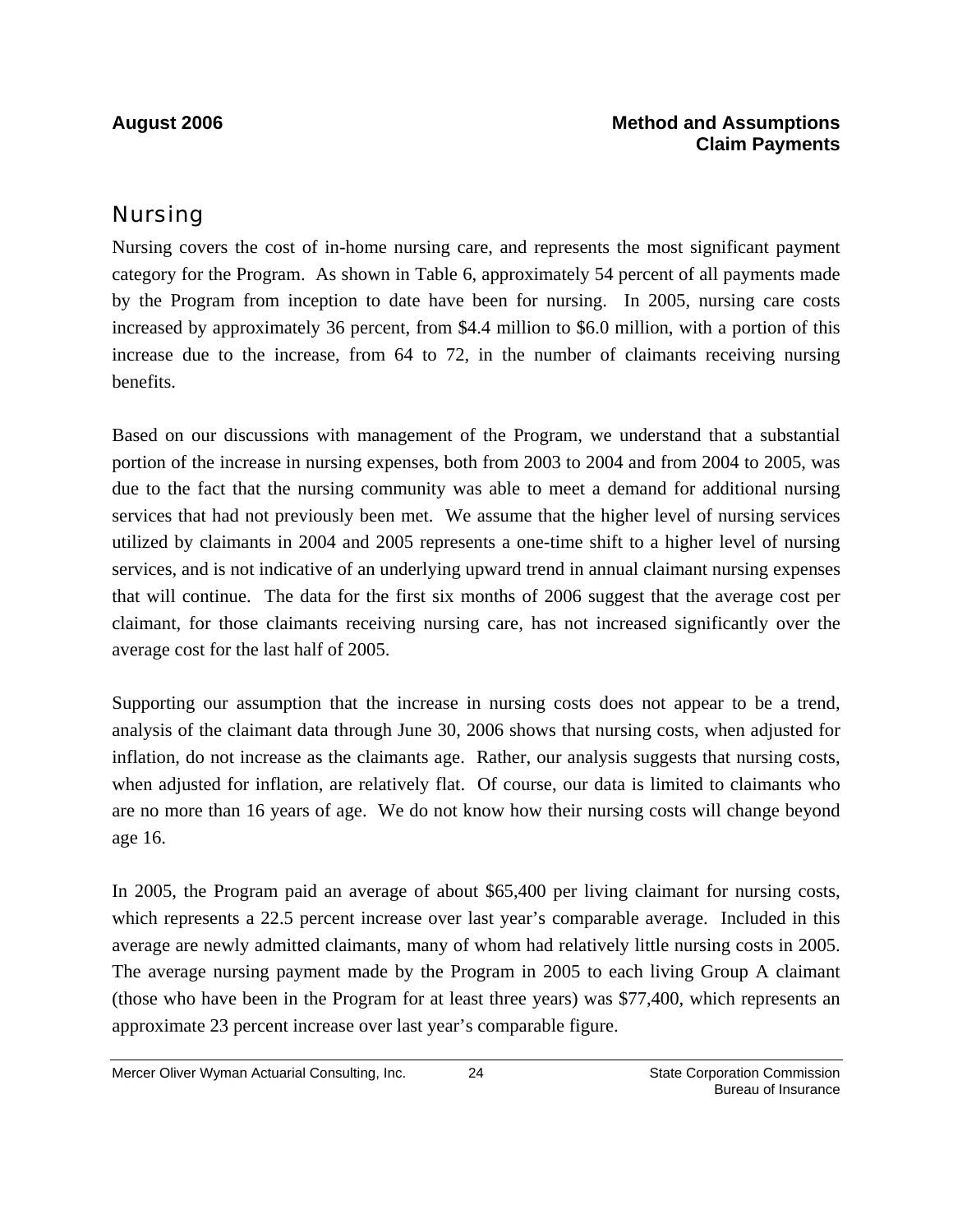## Nursing

Nursing covers the cost of in-home nursing care, and represents the most significant payment category for the Program. As shown in Table 6, approximately 54 percent of all payments made by the Program from inception to date have been for nursing. In 2005, nursing care costs increased by approximately 36 percent, from $4.4 million to $6.0 million, with a portion of this increase due to the increase, from 64 to 72, in the number of claimants receiving nursing benefits.

Based on our discussions with management of the Program, we understand that a substantial portion of the increase in nursing expenses, both from 2003 to 2004 and from 2004 to 2005, was due to the fact that the nursing community was able to meet a demand for additional nursing services that had not previously been met. We assume that the higher level of nursing services utilized by claimants in 2004 and 2005 represents a one-time shift to a higher level of nursing services, and is not indicative of an underlying upward trend in annual claimant nursing expenses that will continue. The data for the first six months of 2006 suggest that the average cost per claimant, for those claimants receiving nursing care, has not increased significantly over the average cost for the last half of 2005.

Supporting our assumption that the increase in nursing costs does not appear to be a trend, analysis of the claimant data through June 30, 2006 shows that nursing costs, when adjusted for inflation, do not increase as the claimants age. Rather, our analysis suggests that nursing costs, when adjusted for inflation, are relatively flat. Of course, our data is limited to claimants who are no more than 16 years of age. We do not know how their nursing costs will change beyond age 16.

In 2005, the Program paid an average of about $65,400 per living claimant for nursing costs, which represents a 22.5 percent increase over last year's comparable average. Included in this average are newly admitted claimants, many of whom had relatively little nursing costs in 2005. The average nursing payment made by the Program in 2005 to each living Group A claimant (those who have been in the Program for at least three years) was $77,400, which represents an approximate 23 percent increase over last year's comparable figure.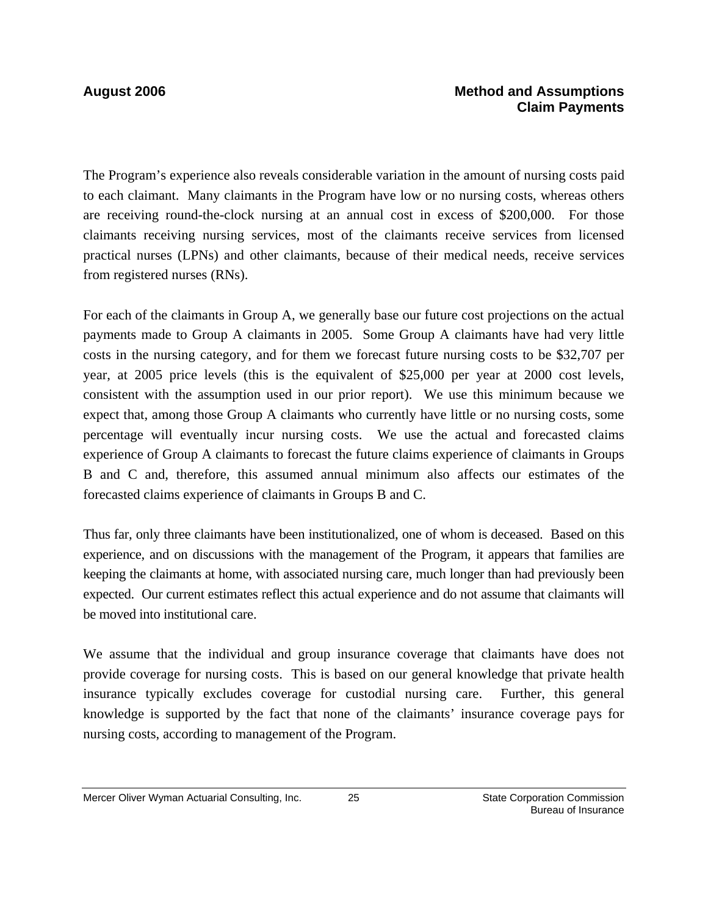The Program's experience also reveals considerable variation in the amount of nursing costs paid to each claimant. Many claimants in the Program have low or no nursing costs, whereas others are receiving round-the-clock nursing at an annual cost in excess of $200,000. For those claimants receiving nursing services, most of the claimants receive services from licensed practical nurses (LPNs) and other claimants, because of their medical needs, receive services from registered nurses (RNs).

For each of the claimants in Group A, we generally base our future cost projections on the actual payments made to Group A claimants in 2005. Some Group A claimants have had very little costs in the nursing category, and for them we forecast future nursing costs to be $32,707 per year, at 2005 price levels (this is the equivalent of $25,000 per year at 2000 cost levels, consistent with the assumption used in our prior report). We use this minimum because we expect that, among those Group A claimants who currently have little or no nursing costs, some percentage will eventually incur nursing costs. We use the actual and forecasted claims experience of Group A claimants to forecast the future claims experience of claimants in Groups B and C and, therefore, this assumed annual minimum also affects our estimates of the forecasted claims experience of claimants in Groups B and C.

Thus far, only three claimants have been institutionalized, one of whom is deceased. Based on this experience, and on discussions with the management of the Program, it appears that families are keeping the claimants at home, with associated nursing care, much longer than had previously been expected. Our current estimates reflect this actual experience and do not assume that claimants will be moved into institutional care.

We assume that the individual and group insurance coverage that claimants have does not provide coverage for nursing costs. This is based on our general knowledge that private health insurance typically excludes coverage for custodial nursing care. Further, this general knowledge is supported by the fact that none of the claimants' insurance coverage pays for nursing costs, according to management of the Program.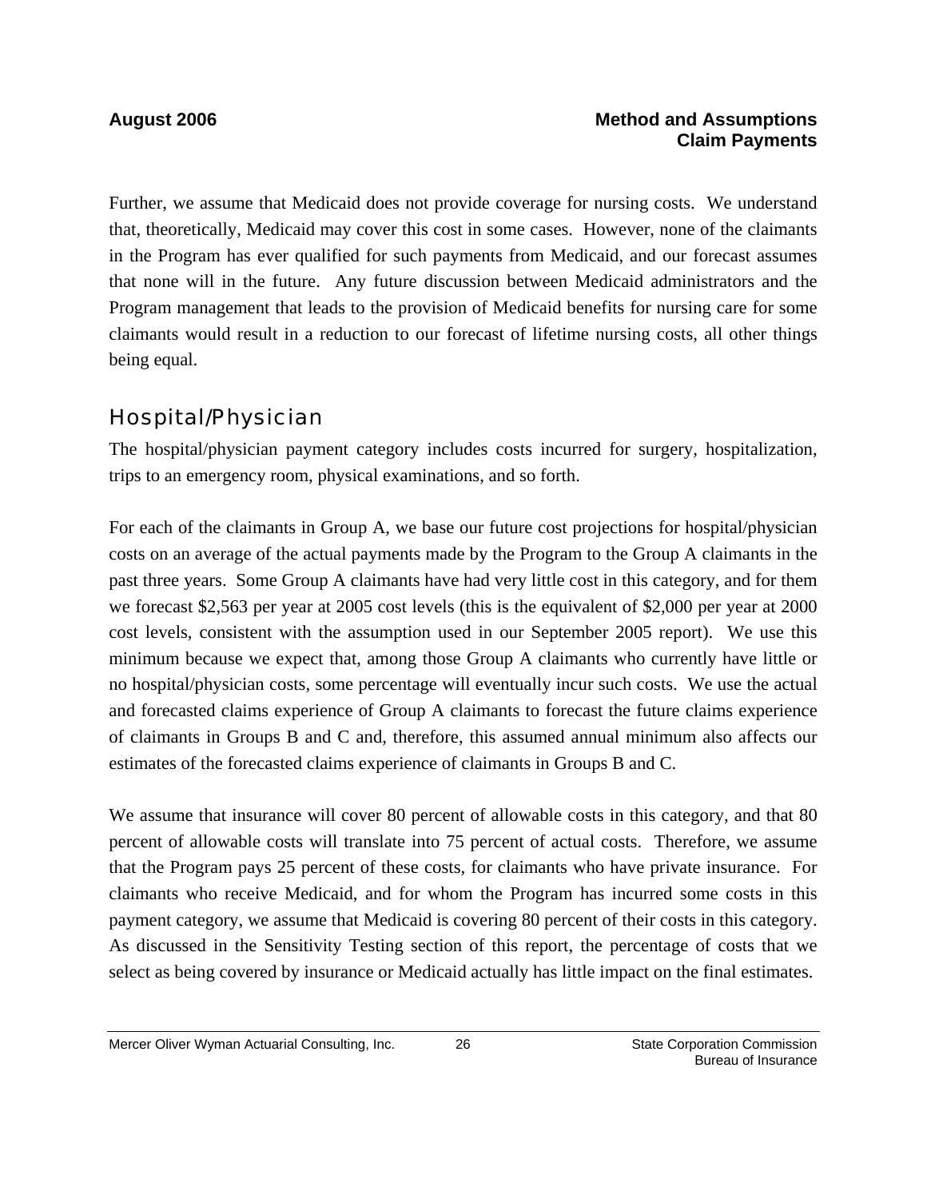Further, we assume that Medicaid does not provide coverage for nursing costs. We understand that, theoretically, Medicaid may cover this cost in some cases. However, none of the claimants in the Program has ever qualified for such payments from Medicaid, and our forecast assumes that none will in the future. Any future discussion between Medicaid administrators and the Program management that leads to the provision of Medicaid benefits for nursing care for some claimants would result in a reduction to our forecast of lifetime nursing costs, all other things being equal.

## Hospital/Physician

The hospital/physician payment category includes costs incurred for surgery, hospitalization, trips to an emergency room, physical examinations, and so forth.

For each of the claimants in Group A, we base our future cost projections for hospital/physician costs on an average of the actual payments made by the Program to the Group A claimants in the past three years. Some Group A claimants have had very little cost in this category, and for them we forecast $2,563 per year at 2005 cost levels (this is the equivalent of $2,000 per year at 2000 cost levels, consistent with the assumption used in our September 2005 report). We use this minimum because we expect that, among those Group A claimants who currently have little or no hospital/physician costs, some percentage will eventually incur such costs. We use the actual and forecasted claims experience of Group A claimants to forecast the future claims experience of claimants in Groups B and C and, therefore, this assumed annual minimum also affects our estimates of the forecasted claims experience of claimants in Groups B and C.

We assume that insurance will cover 80 percent of allowable costs in this category, and that 80 percent of allowable costs will translate into 75 percent of actual costs. Therefore, we assume that the Program pays 25 percent of these costs, for claimants who have private insurance. For claimants who receive Medicaid, and for whom the Program has incurred some costs in this payment category, we assume that Medicaid is covering 80 percent of their costs in this category. As discussed in the Sensitivity Testing section of this report, the percentage of costs that we select as being covered by insurance or Medicaid actually has little impact on the final estimates.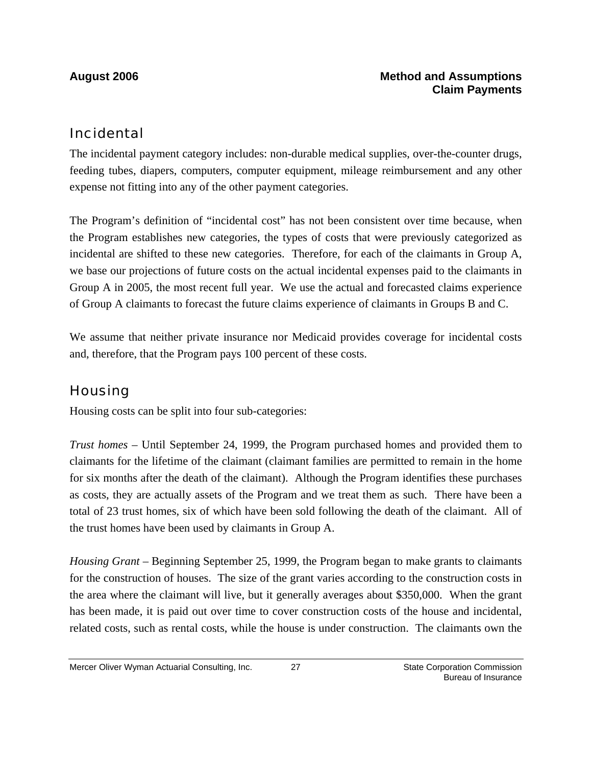## Incidental

The incidental payment category includes: non-durable medical supplies, over-the-counter drugs, feeding tubes, diapers, computers, computer equipment, mileage reimbursement and any other expense not fitting into any of the other payment categories.

The Program's definition of "incidental cost" has not been consistent over time because, when the Program establishes new categories, the types of costs that were previously categorized as incidental are shifted to these new categories. Therefore, for each of the claimants in Group A, we base our projections of future costs on the actual incidental expenses paid to the claimants in Group A in 2005, the most recent full year. We use the actual and forecasted claims experience of Group A claimants to forecast the future claims experience of claimants in Groups B and C.

We assume that neither private insurance nor Medicaid provides coverage for incidental costs and, therefore, that the Program pays 100 percent of these costs.

## Housing

Housing costs can be split into four sub-categories:

*Trust homes* – Until September 24, 1999, the Program purchased homes and provided them to claimants for the lifetime of the claimant (claimant families are permitted to remain in the home for six months after the death of the claimant). Although the Program identifies these purchases as costs, they are actually assets of the Program and we treat them as such. There have been a total of 23 trust homes, six of which have been sold following the death of the claimant. All of the trust homes have been used by claimants in Group A.

*Housing Grant* – Beginning September 25, 1999, the Program began to make grants to claimants for the construction of houses. The size of the grant varies according to the construction costs in the area where the claimant will live, but it generally averages about $350,000. When the grant has been made, it is paid out over time to cover construction costs of the house and incidental, related costs, such as rental costs, while the house is under construction. The claimants own the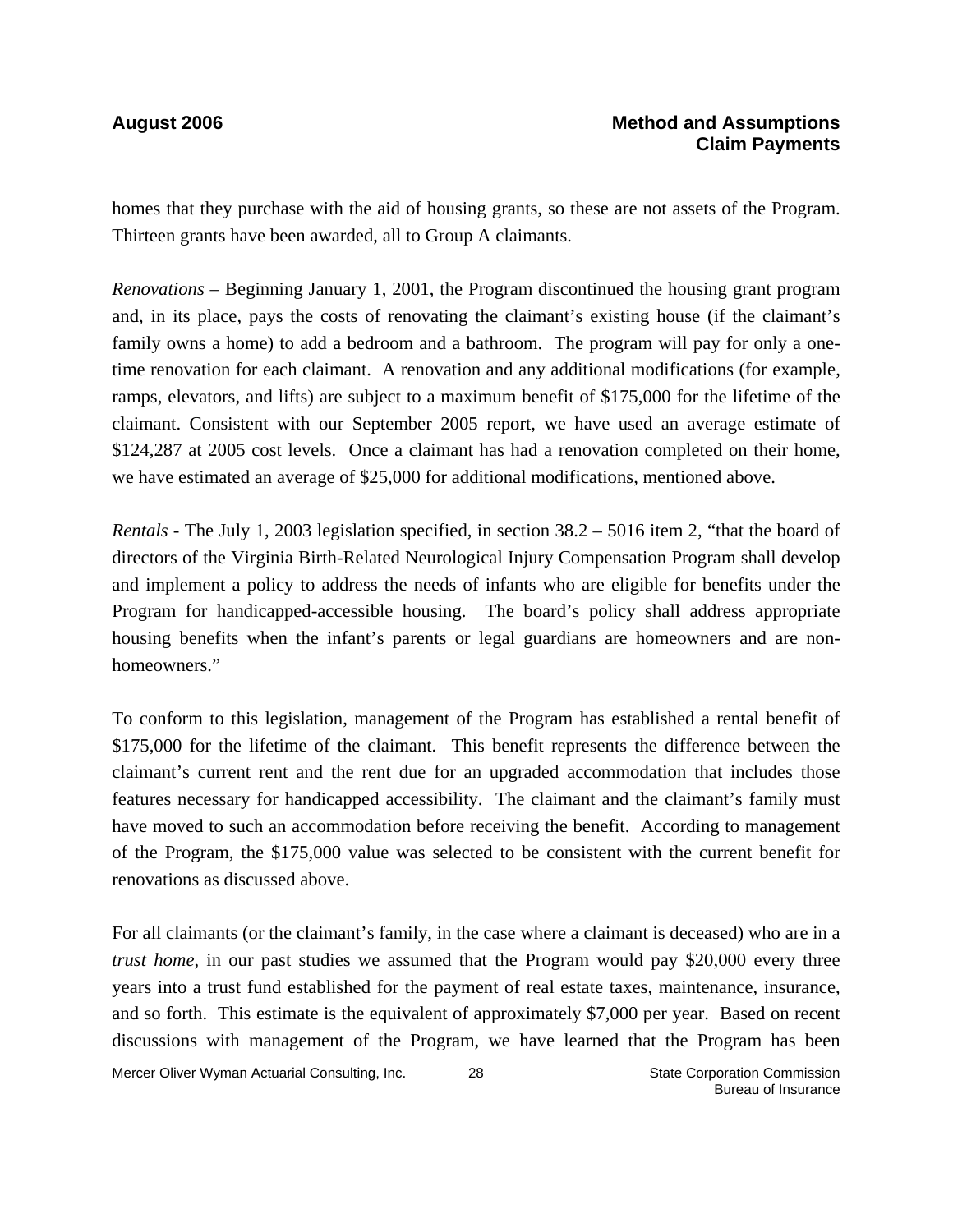homes that they purchase with the aid of housing grants, so these are not assets of the Program. Thirteen grants have been awarded, all to Group A claimants.

*Renovations* – Beginning January 1, 2001, the Program discontinued the housing grant program and, in its place, pays the costs of renovating the claimant's existing house (if the claimant's family owns a home) to add a bedroom and a bathroom. The program will pay for only a one-time renovation for each claimant. A renovation and any additional modifications (for example, ramps, elevators, and lifts) are subject to a maximum benefit of $175,000 for the lifetime of the claimant. Consistent with our September 2005 report, we have used an average estimate of $124,287 at 2005 cost levels. Once a claimant has had a renovation completed on their home, we have estimated an average of $25,000 for additional modifications, mentioned above.

*Rentals* - The July 1, 2003 legislation specified, in section 38.2 – 5016 item 2, "that the board of directors of the Virginia Birth-Related Neurological Injury Compensation Program shall develop and implement a policy to address the needs of infants who are eligible for benefits under the Program for handicapped-accessible housing. The board's policy shall address appropriate housing benefits when the infant's parents or legal guardians are homeowners and are non-homeowners."

To conform to this legislation, management of the Program has established a rental benefit of $175,000 for the lifetime of the claimant. This benefit represents the difference between the claimant's current rent and the rent due for an upgraded accommodation that includes those features necessary for handicapped accessibility. The claimant and the claimant's family must have moved to such an accommodation before receiving the benefit. According to management of the Program, the $175,000 value was selected to be consistent with the current benefit for renovations as discussed above.

For all claimants (or the claimant's family, in the case where a claimant is deceased) who are in a *trust home*, in our past studies we assumed that the Program would pay $20,000 every three years into a trust fund established for the payment of real estate taxes, maintenance, insurance, and so forth. This estimate is the equivalent of approximately $7,000 per year. Based on recent discussions with management of the Program, we have learned that the Program has been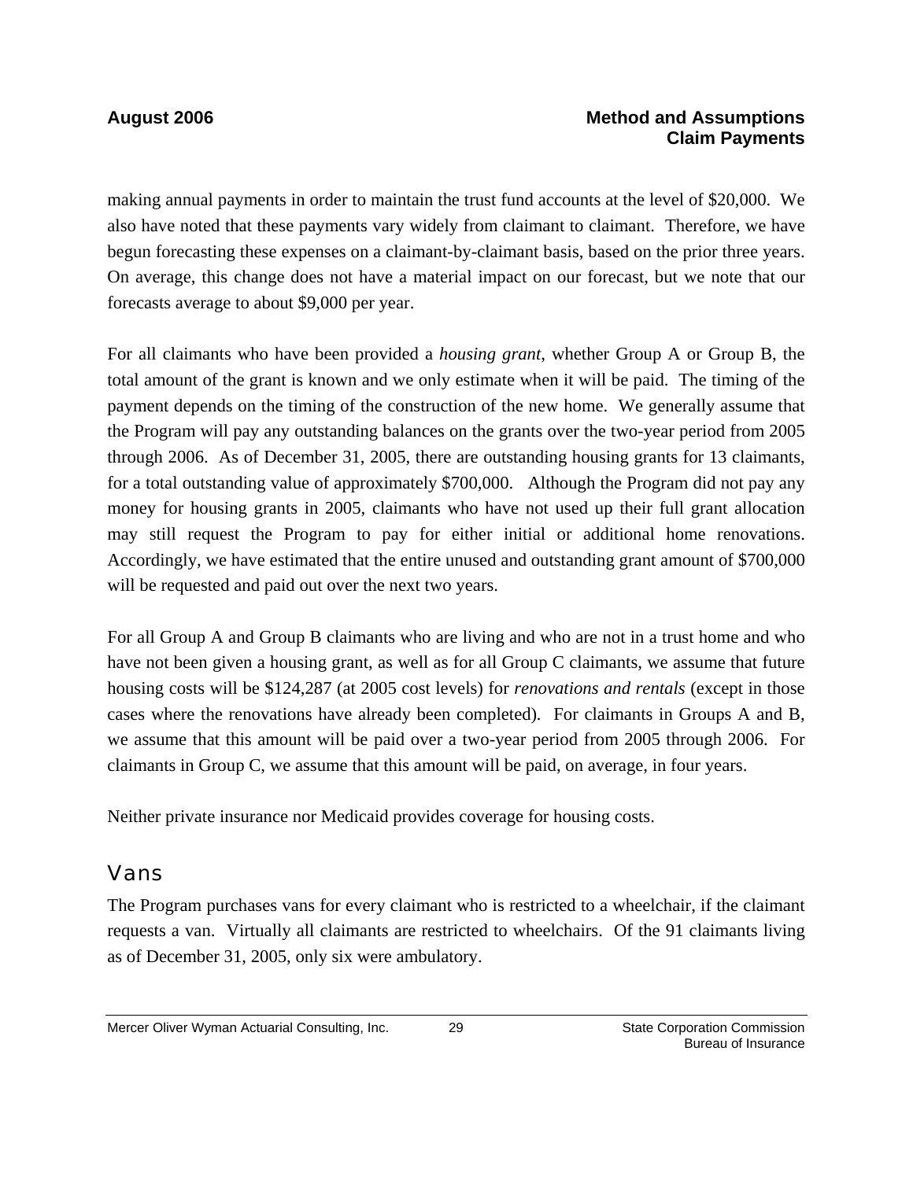making annual payments in order to maintain the trust fund accounts at the level of $20,000. We also have noted that these payments vary widely from claimant to claimant. Therefore, we have begun forecasting these expenses on a claimant-by-claimant basis, based on the prior three years. On average, this change does not have a material impact on our forecast, but we note that our forecasts average to about $9,000 per year.

For all claimants who have been provided a *housing grant*, whether Group A or Group B, the total amount of the grant is known and we only estimate when it will be paid. The timing of the payment depends on the timing of the construction of the new home. We generally assume that the Program will pay any outstanding balances on the grants over the two-year period from 2005 through 2006. As of December 31, 2005, there are outstanding housing grants for 13 claimants, for a total outstanding value of approximately $700,000. Although the Program did not pay any money for housing grants in 2005, claimants who have not used up their full grant allocation may still request the Program to pay for either initial or additional home renovations. Accordingly, we have estimated that the entire unused and outstanding grant amount of $700,000 will be requested and paid out over the next two years.

For all Group A and Group B claimants who are living and who are not in a trust home and who have not been given a housing grant, as well as for all Group C claimants, we assume that future housing costs will be $124,287 (at 2005 cost levels) for *renovations and rentals* (except in those cases where the renovations have already been completed). For claimants in Groups A and B, we assume that this amount will be paid over a two-year period from 2005 through 2006. For claimants in Group C, we assume that this amount will be paid, on average, in four years.

Neither private insurance nor Medicaid provides coverage for housing costs.

## Vans

The Program purchases vans for every claimant who is restricted to a wheelchair, if the claimant requests a van. Virtually all claimants are restricted to wheelchairs. Of the 91 claimants living as of December 31, 2005, only six were ambulatory.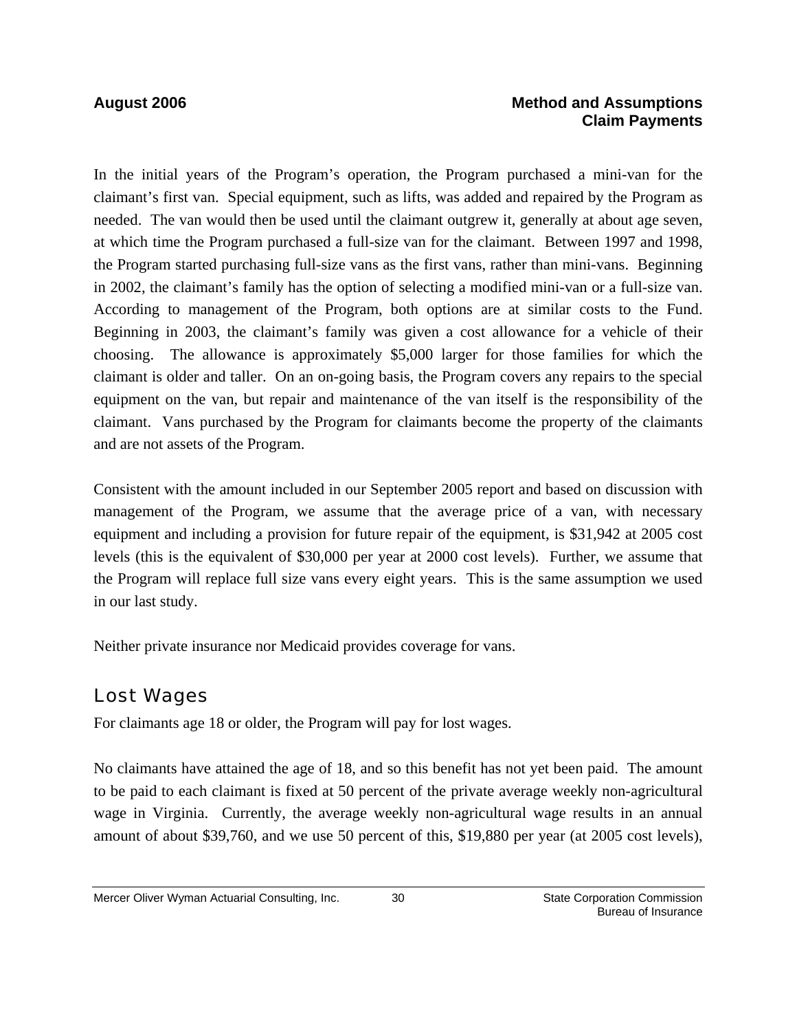In the initial years of the Program's operation, the Program purchased a mini-van for the claimant's first van. Special equipment, such as lifts, was added and repaired by the Program as needed. The van would then be used until the claimant outgrew it, generally at about age seven, at which time the Program purchased a full-size van for the claimant. Between 1997 and 1998, the Program started purchasing full-size vans as the first vans, rather than mini-vans. Beginning in 2002, the claimant's family has the option of selecting a modified mini-van or a full-size van. According to management of the Program, both options are at similar costs to the Fund. Beginning in 2003, the claimant's family was given a cost allowance for a vehicle of their choosing. The allowance is approximately $5,000 larger for those families for which the claimant is older and taller. On an on-going basis, the Program covers any repairs to the special equipment on the van, but repair and maintenance of the van itself is the responsibility of the claimant. Vans purchased by the Program for claimants become the property of the claimants and are not assets of the Program.

Consistent with the amount included in our September 2005 report and based on discussion with management of the Program, we assume that the average price of a van, with necessary equipment and including a provision for future repair of the equipment, is $31,942 at 2005 cost levels (this is the equivalent of $30,000 per year at 2000 cost levels). Further, we assume that the Program will replace full size vans every eight years. This is the same assumption we used in our last study.

Neither private insurance nor Medicaid provides coverage for vans.

## Lost Wages

For claimants age 18 or older, the Program will pay for lost wages.

No claimants have attained the age of 18, and so this benefit has not yet been paid. The amount to be paid to each claimant is fixed at 50 percent of the private average weekly non-agricultural wage in Virginia. Currently, the average weekly non-agricultural wage results in an annual amount of about $39,760, and we use 50 percent of this, $19,880 per year (at 2005 cost levels),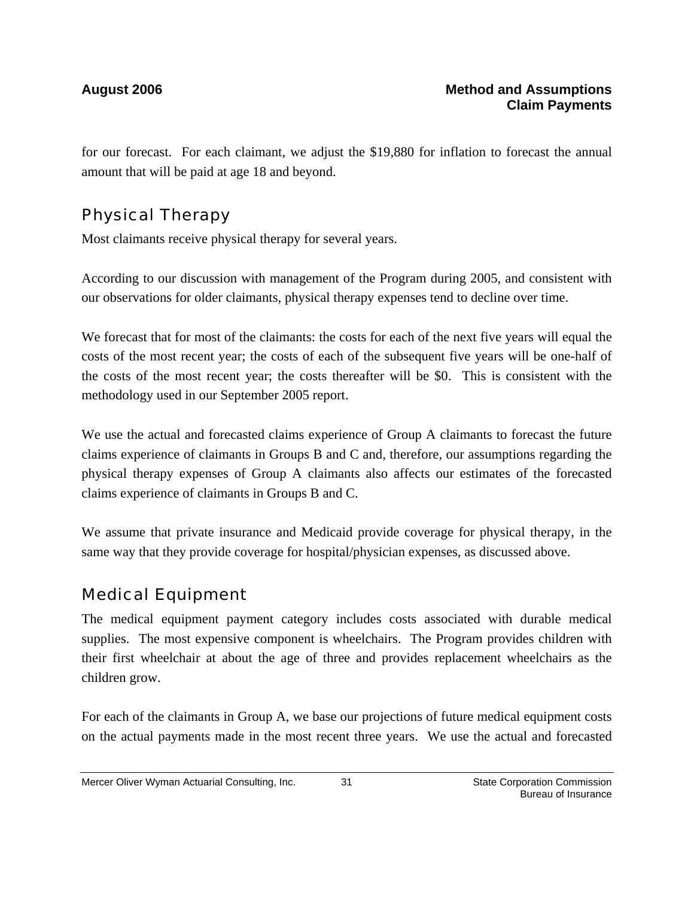for our forecast. For each claimant, we adjust the $19,880 for inflation to forecast the annual amount that will be paid at age 18 and beyond.

## Physical Therapy

Most claimants receive physical therapy for several years.

According to our discussion with management of the Program during 2005, and consistent with our observations for older claimants, physical therapy expenses tend to decline over time.

We forecast that for most of the claimants: the costs for each of the next five years will equal the costs of the most recent year; the costs of each of the subsequent five years will be one-half of the costs of the most recent year; the costs thereafter will be $0. This is consistent with the methodology used in our September 2005 report.

We use the actual and forecasted claims experience of Group A claimants to forecast the future claims experience of claimants in Groups B and C and, therefore, our assumptions regarding the physical therapy expenses of Group A claimants also affects our estimates of the forecasted claims experience of claimants in Groups B and C.

We assume that private insurance and Medicaid provide coverage for physical therapy, in the same way that they provide coverage for hospital/physician expenses, as discussed above.

## Medical Equipment

The medical equipment payment category includes costs associated with durable medical supplies. The most expensive component is wheelchairs. The Program provides children with their first wheelchair at about the age of three and provides replacement wheelchairs as the children grow.

For each of the claimants in Group A, we base our projections of future medical equipment costs on the actual payments made in the most recent three years. We use the actual and forecasted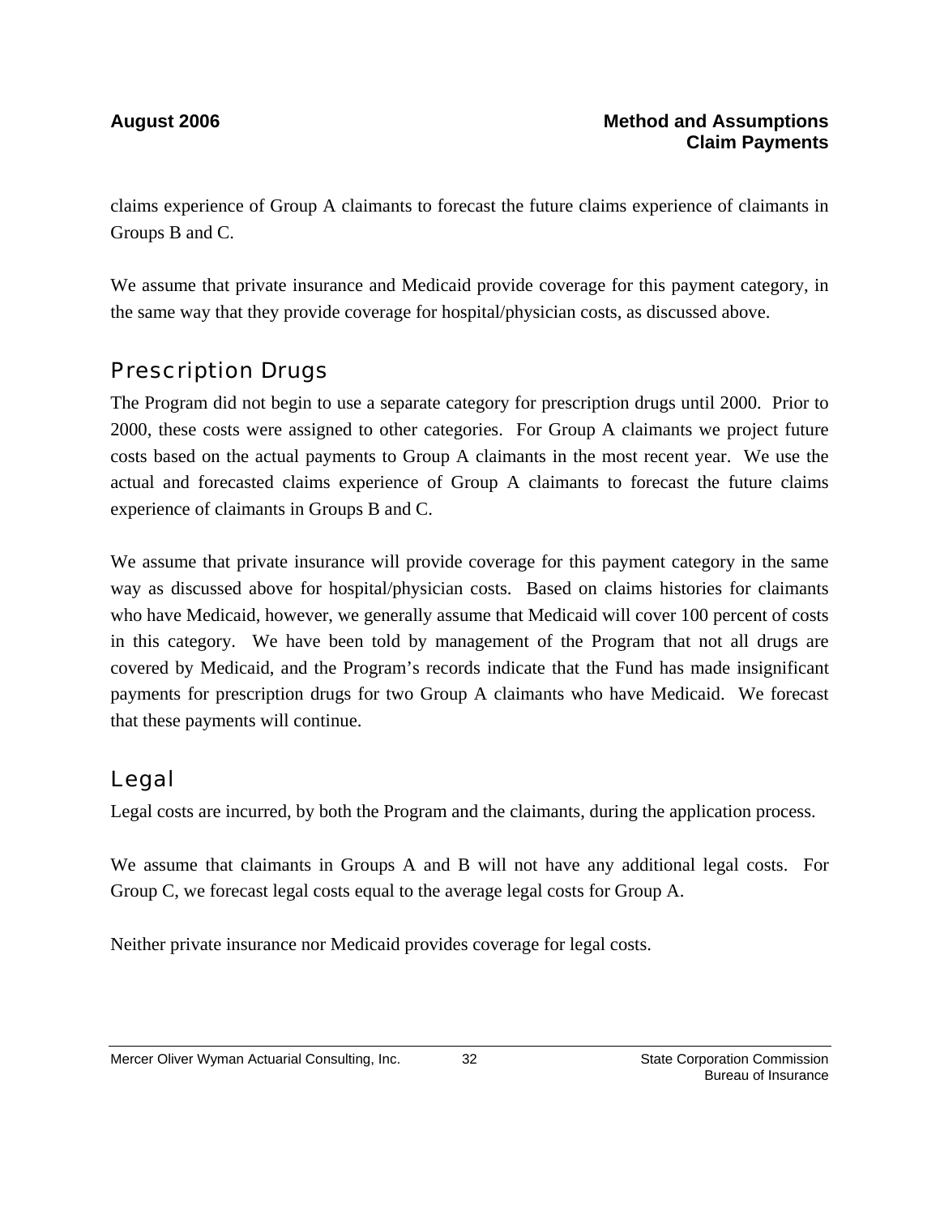claims experience of Group A claimants to forecast the future claims experience of claimants in Groups B and C.

We assume that private insurance and Medicaid provide coverage for this payment category, in the same way that they provide coverage for hospital/physician costs, as discussed above.

## Prescription Drugs

The Program did not begin to use a separate category for prescription drugs until 2000. Prior to 2000, these costs were assigned to other categories. For Group A claimants we project future costs based on the actual payments to Group A claimants in the most recent year. We use the actual and forecasted claims experience of Group A claimants to forecast the future claims experience of claimants in Groups B and C.

We assume that private insurance will provide coverage for this payment category in the same way as discussed above for hospital/physician costs. Based on claims histories for claimants who have Medicaid, however, we generally assume that Medicaid will cover 100 percent of costs in this category. We have been told by management of the Program that not all drugs are covered by Medicaid, and the Program's records indicate that the Fund has made insignificant payments for prescription drugs for two Group A claimants who have Medicaid. We forecast that these payments will continue.

## Legal

Legal costs are incurred, by both the Program and the claimants, during the application process.

We assume that claimants in Groups A and B will not have any additional legal costs. For Group C, we forecast legal costs equal to the average legal costs for Group A.

Neither private insurance nor Medicaid provides coverage for legal costs.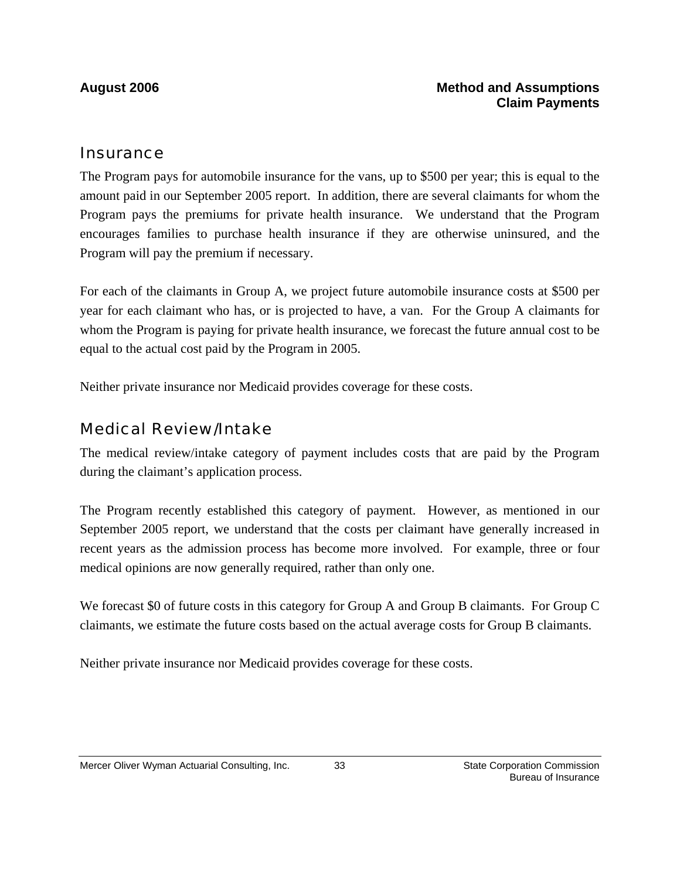## Insurance

The Program pays for automobile insurance for the vans, up to $500 per year; this is equal to the amount paid in our September 2005 report. In addition, there are several claimants for whom the Program pays the premiums for private health insurance. We understand that the Program encourages families to purchase health insurance if they are otherwise uninsured, and the Program will pay the premium if necessary.

For each of the claimants in Group A, we project future automobile insurance costs at $500 per year for each claimant who has, or is projected to have, a van. For the Group A claimants for whom the Program is paying for private health insurance, we forecast the future annual cost to be equal to the actual cost paid by the Program in 2005.

Neither private insurance nor Medicaid provides coverage for these costs.

## Medical Review/Intake

The medical review/intake category of payment includes costs that are paid by the Program during the claimant's application process.

The Program recently established this category of payment. However, as mentioned in our September 2005 report, we understand that the costs per claimant have generally increased in recent years as the admission process has become more involved. For example, three or four medical opinions are now generally required, rather than only one.

We forecast $0 of future costs in this category for Group A and Group B claimants. For Group C claimants, we estimate the future costs based on the actual average costs for Group B claimants.

Neither private insurance nor Medicaid provides coverage for these costs.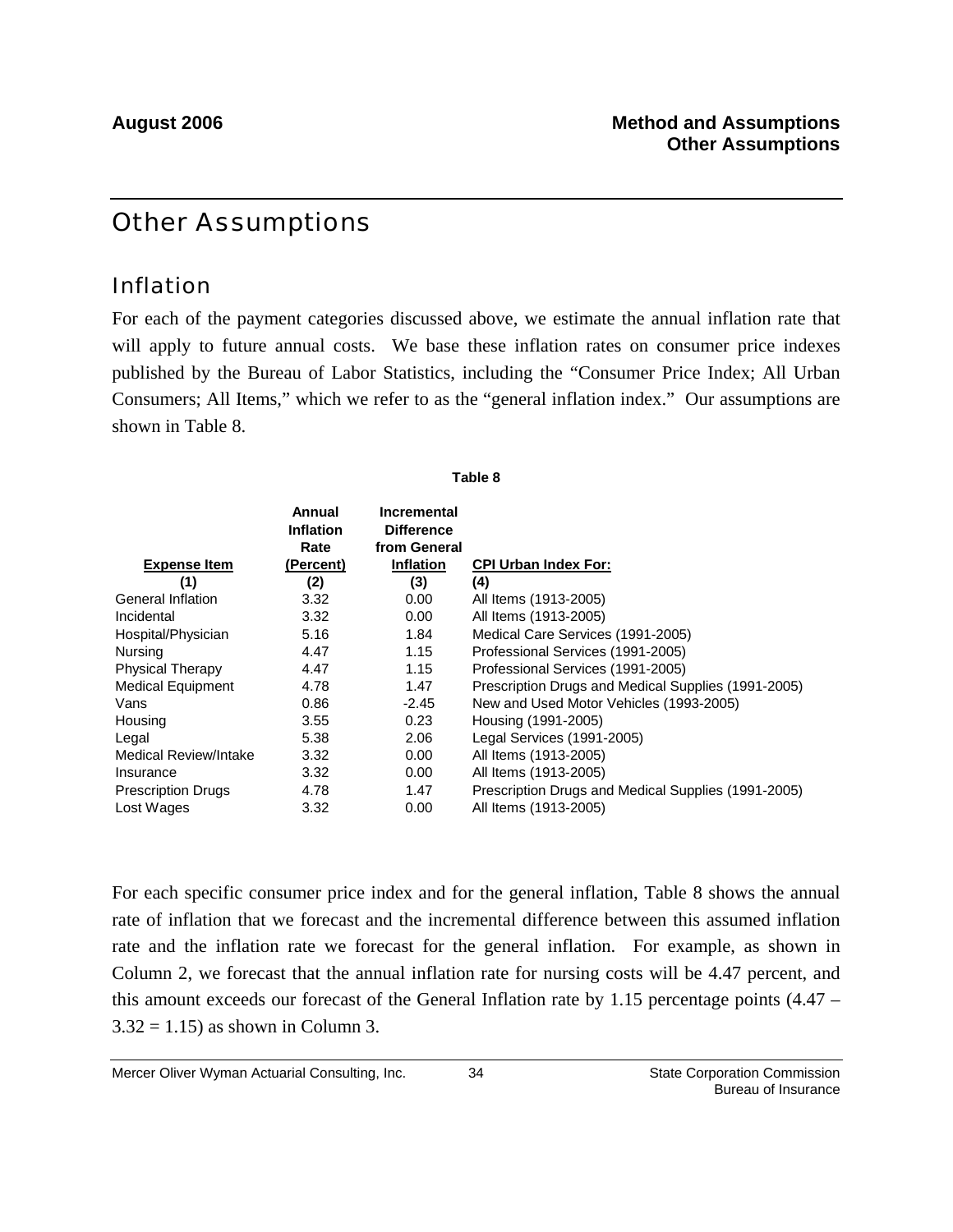# Other Assumptions

## Inflation

For each of the payment categories discussed above, we estimate the annual inflation rate that will apply to future annual costs. We base these inflation rates on consumer price indexes published by the Bureau of Labor Statistics, including the "Consumer Price Index; All Urban Consumers; All Items," which we refer to as the "general inflation index." Our assumptions are shown in Table 8.

**Table 8**

| Expense Item | Annual Inflation Rate (Percent) | Incremental Difference from General Inflation | CPI Urban Index For: |
|---|---|---|---|
| (1) | (2) | (3) | (4) |
| General Inflation | 3.32 | 0.00 | All Items (1913-2005) |
| Incidental | 3.32 | 0.00 | All Items (1913-2005) |
| Hospital/Physician | 5.16 | 1.84 | Medical Care Services (1991-2005) |
| Nursing | 4.47 | 1.15 | Professional Services (1991-2005) |
| Physical Therapy | 4.47 | 1.15 | Professional Services (1991-2005) |
| Medical Equipment | 4.78 | 1.47 | Prescription Drugs and Medical Supplies (1991-2005) |
| Vans | 0.86 | -2.45 | New and Used Motor Vehicles (1993-2005) |
| Housing | 3.55 | 0.23 | Housing (1991-2005) |
| Legal | 5.38 | 2.06 | Legal Services (1991-2005) |
| Medical Review/Intake | 3.32 | 0.00 | All Items (1913-2005) |
| Insurance | 3.32 | 0.00 | All Items (1913-2005) |
| Prescription Drugs | 4.78 | 1.47 | Prescription Drugs and Medical Supplies (1991-2005) |
| Lost Wages | 3.32 | 0.00 | All Items (1913-2005) |

For each specific consumer price index and for the general inflation, Table 8 shows the annual rate of inflation that we forecast and the incremental difference between this assumed inflation rate and the inflation rate we forecast for the general inflation. For example, as shown in Column 2, we forecast that the annual inflation rate for nursing costs will be 4.47 percent, and this amount exceeds our forecast of the General Inflation rate by 1.15 percentage points (4.47 – 3.32 = 1.15) as shown in Column 3.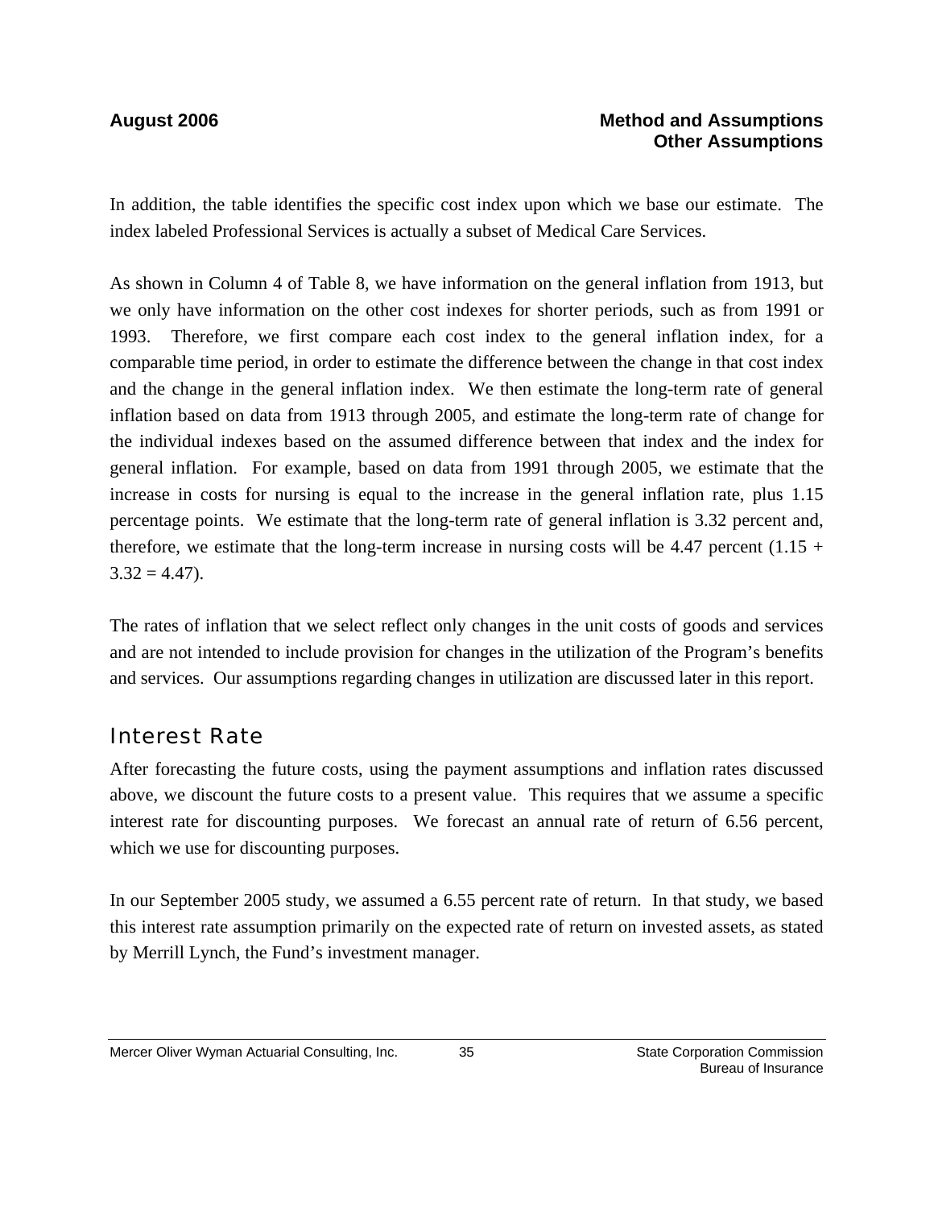In addition, the table identifies the specific cost index upon which we base our estimate. The index labeled Professional Services is actually a subset of Medical Care Services.

As shown in Column 4 of Table 8, we have information on the general inflation from 1913, but we only have information on the other cost indexes for shorter periods, such as from 1991 or 1993. Therefore, we first compare each cost index to the general inflation index, for a comparable time period, in order to estimate the difference between the change in that cost index and the change in the general inflation index. We then estimate the long-term rate of general inflation based on data from 1913 through 2005, and estimate the long-term rate of change for the individual indexes based on the assumed difference between that index and the index for general inflation. For example, based on data from 1991 through 2005, we estimate that the increase in costs for nursing is equal to the increase in the general inflation rate, plus 1.15 percentage points. We estimate that the long-term rate of general inflation is 3.32 percent and, therefore, we estimate that the long-term increase in nursing costs will be 4.47 percent (1.15 + 3.32 = 4.47).

The rates of inflation that we select reflect only changes in the unit costs of goods and services and are not intended to include provision for changes in the utilization of the Program's benefits and services. Our assumptions regarding changes in utilization are discussed later in this report.

## Interest Rate

After forecasting the future costs, using the payment assumptions and inflation rates discussed above, we discount the future costs to a present value. This requires that we assume a specific interest rate for discounting purposes. We forecast an annual rate of return of 6.56 percent, which we use for discounting purposes.

In our September 2005 study, we assumed a 6.55 percent rate of return. In that study, we based this interest rate assumption primarily on the expected rate of return on invested assets, as stated by Merrill Lynch, the Fund's investment manager.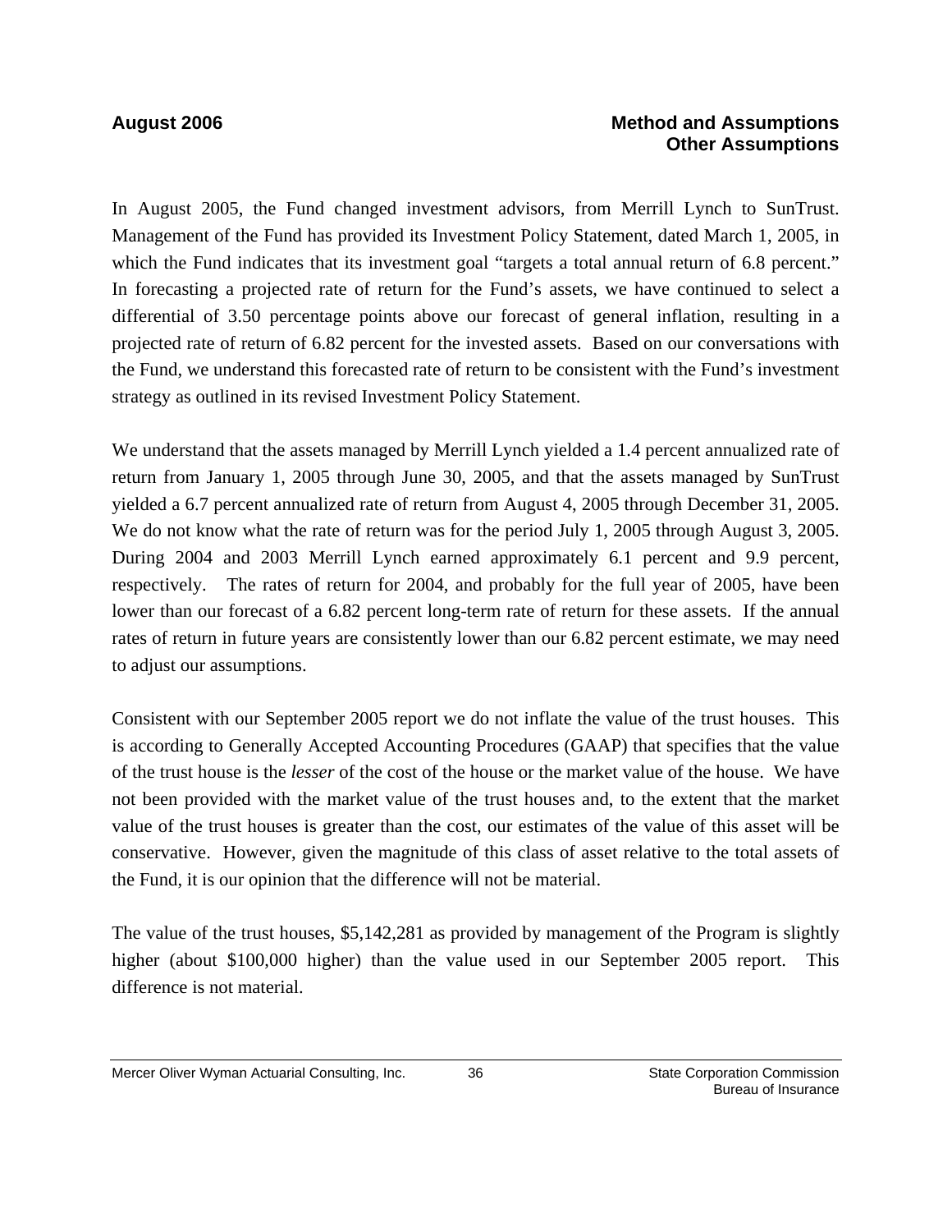In August 2005, the Fund changed investment advisors, from Merrill Lynch to SunTrust. Management of the Fund has provided its Investment Policy Statement, dated March 1, 2005, in which the Fund indicates that its investment goal "targets a total annual return of 6.8 percent." In forecasting a projected rate of return for the Fund's assets, we have continued to select a differential of 3.50 percentage points above our forecast of general inflation, resulting in a projected rate of return of 6.82 percent for the invested assets. Based on our conversations with the Fund, we understand this forecasted rate of return to be consistent with the Fund's investment strategy as outlined in its revised Investment Policy Statement.

We understand that the assets managed by Merrill Lynch yielded a 1.4 percent annualized rate of return from January 1, 2005 through June 30, 2005, and that the assets managed by SunTrust yielded a 6.7 percent annualized rate of return from August 4, 2005 through December 31, 2005. We do not know what the rate of return was for the period July 1, 2005 through August 3, 2005. During 2004 and 2003 Merrill Lynch earned approximately 6.1 percent and 9.9 percent, respectively. The rates of return for 2004, and probably for the full year of 2005, have been lower than our forecast of a 6.82 percent long-term rate of return for these assets. If the annual rates of return in future years are consistently lower than our 6.82 percent estimate, we may need to adjust our assumptions.

Consistent with our September 2005 report we do not inflate the value of the trust houses. This is according to Generally Accepted Accounting Procedures (GAAP) that specifies that the value of the trust house is the *lesser* of the cost of the house or the market value of the house. We have not been provided with the market value of the trust houses and, to the extent that the market value of the trust houses is greater than the cost, our estimates of the value of this asset will be conservative. However, given the magnitude of this class of asset relative to the total assets of the Fund, it is our opinion that the difference will not be material.

The value of the trust houses, $5,142,281 as provided by management of the Program is slightly higher (about $100,000 higher) than the value used in our September 2005 report. This difference is not material.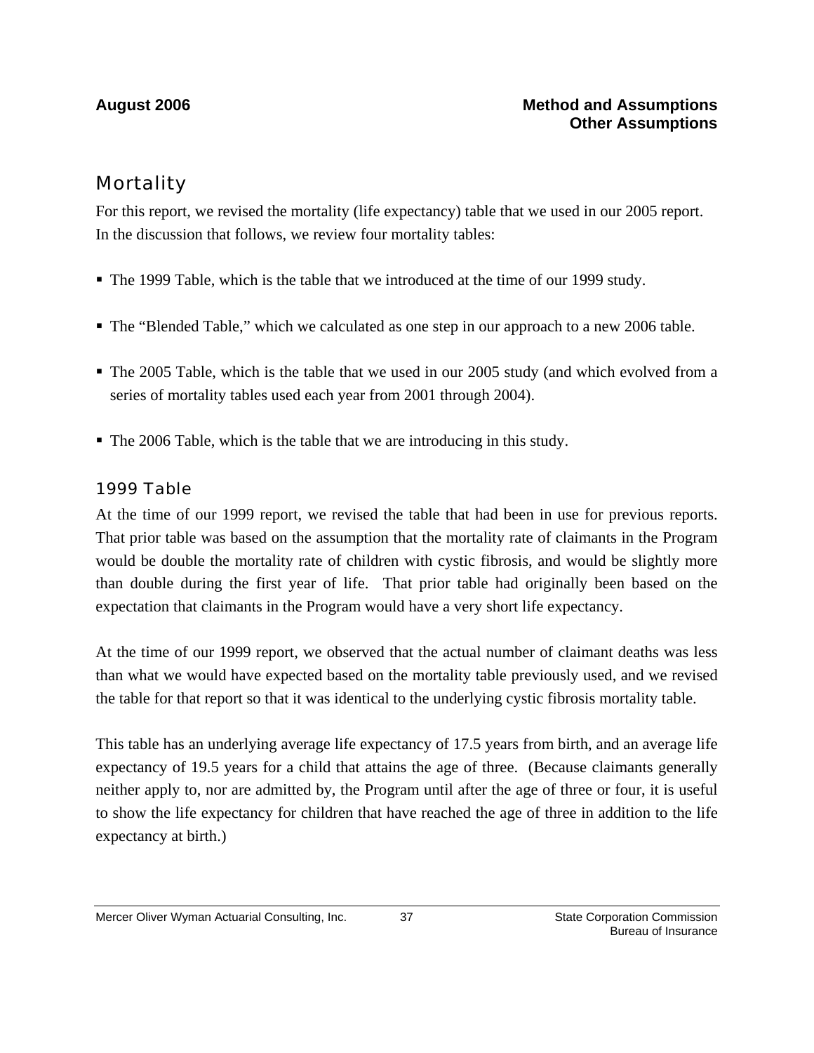## Mortality

For this report, we revised the mortality (life expectancy) table that we used in our 2005 report. In the discussion that follows, we review four mortality tables:

- The 1999 Table, which is the table that we introduced at the time of our 1999 study.
- The "Blended Table," which we calculated as one step in our approach to a new 2006 table.
- The 2005 Table, which is the table that we used in our 2005 study (and which evolved from a series of mortality tables used each year from 2001 through 2004).
- The 2006 Table, which is the table that we are introducing in this study.

### 1999 Table

At the time of our 1999 report, we revised the table that had been in use for previous reports. That prior table was based on the assumption that the mortality rate of claimants in the Program would be double the mortality rate of children with cystic fibrosis, and would be slightly more than double during the first year of life. That prior table had originally been based on the expectation that claimants in the Program would have a very short life expectancy.

At the time of our 1999 report, we observed that the actual number of claimant deaths was less than what we would have expected based on the mortality table previously used, and we revised the table for that report so that it was identical to the underlying cystic fibrosis mortality table.

This table has an underlying average life expectancy of 17.5 years from birth, and an average life expectancy of 19.5 years for a child that attains the age of three. (Because claimants generally neither apply to, nor are admitted by, the Program until after the age of three or four, it is useful to show the life expectancy for children that have reached the age of three in addition to the life expectancy at birth.)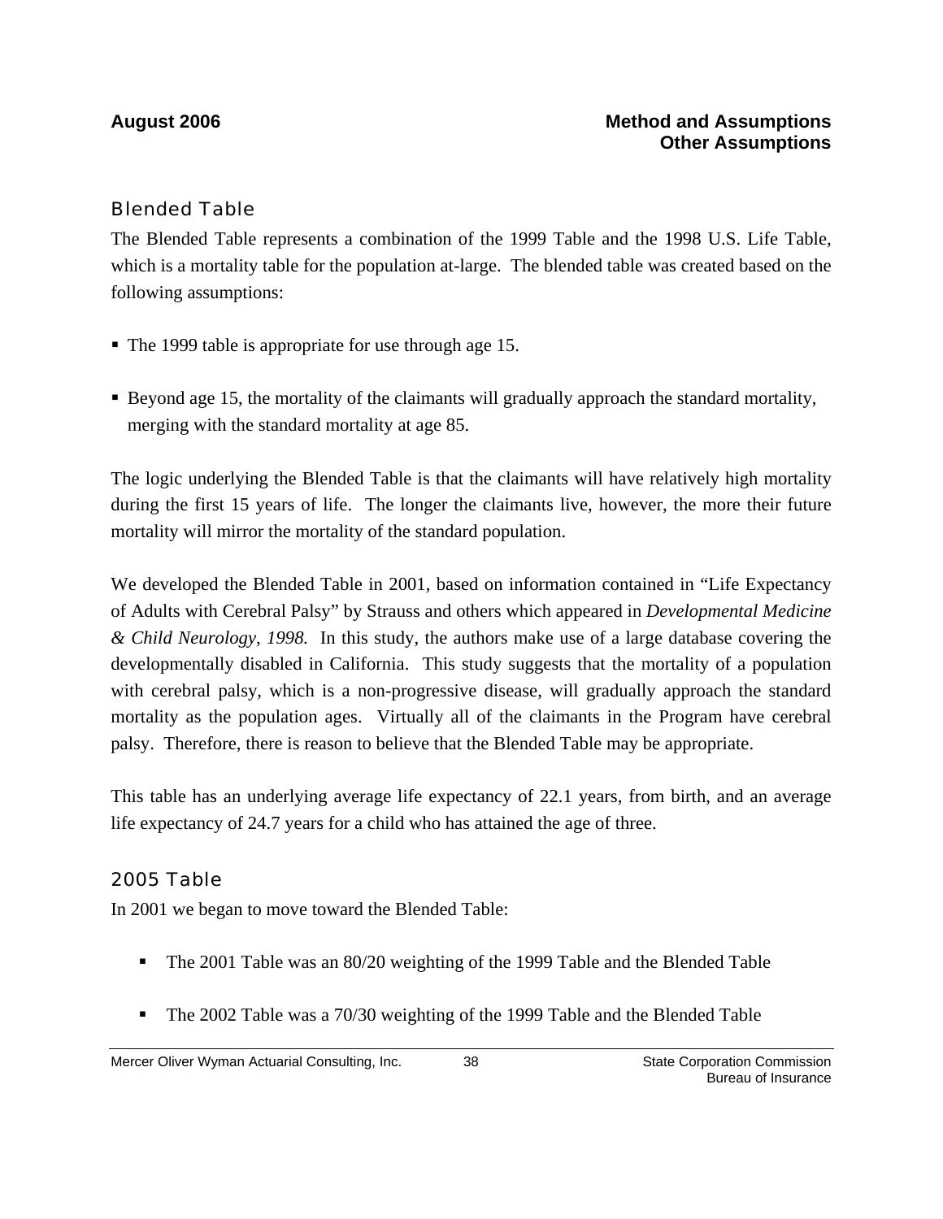## Blended Table

The Blended Table represents a combination of the 1999 Table and the 1998 U.S. Life Table, which is a mortality table for the population at-large. The blended table was created based on the following assumptions:

- The 1999 table is appropriate for use through age 15.
- Beyond age 15, the mortality of the claimants will gradually approach the standard mortality, merging with the standard mortality at age 85.

The logic underlying the Blended Table is that the claimants will have relatively high mortality during the first 15 years of life. The longer the claimants live, however, the more their future mortality will mirror the mortality of the standard population.

We developed the Blended Table in 2001, based on information contained in "Life Expectancy of Adults with Cerebral Palsy" by Strauss and others which appeared in *Developmental Medicine & Child Neurology, 1998.* In this study, the authors make use of a large database covering the developmentally disabled in California. This study suggests that the mortality of a population with cerebral palsy, which is a non-progressive disease, will gradually approach the standard mortality as the population ages. Virtually all of the claimants in the Program have cerebral palsy. Therefore, there is reason to believe that the Blended Table may be appropriate.

This table has an underlying average life expectancy of 22.1 years, from birth, and an average life expectancy of 24.7 years for a child who has attained the age of three.

## 2005 Table

In 2001 we began to move toward the Blended Table:

- The 2001 Table was an 80/20 weighting of the 1999 Table and the Blended Table
- The 2002 Table was a 70/30 weighting of the 1999 Table and the Blended Table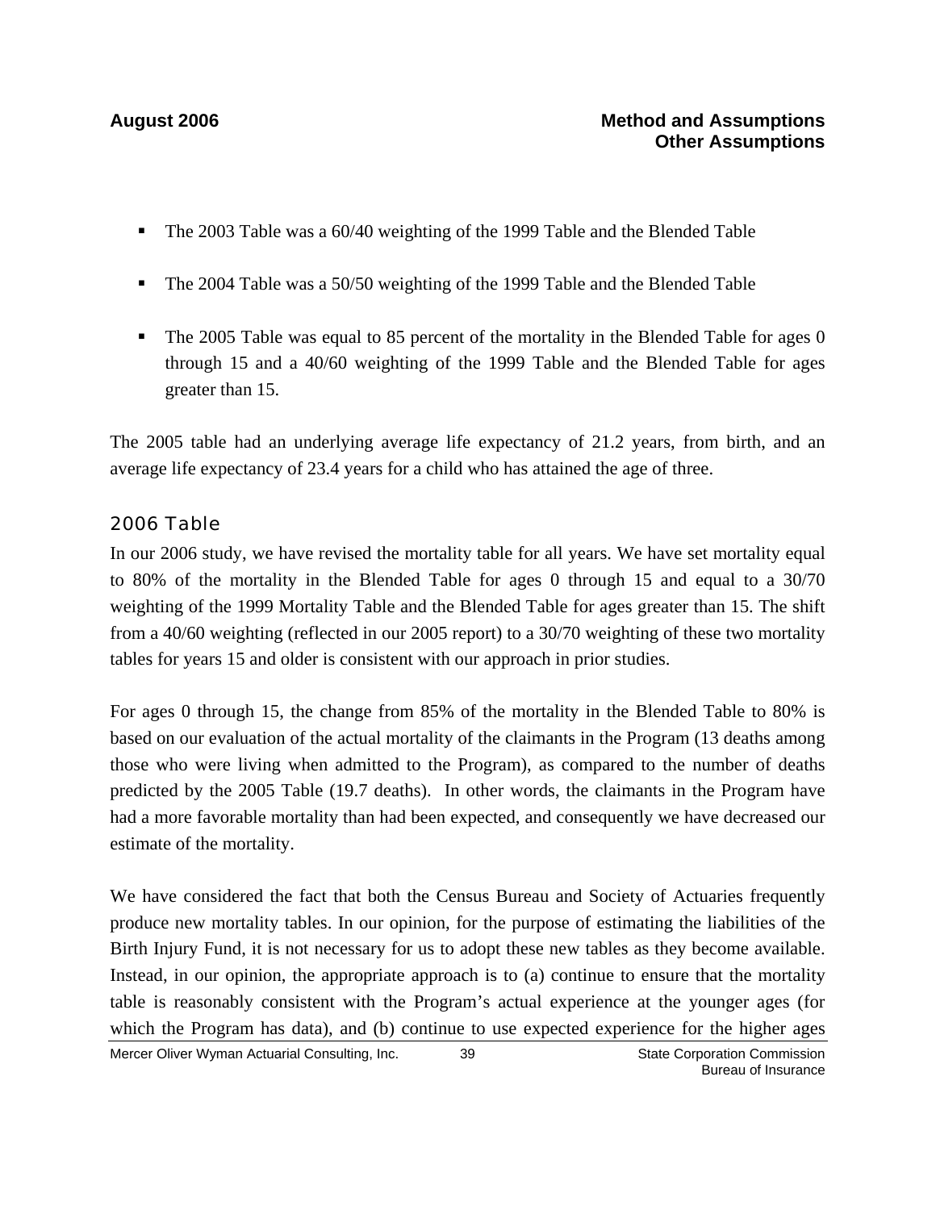- The 2003 Table was a 60/40 weighting of the 1999 Table and the Blended Table
- The 2004 Table was a 50/50 weighting of the 1999 Table and the Blended Table
- The 2005 Table was equal to 85 percent of the mortality in the Blended Table for ages 0 through 15 and a 40/60 weighting of the 1999 Table and the Blended Table for ages greater than 15.

The 2005 table had an underlying average life expectancy of 21.2 years, from birth, and an average life expectancy of 23.4 years for a child who has attained the age of three.

## 2006 Table

In our 2006 study, we have revised the mortality table for all years. We have set mortality equal to 80% of the mortality in the Blended Table for ages 0 through 15 and equal to a 30/70 weighting of the 1999 Mortality Table and the Blended Table for ages greater than 15. The shift from a 40/60 weighting (reflected in our 2005 report) to a 30/70 weighting of these two mortality tables for years 15 and older is consistent with our approach in prior studies.

For ages 0 through 15, the change from 85% of the mortality in the Blended Table to 80% is based on our evaluation of the actual mortality of the claimants in the Program (13 deaths among those who were living when admitted to the Program), as compared to the number of deaths predicted by the 2005 Table (19.7 deaths). In other words, the claimants in the Program have had a more favorable mortality than had been expected, and consequently we have decreased our estimate of the mortality.

We have considered the fact that both the Census Bureau and Society of Actuaries frequently produce new mortality tables. In our opinion, for the purpose of estimating the liabilities of the Birth Injury Fund, it is not necessary for us to adopt these new tables as they become available. Instead, in our opinion, the appropriate approach is to (a) continue to ensure that the mortality table is reasonably consistent with the Program's actual experience at the younger ages (for which the Program has data), and (b) continue to use expected experience for the higher ages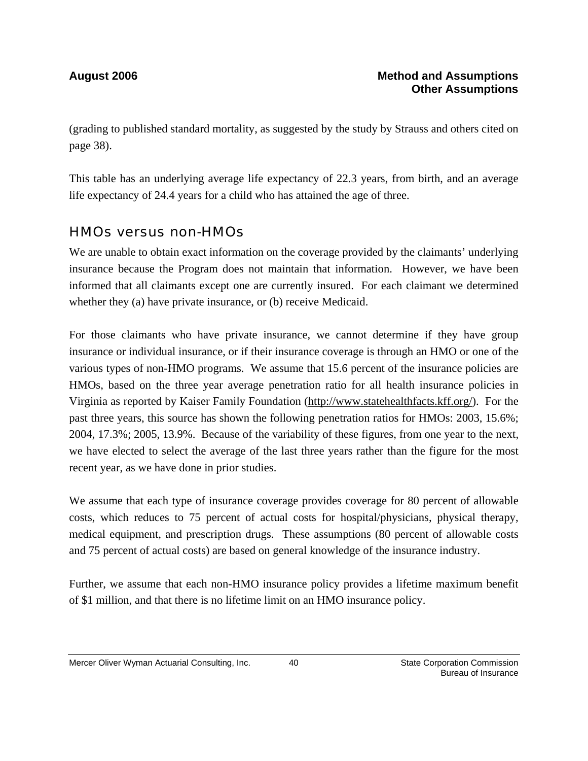(grading to published standard mortality, as suggested by the study by Strauss and others cited on page 38).

This table has an underlying average life expectancy of 22.3 years, from birth, and an average life expectancy of 24.4 years for a child who has attained the age of three.

## HMOs versus non-HMOs

We are unable to obtain exact information on the coverage provided by the claimants' underlying insurance because the Program does not maintain that information. However, we have been informed that all claimants except one are currently insured. For each claimant we determined whether they (a) have private insurance, or (b) receive Medicaid.

For those claimants who have private insurance, we cannot determine if they have group insurance or individual insurance, or if their insurance coverage is through an HMO or one of the various types of non-HMO programs. We assume that 15.6 percent of the insurance policies are HMOs, based on the three year average penetration ratio for all health insurance policies in Virginia as reported by Kaiser Family Foundation (http://www.statehealthfacts.kff.org/). For the past three years, this source has shown the following penetration ratios for HMOs: 2003, 15.6%; 2004, 17.3%; 2005, 13.9%. Because of the variability of these figures, from one year to the next, we have elected to select the average of the last three years rather than the figure for the most recent year, as we have done in prior studies.

We assume that each type of insurance coverage provides coverage for 80 percent of allowable costs, which reduces to 75 percent of actual costs for hospital/physicians, physical therapy, medical equipment, and prescription drugs. These assumptions (80 percent of allowable costs and 75 percent of actual costs) are based on general knowledge of the insurance industry.

Further, we assume that each non-HMO insurance policy provides a lifetime maximum benefit of $1 million, and that there is no lifetime limit on an HMO insurance policy.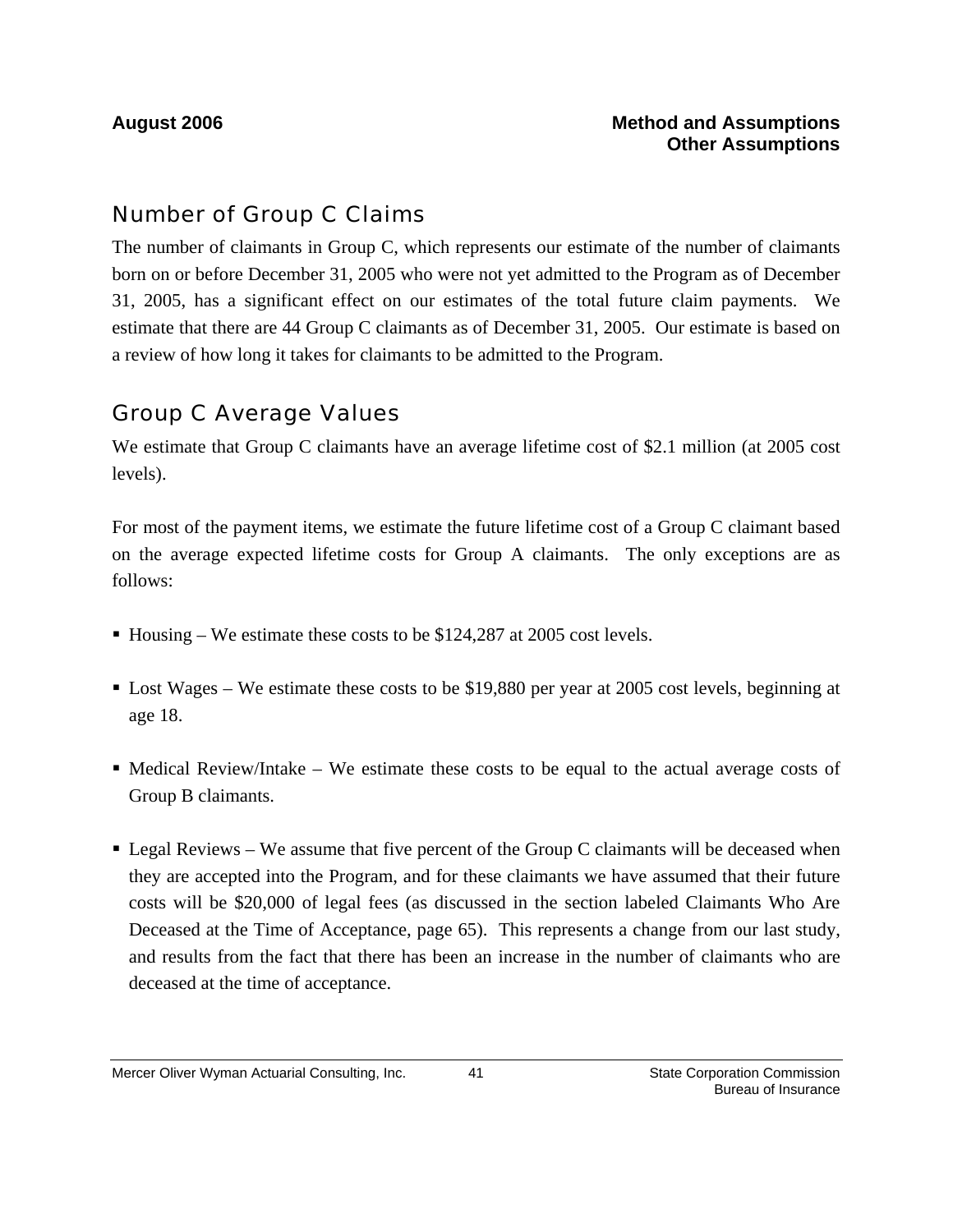## Number of Group C Claims

The number of claimants in Group C, which represents our estimate of the number of claimants born on or before December 31, 2005 who were not yet admitted to the Program as of December 31, 2005, has a significant effect on our estimates of the total future claim payments. We estimate that there are 44 Group C claimants as of December 31, 2005. Our estimate is based on a review of how long it takes for claimants to be admitted to the Program.

## Group C Average Values

We estimate that Group C claimants have an average lifetime cost of $2.1 million (at 2005 cost levels).

For most of the payment items, we estimate the future lifetime cost of a Group C claimant based on the average expected lifetime costs for Group A claimants. The only exceptions are as follows:

- Housing – We estimate these costs to be $124,287 at 2005 cost levels.
- Lost Wages – We estimate these costs to be $19,880 per year at 2005 cost levels, beginning at age 18.
- Medical Review/Intake – We estimate these costs to be equal to the actual average costs of Group B claimants.
- Legal Reviews – We assume that five percent of the Group C claimants will be deceased when they are accepted into the Program, and for these claimants we have assumed that their future costs will be $20,000 of legal fees (as discussed in the section labeled Claimants Who Are Deceased at the Time of Acceptance, page 65). This represents a change from our last study, and results from the fact that there has been an increase in the number of claimants who are deceased at the time of acceptance.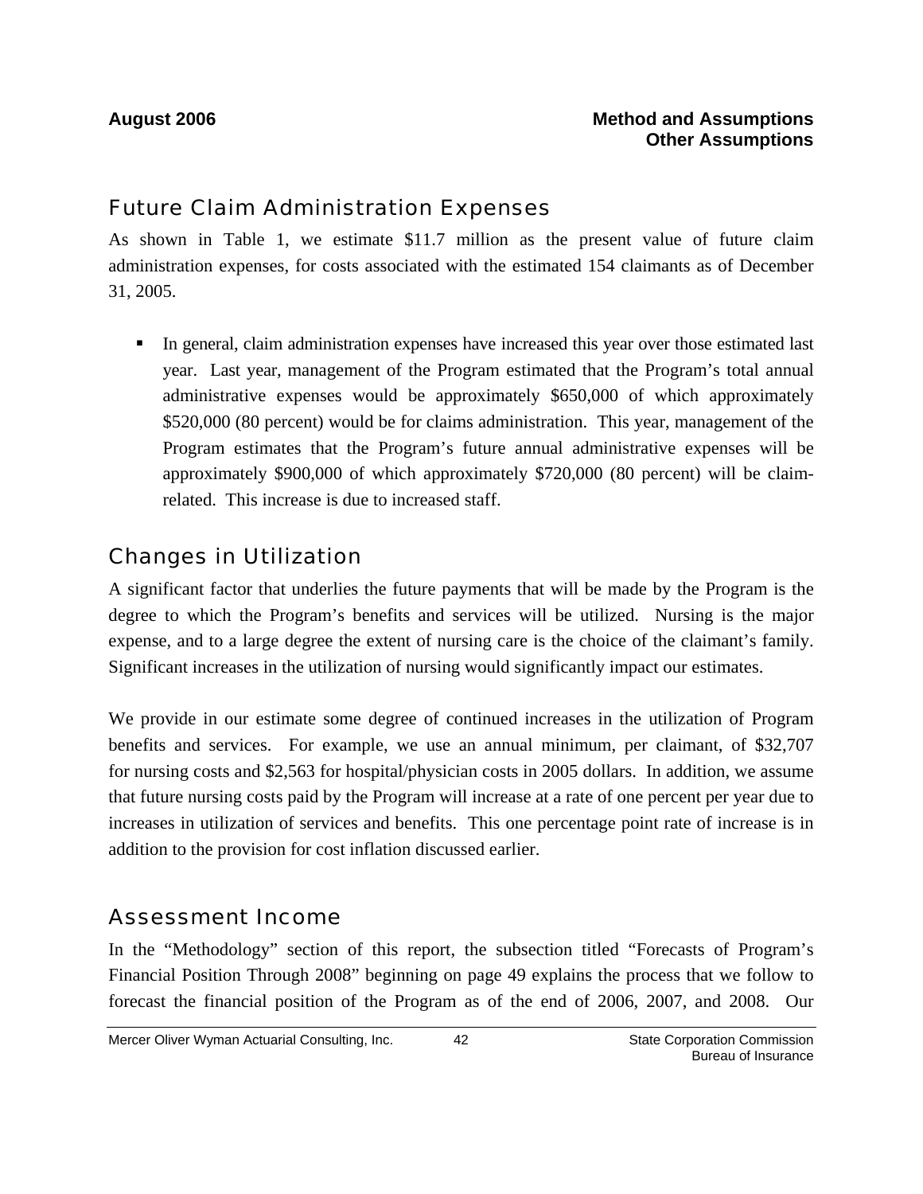## Future Claim Administration Expenses

As shown in Table 1, we estimate $11.7 million as the present value of future claim administration expenses, for costs associated with the estimated 154 claimants as of December 31, 2005.

- In general, claim administration expenses have increased this year over those estimated last year. Last year, management of the Program estimated that the Program's total annual administrative expenses would be approximately $650,000 of which approximately $520,000 (80 percent) would be for claims administration. This year, management of the Program estimates that the Program's future annual administrative expenses will be approximately $900,000 of which approximately $720,000 (80 percent) will be claim-related. This increase is due to increased staff.

## Changes in Utilization

A significant factor that underlies the future payments that will be made by the Program is the degree to which the Program's benefits and services will be utilized. Nursing is the major expense, and to a large degree the extent of nursing care is the choice of the claimant's family. Significant increases in the utilization of nursing would significantly impact our estimates.

We provide in our estimate some degree of continued increases in the utilization of Program benefits and services. For example, we use an annual minimum, per claimant, of $32,707 for nursing costs and $2,563 for hospital/physician costs in 2005 dollars. In addition, we assume that future nursing costs paid by the Program will increase at a rate of one percent per year due to increases in utilization of services and benefits. This one percentage point rate of increase is in addition to the provision for cost inflation discussed earlier.

## Assessment Income

In the "Methodology" section of this report, the subsection titled "Forecasts of Program's Financial Position Through 2008" beginning on page 49 explains the process that we follow to forecast the financial position of the Program as of the end of 2006, 2007, and 2008. Our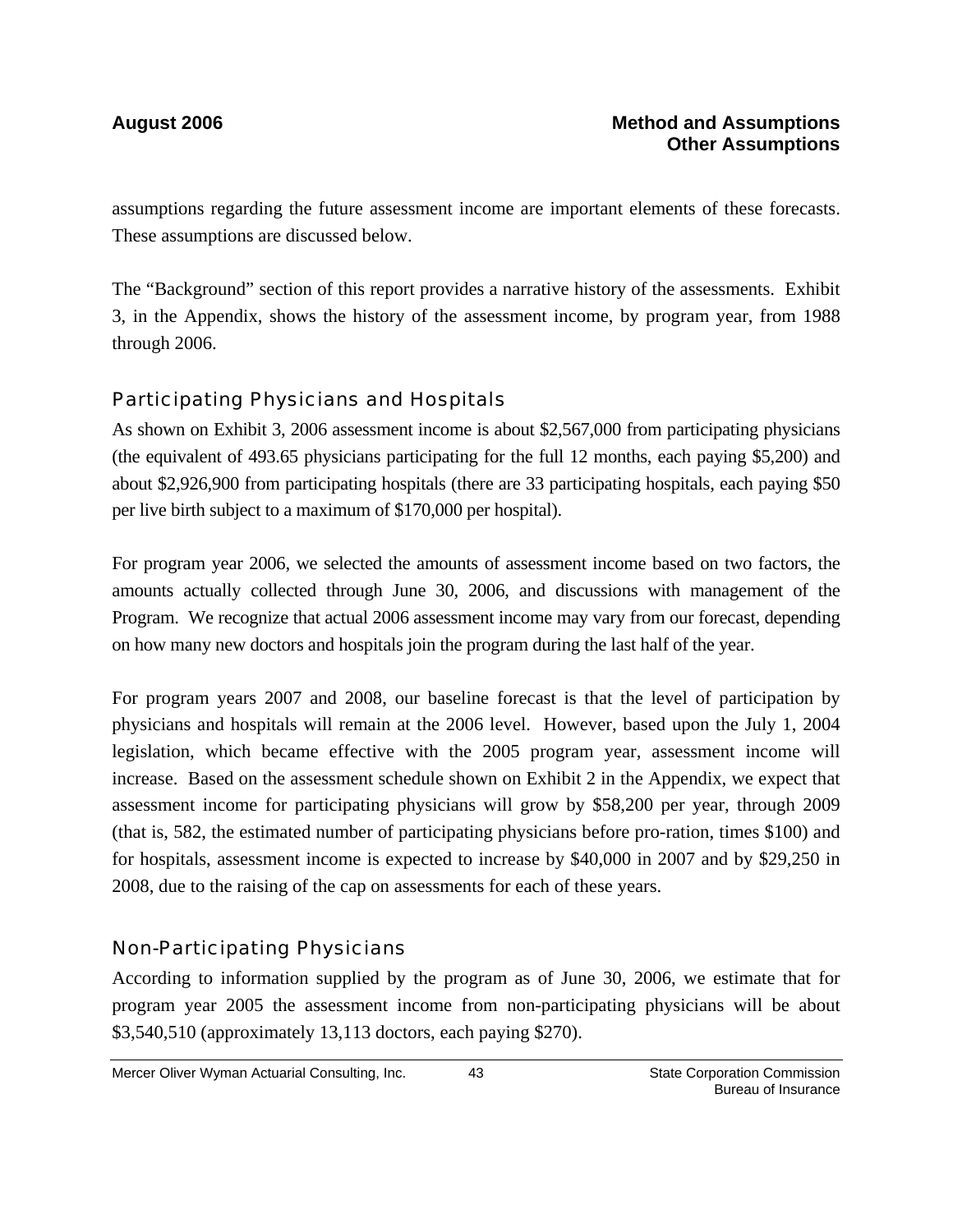assumptions regarding the future assessment income are important elements of these forecasts. These assumptions are discussed below.

The "Background" section of this report provides a narrative history of the assessments. Exhibit 3, in the Appendix, shows the history of the assessment income, by program year, from 1988 through 2006.

### Participating Physicians and Hospitals

As shown on Exhibit 3, 2006 assessment income is about $2,567,000 from participating physicians (the equivalent of 493.65 physicians participating for the full 12 months, each paying $5,200) and about $2,926,900 from participating hospitals (there are 33 participating hospitals, each paying $50 per live birth subject to a maximum of $170,000 per hospital).

For program year 2006, we selected the amounts of assessment income based on two factors, the amounts actually collected through June 30, 2006, and discussions with management of the Program. We recognize that actual 2006 assessment income may vary from our forecast, depending on how many new doctors and hospitals join the program during the last half of the year.

For program years 2007 and 2008, our baseline forecast is that the level of participation by physicians and hospitals will remain at the 2006 level. However, based upon the July 1, 2004 legislation, which became effective with the 2005 program year, assessment income will increase. Based on the assessment schedule shown on Exhibit 2 in the Appendix, we expect that assessment income for participating physicians will grow by $58,200 per year, through 2009 (that is, 582, the estimated number of participating physicians before pro-ration, times $100) and for hospitals, assessment income is expected to increase by $40,000 in 2007 and by $29,250 in 2008, due to the raising of the cap on assessments for each of these years.

### Non-Participating Physicians

According to information supplied by the program as of June 30, 2006, we estimate that for program year 2005 the assessment income from non-participating physicians will be about $3,540,510 (approximately 13,113 doctors, each paying $270).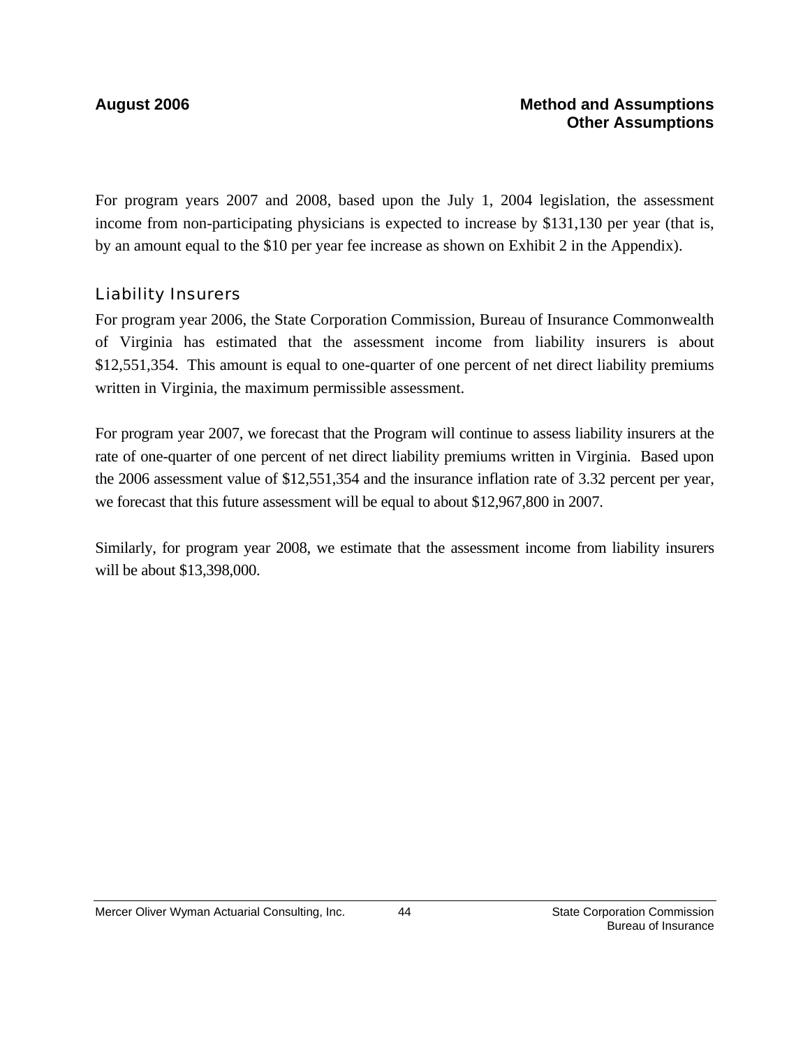For program years 2007 and 2008, based upon the July 1, 2004 legislation, the assessment income from non-participating physicians is expected to increase by $131,130 per year (that is, by an amount equal to the $10 per year fee increase as shown on Exhibit 2 in the Appendix).

### Liability Insurers

For program year 2006, the State Corporation Commission, Bureau of Insurance Commonwealth of Virginia has estimated that the assessment income from liability insurers is about $12,551,354. This amount is equal to one-quarter of one percent of net direct liability premiums written in Virginia, the maximum permissible assessment.

For program year 2007, we forecast that the Program will continue to assess liability insurers at the rate of one-quarter of one percent of net direct liability premiums written in Virginia. Based upon the 2006 assessment value of $12,551,354 and the insurance inflation rate of 3.32 percent per year, we forecast that this future assessment will be equal to about $12,967,800 in 2007.

Similarly, for program year 2008, we estimate that the assessment income from liability insurers will be about $13,398,000.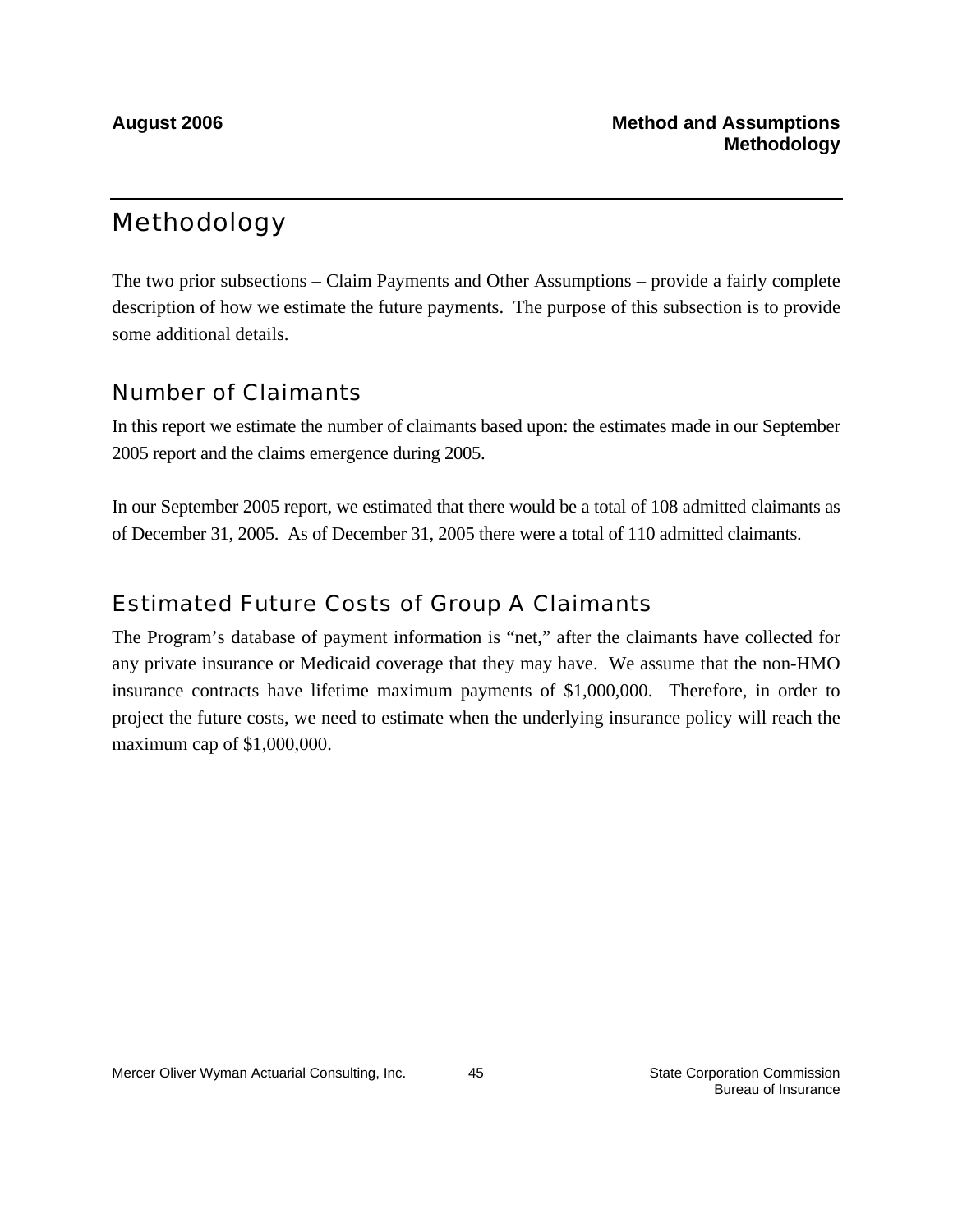# Methodology

The two prior subsections – Claim Payments and Other Assumptions – provide a fairly complete description of how we estimate the future payments. The purpose of this subsection is to provide some additional details.

## Number of Claimants

In this report we estimate the number of claimants based upon: the estimates made in our September 2005 report and the claims emergence during 2005.

In our September 2005 report, we estimated that there would be a total of 108 admitted claimants as of December 31, 2005. As of December 31, 2005 there were a total of 110 admitted claimants.

## Estimated Future Costs of Group A Claimants

The Program's database of payment information is "net," after the claimants have collected for any private insurance or Medicaid coverage that they may have. We assume that the non-HMO insurance contracts have lifetime maximum payments of $1,000,000. Therefore, in order to project the future costs, we need to estimate when the underlying insurance policy will reach the maximum cap of $1,000,000.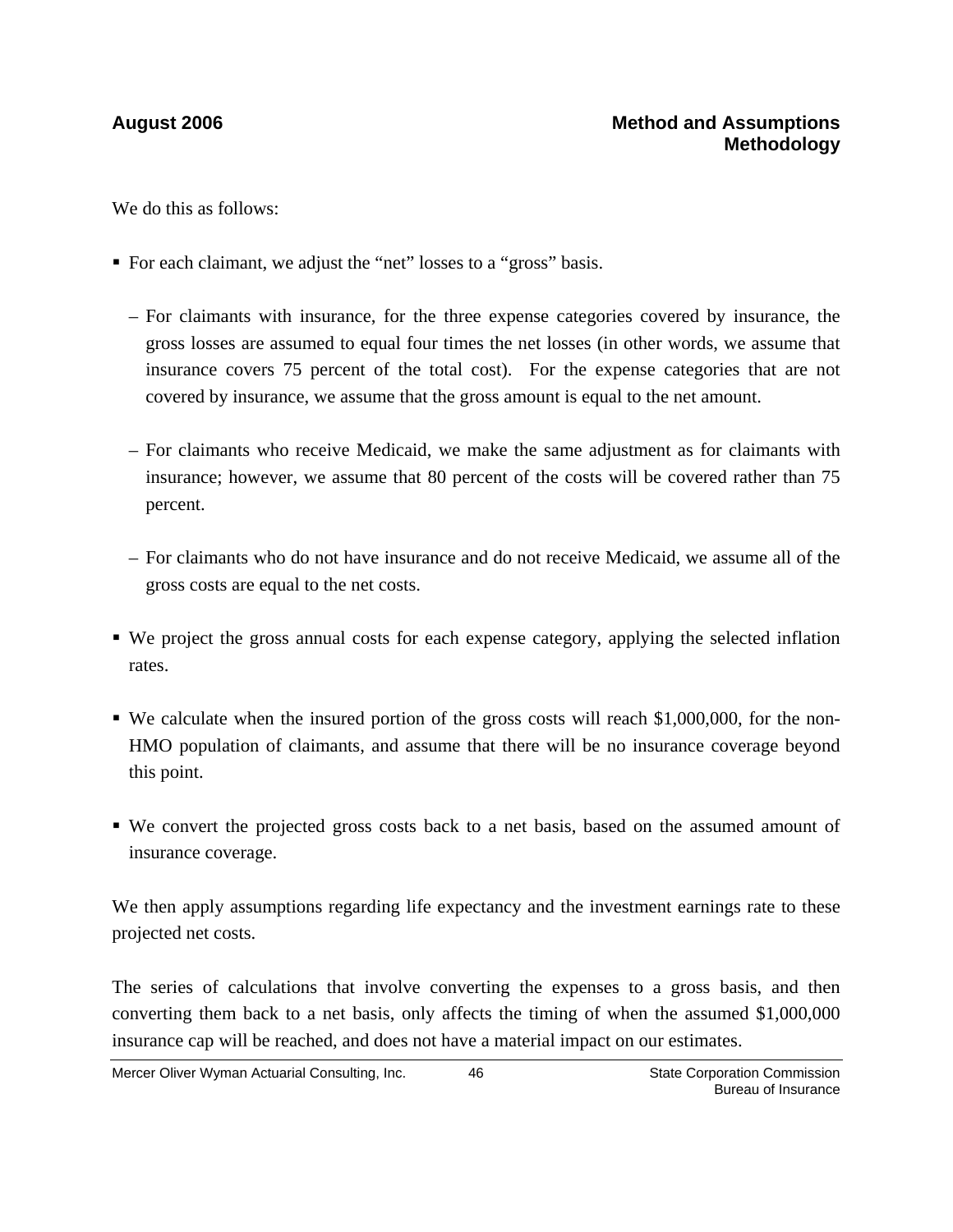We do this as follows:

- For each claimant, we adjust the "net" losses to a "gross" basis.
  - For claimants with insurance, for the three expense categories covered by insurance, the gross losses are assumed to equal four times the net losses (in other words, we assume that insurance covers 75 percent of the total cost). For the expense categories that are not covered by insurance, we assume that the gross amount is equal to the net amount.
  - For claimants who receive Medicaid, we make the same adjustment as for claimants with insurance; however, we assume that 80 percent of the costs will be covered rather than 75 percent.
  - For claimants who do not have insurance and do not receive Medicaid, we assume all of the gross costs are equal to the net costs.
- We project the gross annual costs for each expense category, applying the selected inflation rates.
- We calculate when the insured portion of the gross costs will reach $1,000,000, for the non-HMO population of claimants, and assume that there will be no insurance coverage beyond this point.
- We convert the projected gross costs back to a net basis, based on the assumed amount of insurance coverage.

We then apply assumptions regarding life expectancy and the investment earnings rate to these projected net costs.

The series of calculations that involve converting the expenses to a gross basis, and then converting them back to a net basis, only affects the timing of when the assumed $1,000,000 insurance cap will be reached, and does not have a material impact on our estimates.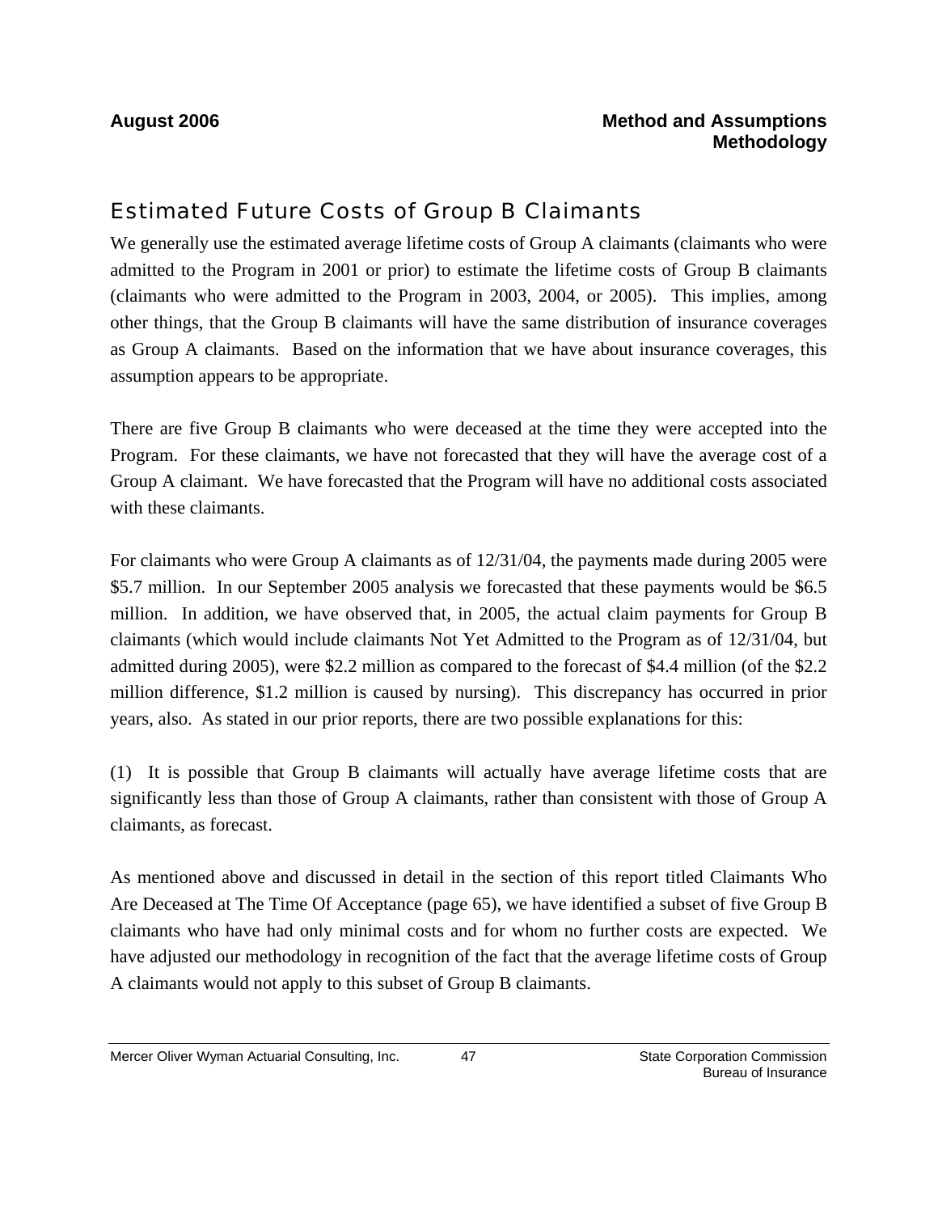## Estimated Future Costs of Group B Claimants

We generally use the estimated average lifetime costs of Group A claimants (claimants who were admitted to the Program in 2001 or prior) to estimate the lifetime costs of Group B claimants (claimants who were admitted to the Program in 2003, 2004, or 2005). This implies, among other things, that the Group B claimants will have the same distribution of insurance coverages as Group A claimants. Based on the information that we have about insurance coverages, this assumption appears to be appropriate.

There are five Group B claimants who were deceased at the time they were accepted into the Program. For these claimants, we have not forecasted that they will have the average cost of a Group A claimant. We have forecasted that the Program will have no additional costs associated with these claimants.

For claimants who were Group A claimants as of 12/31/04, the payments made during 2005 were $5.7 million. In our September 2005 analysis we forecasted that these payments would be $6.5 million. In addition, we have observed that, in 2005, the actual claim payments for Group B claimants (which would include claimants Not Yet Admitted to the Program as of 12/31/04, but admitted during 2005), were $2.2 million as compared to the forecast of $4.4 million (of the $2.2 million difference, $1.2 million is caused by nursing). This discrepancy has occurred in prior years, also. As stated in our prior reports, there are two possible explanations for this:

(1) It is possible that Group B claimants will actually have average lifetime costs that are significantly less than those of Group A claimants, rather than consistent with those of Group A claimants, as forecast.

As mentioned above and discussed in detail in the section of this report titled Claimants Who Are Deceased at The Time Of Acceptance (page 65), we have identified a subset of five Group B claimants who have had only minimal costs and for whom no further costs are expected. We have adjusted our methodology in recognition of the fact that the average lifetime costs of Group A claimants would not apply to this subset of Group B claimants.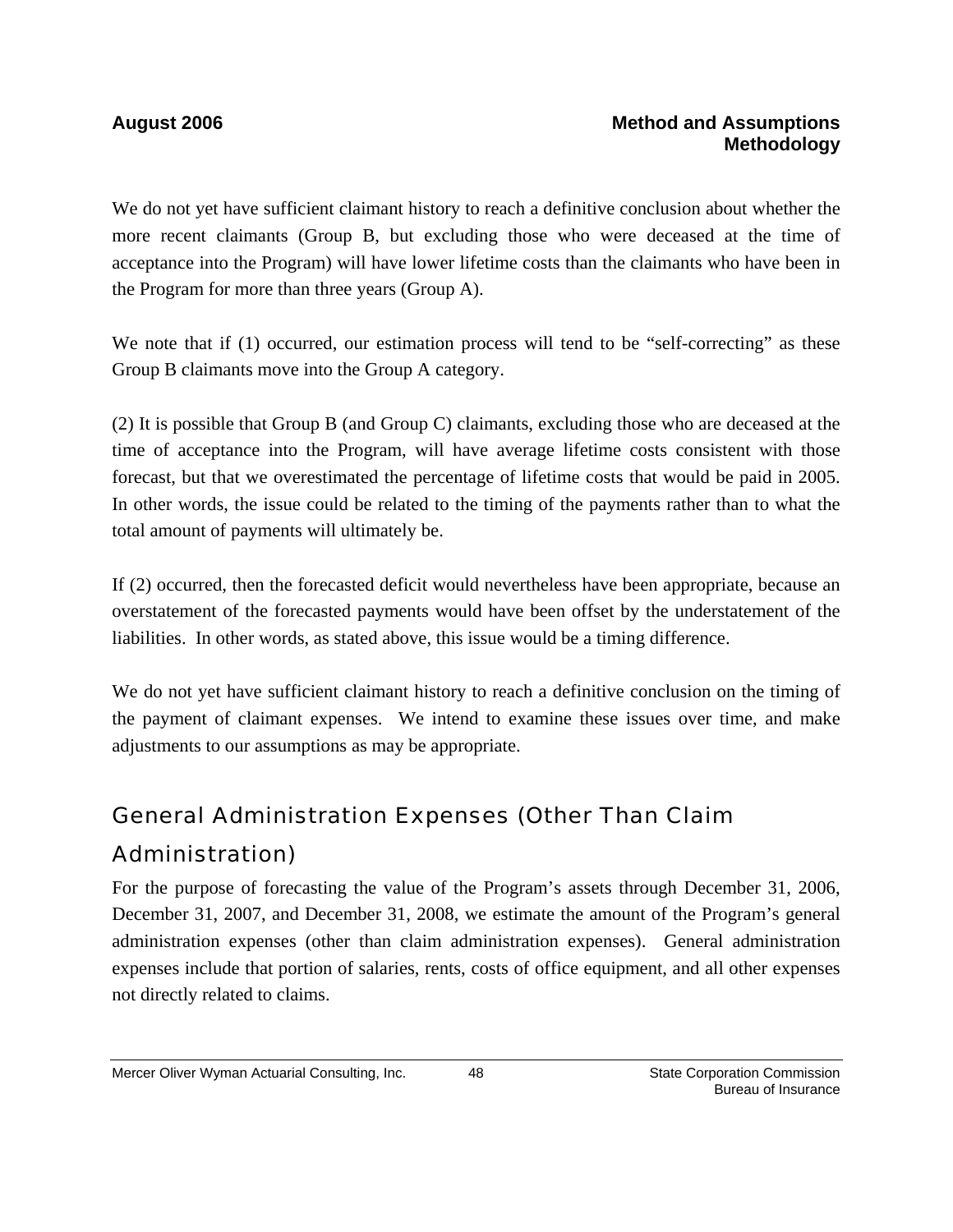We do not yet have sufficient claimant history to reach a definitive conclusion about whether the more recent claimants (Group B, but excluding those who were deceased at the time of acceptance into the Program) will have lower lifetime costs than the claimants who have been in the Program for more than three years (Group A).

We note that if (1) occurred, our estimation process will tend to be "self-correcting" as these Group B claimants move into the Group A category.

(2) It is possible that Group B (and Group C) claimants, excluding those who are deceased at the time of acceptance into the Program, will have average lifetime costs consistent with those forecast, but that we overestimated the percentage of lifetime costs that would be paid in 2005. In other words, the issue could be related to the timing of the payments rather than to what the total amount of payments will ultimately be.

If (2) occurred, then the forecasted deficit would nevertheless have been appropriate, because an overstatement of the forecasted payments would have been offset by the understatement of the liabilities. In other words, as stated above, this issue would be a timing difference.

We do not yet have sufficient claimant history to reach a definitive conclusion on the timing of the payment of claimant expenses. We intend to examine these issues over time, and make adjustments to our assumptions as may be appropriate.

## General Administration Expenses (Other Than Claim Administration)

For the purpose of forecasting the value of the Program's assets through December 31, 2006, December 31, 2007, and December 31, 2008, we estimate the amount of the Program's general administration expenses (other than claim administration expenses). General administration expenses include that portion of salaries, rents, costs of office equipment, and all other expenses not directly related to claims.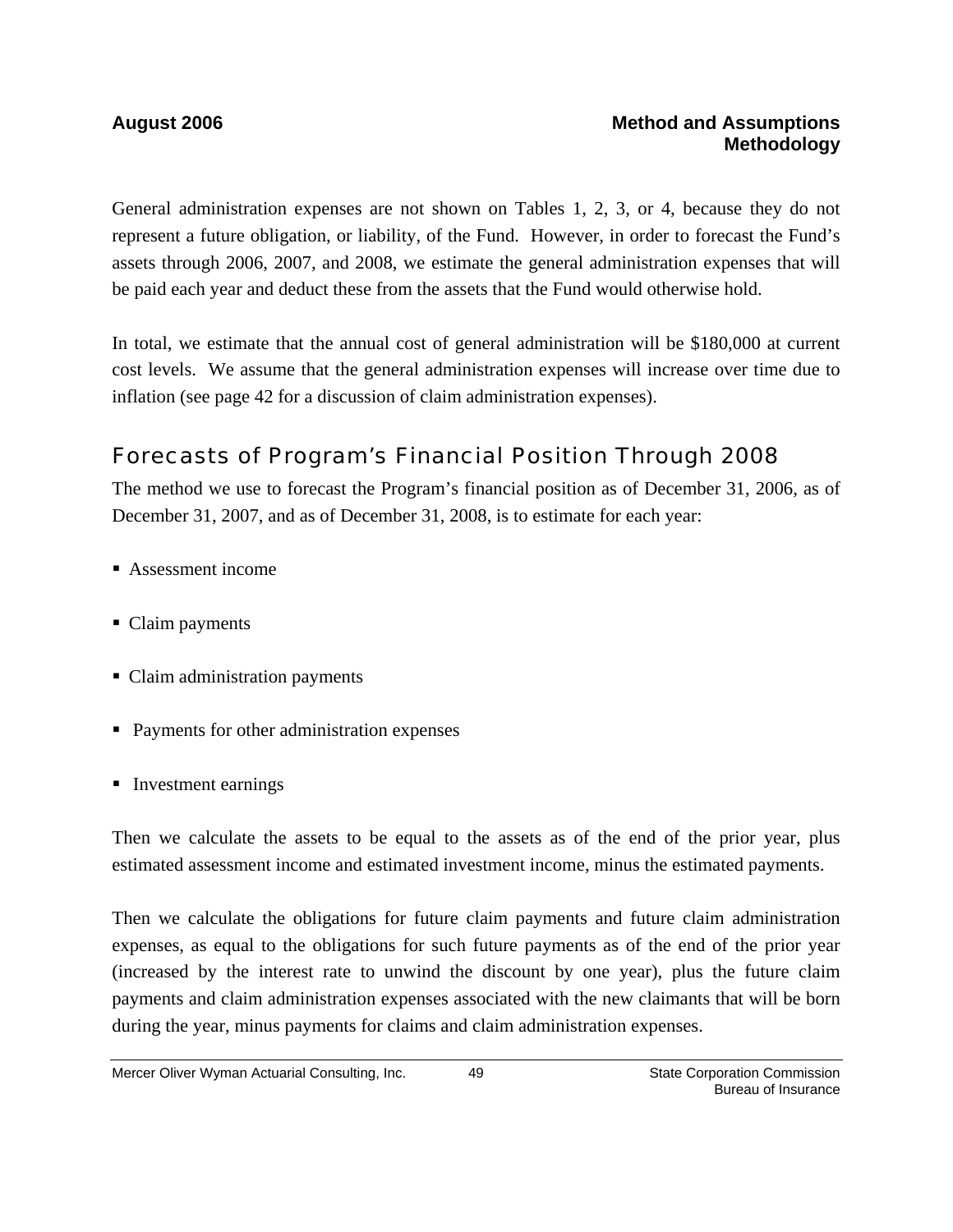General administration expenses are not shown on Tables 1, 2, 3, or 4, because they do not represent a future obligation, or liability, of the Fund. However, in order to forecast the Fund's assets through 2006, 2007, and 2008, we estimate the general administration expenses that will be paid each year and deduct these from the assets that the Fund would otherwise hold.

In total, we estimate that the annual cost of general administration will be $180,000 at current cost levels. We assume that the general administration expenses will increase over time due to inflation (see page 42 for a discussion of claim administration expenses).

## Forecasts of Program's Financial Position Through 2008

The method we use to forecast the Program's financial position as of December 31, 2006, as of December 31, 2007, and as of December 31, 2008, is to estimate for each year:

- Assessment income
- Claim payments
- Claim administration payments
- Payments for other administration expenses
- Investment earnings

Then we calculate the assets to be equal to the assets as of the end of the prior year, plus estimated assessment income and estimated investment income, minus the estimated payments.

Then we calculate the obligations for future claim payments and future claim administration expenses, as equal to the obligations for such future payments as of the end of the prior year (increased by the interest rate to unwind the discount by one year), plus the future claim payments and claim administration expenses associated with the new claimants that will be born during the year, minus payments for claims and claim administration expenses.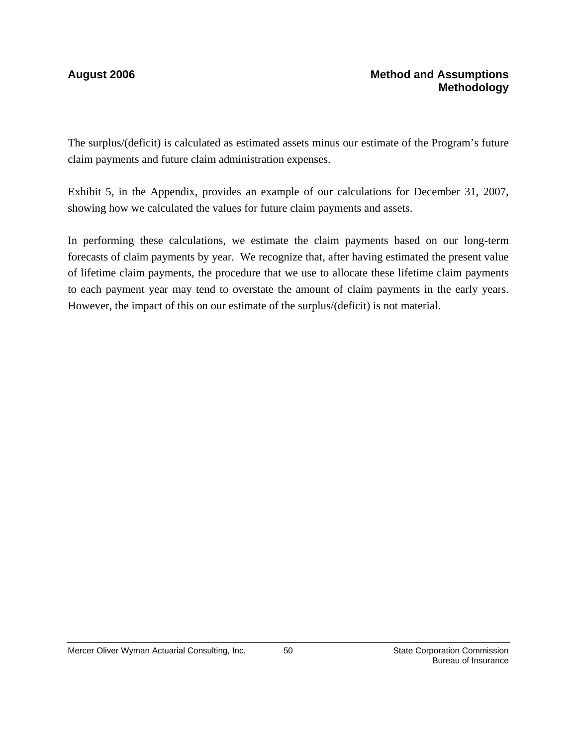The surplus/(deficit) is calculated as estimated assets minus our estimate of the Program's future claim payments and future claim administration expenses.

Exhibit 5, in the Appendix, provides an example of our calculations for December 31, 2007, showing how we calculated the values for future claim payments and assets.

In performing these calculations, we estimate the claim payments based on our long-term forecasts of claim payments by year. We recognize that, after having estimated the present value of lifetime claim payments, the procedure that we use to allocate these lifetime claim payments to each payment year may tend to overstate the amount of claim payments in the early years. However, the impact of this on our estimate of the surplus/(deficit) is not material.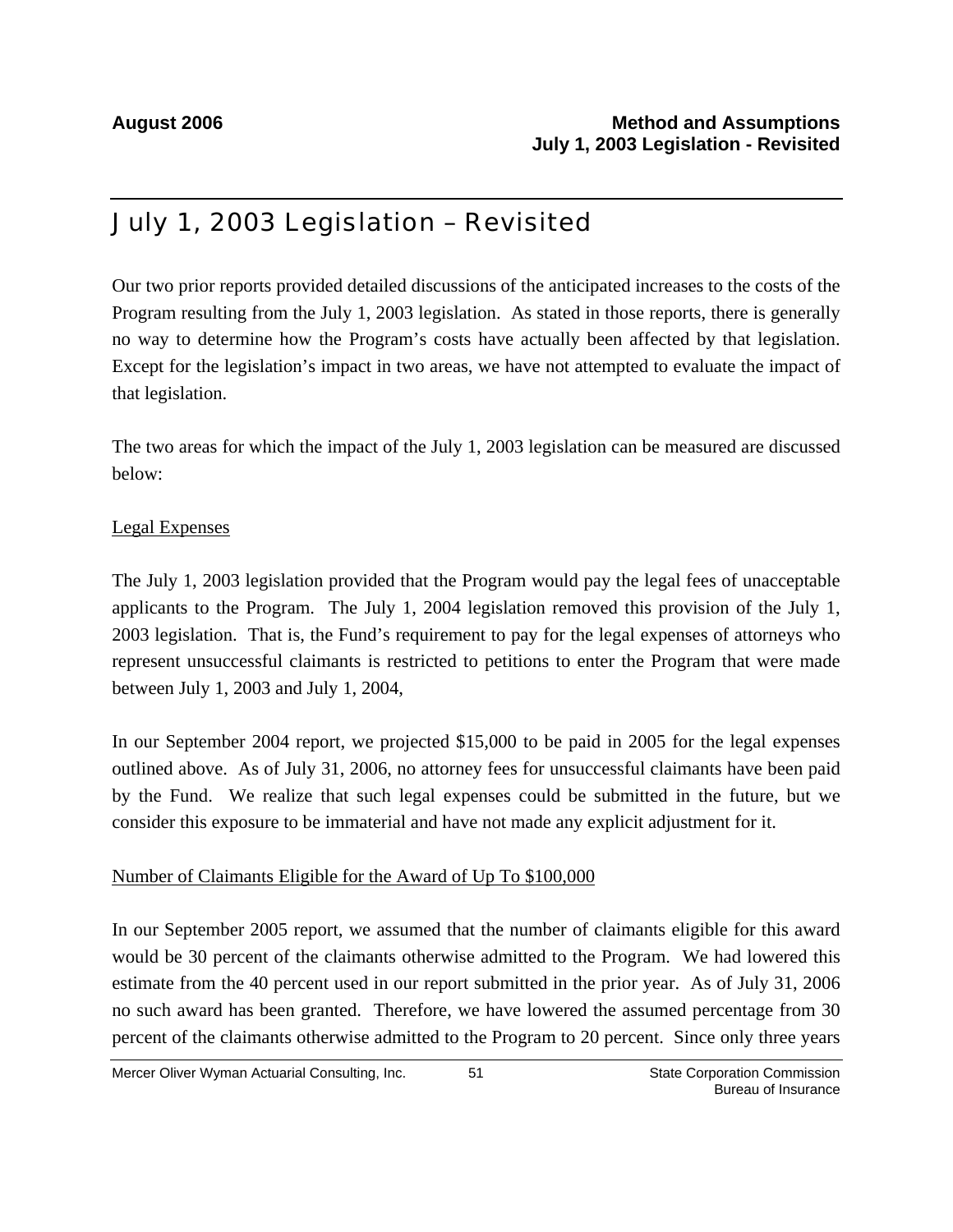# July 1, 2003 Legislation – Revisited

Our two prior reports provided detailed discussions of the anticipated increases to the costs of the Program resulting from the July 1, 2003 legislation. As stated in those reports, there is generally no way to determine how the Program's costs have actually been affected by that legislation. Except for the legislation's impact in two areas, we have not attempted to evaluate the impact of that legislation.

The two areas for which the impact of the July 1, 2003 legislation can be measured are discussed below:

## Legal Expenses

The July 1, 2003 legislation provided that the Program would pay the legal fees of unacceptable applicants to the Program. The July 1, 2004 legislation removed this provision of the July 1, 2003 legislation. That is, the Fund's requirement to pay for the legal expenses of attorneys who represent unsuccessful claimants is restricted to petitions to enter the Program that were made between July 1, 2003 and July 1, 2004,

In our September 2004 report, we projected $15,000 to be paid in 2005 for the legal expenses outlined above. As of July 31, 2006, no attorney fees for unsuccessful claimants have been paid by the Fund. We realize that such legal expenses could be submitted in the future, but we consider this exposure to be immaterial and have not made any explicit adjustment for it.

## Number of Claimants Eligible for the Award of Up To $100,000

In our September 2005 report, we assumed that the number of claimants eligible for this award would be 30 percent of the claimants otherwise admitted to the Program. We had lowered this estimate from the 40 percent used in our report submitted in the prior year. As of July 31, 2006 no such award has been granted. Therefore, we have lowered the assumed percentage from 30 percent of the claimants otherwise admitted to the Program to 20 percent. Since only three years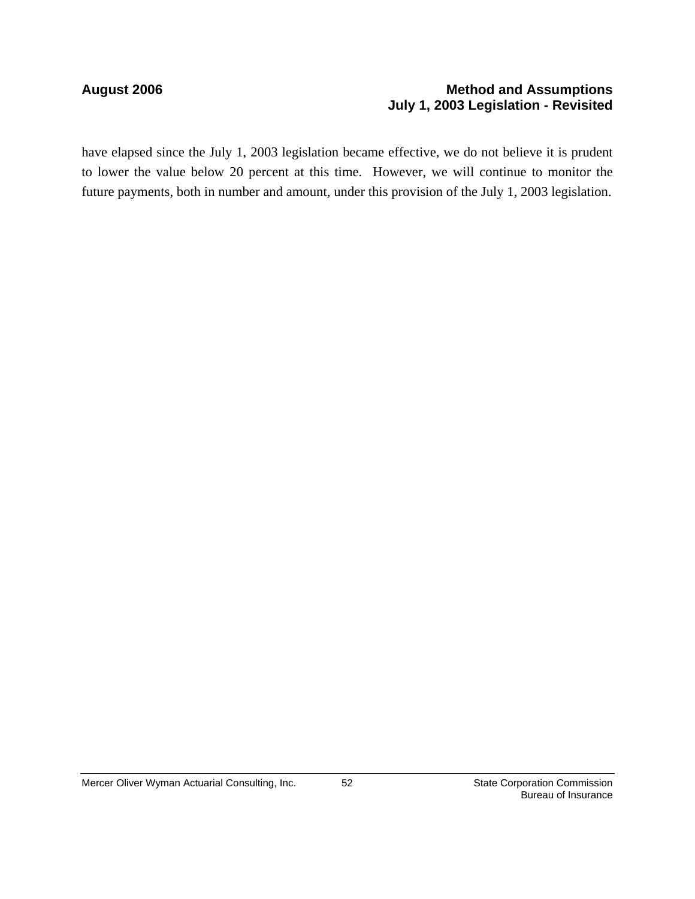have elapsed since the July 1, 2003 legislation became effective, we do not believe it is prudent to lower the value below 20 percent at this time. However, we will continue to monitor the future payments, both in number and amount, under this provision of the July 1, 2003 legislation.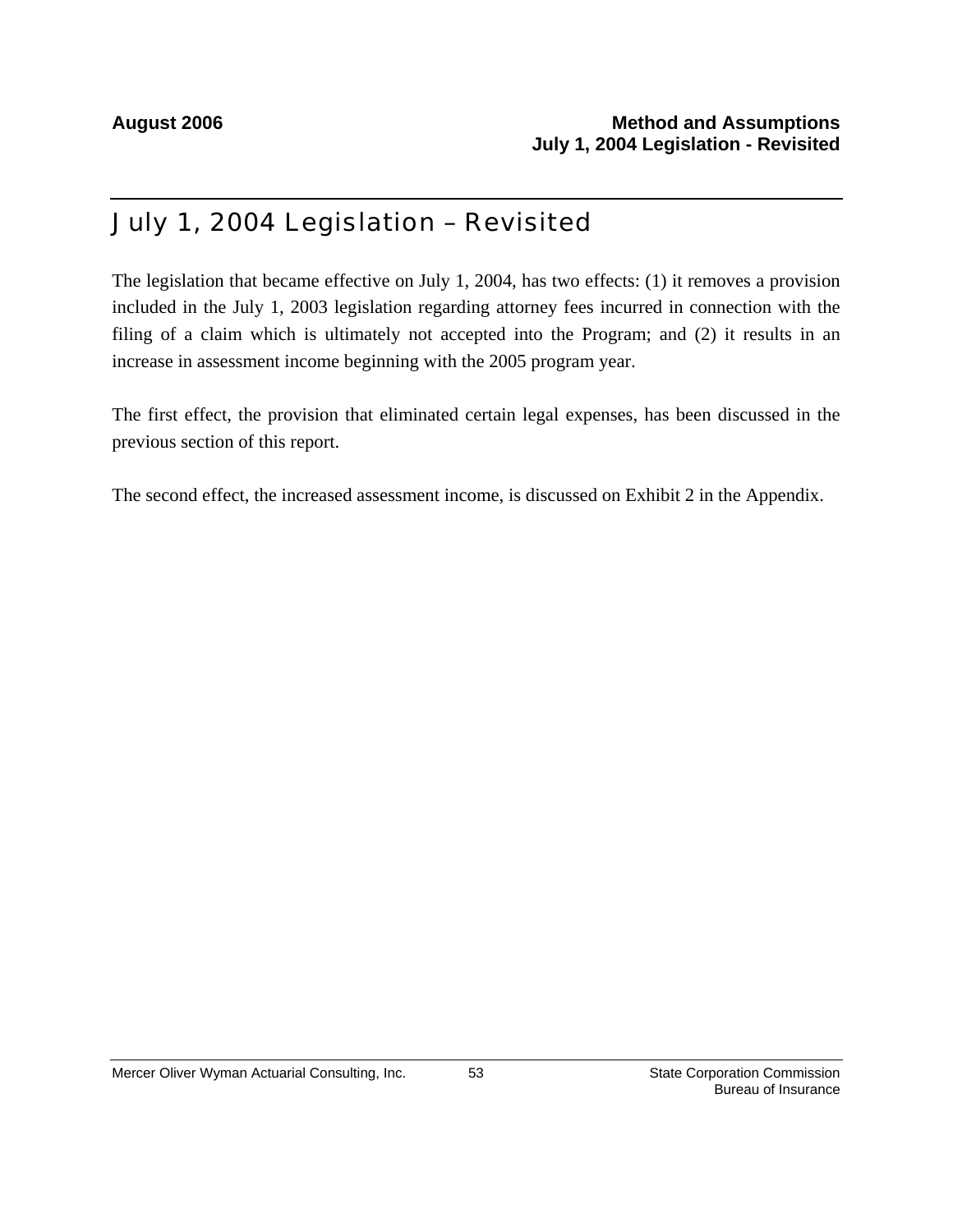# July 1, 2004 Legislation – Revisited

The legislation that became effective on July 1, 2004, has two effects: (1) it removes a provision included in the July 1, 2003 legislation regarding attorney fees incurred in connection with the filing of a claim which is ultimately not accepted into the Program; and (2) it results in an increase in assessment income beginning with the 2005 program year.

The first effect, the provision that eliminated certain legal expenses, has been discussed in the previous section of this report.

The second effect, the increased assessment income, is discussed on Exhibit 2 in the Appendix.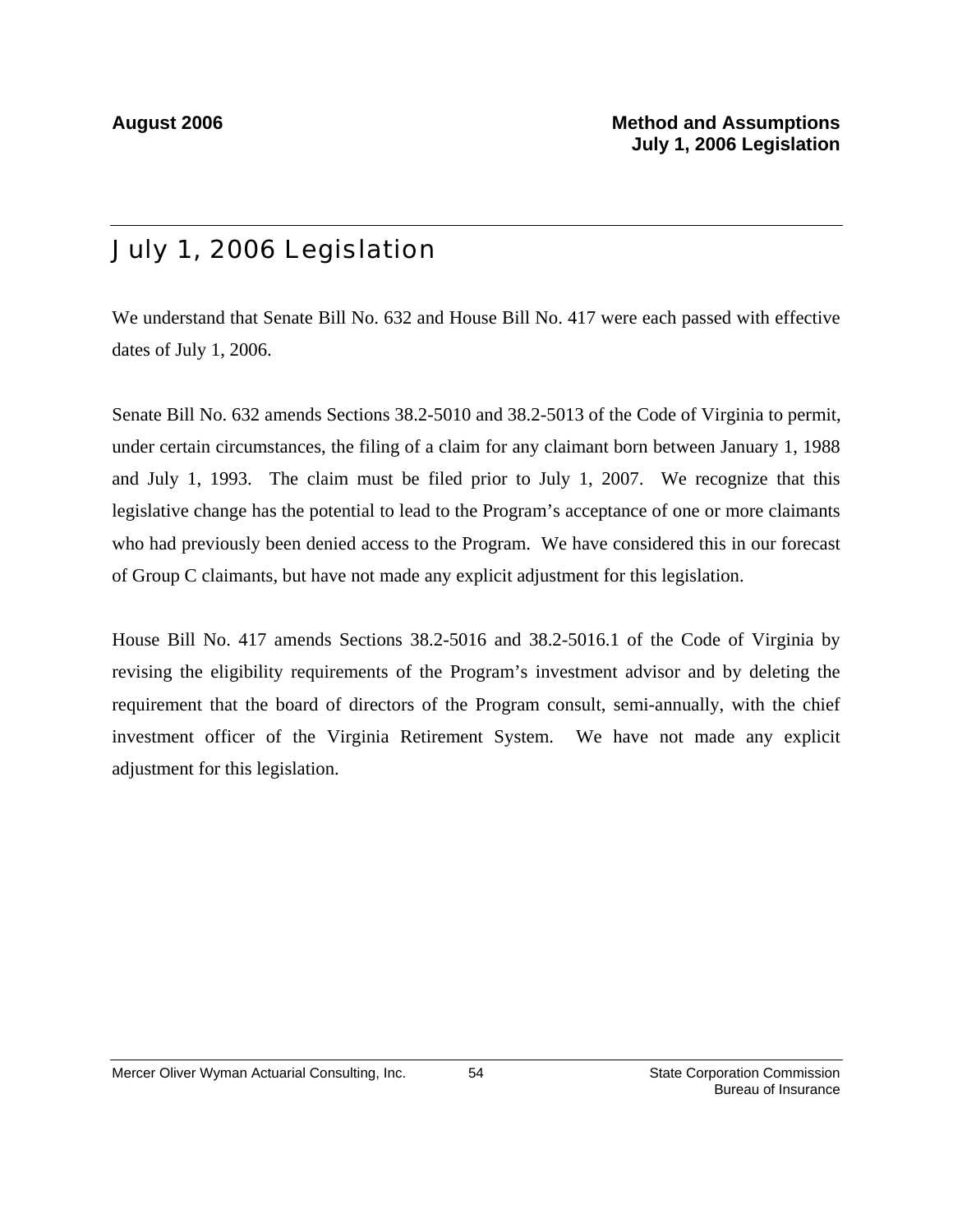# July 1, 2006 Legislation

We understand that Senate Bill No. 632 and House Bill No. 417 were each passed with effective dates of July 1, 2006.

Senate Bill No. 632 amends Sections 38.2-5010 and 38.2-5013 of the Code of Virginia to permit, under certain circumstances, the filing of a claim for any claimant born between January 1, 1988 and July 1, 1993. The claim must be filed prior to July 1, 2007. We recognize that this legislative change has the potential to lead to the Program's acceptance of one or more claimants who had previously been denied access to the Program. We have considered this in our forecast of Group C claimants, but have not made any explicit adjustment for this legislation.

House Bill No. 417 amends Sections 38.2-5016 and 38.2-5016.1 of the Code of Virginia by revising the eligibility requirements of the Program's investment advisor and by deleting the requirement that the board of directors of the Program consult, semi-annually, with the chief investment officer of the Virginia Retirement System. We have not made any explicit adjustment for this legislation.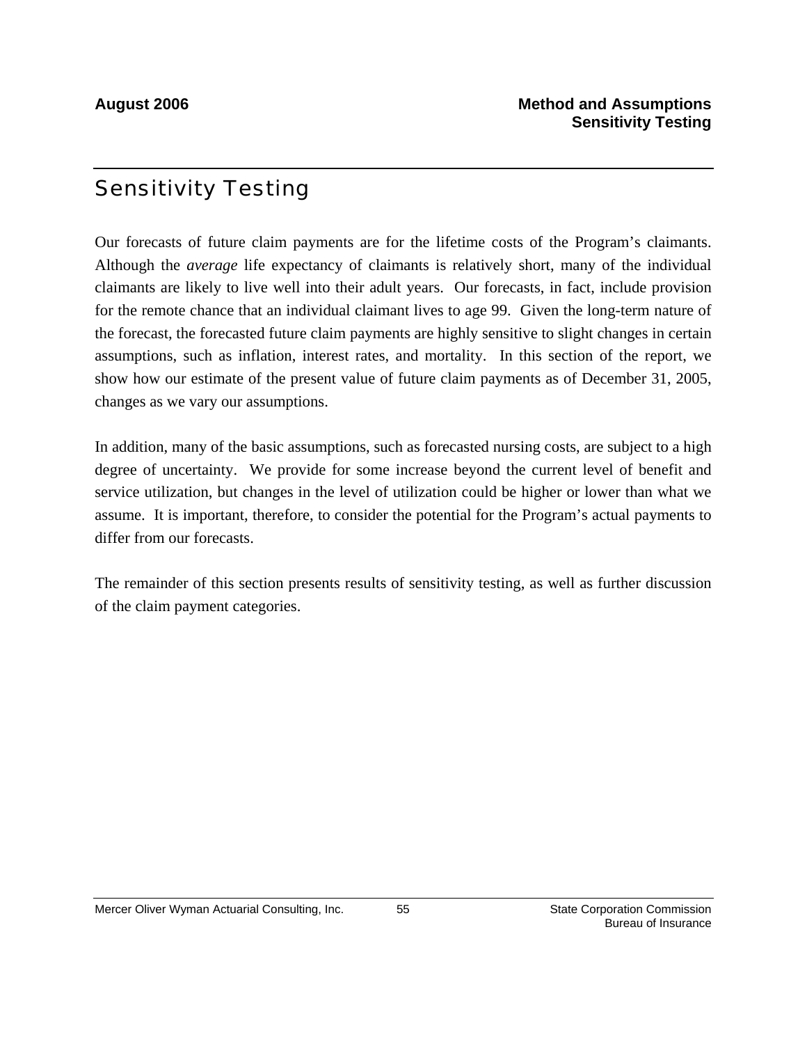# Sensitivity Testing

Our forecasts of future claim payments are for the lifetime costs of the Program's claimants. Although the *average* life expectancy of claimants is relatively short, many of the individual claimants are likely to live well into their adult years. Our forecasts, in fact, include provision for the remote chance that an individual claimant lives to age 99. Given the long-term nature of the forecast, the forecasted future claim payments are highly sensitive to slight changes in certain assumptions, such as inflation, interest rates, and mortality. In this section of the report, we show how our estimate of the present value of future claim payments as of December 31, 2005, changes as we vary our assumptions.

In addition, many of the basic assumptions, such as forecasted nursing costs, are subject to a high degree of uncertainty. We provide for some increase beyond the current level of benefit and service utilization, but changes in the level of utilization could be higher or lower than what we assume. It is important, therefore, to consider the potential for the Program's actual payments to differ from our forecasts.

The remainder of this section presents results of sensitivity testing, as well as further discussion of the claim payment categories.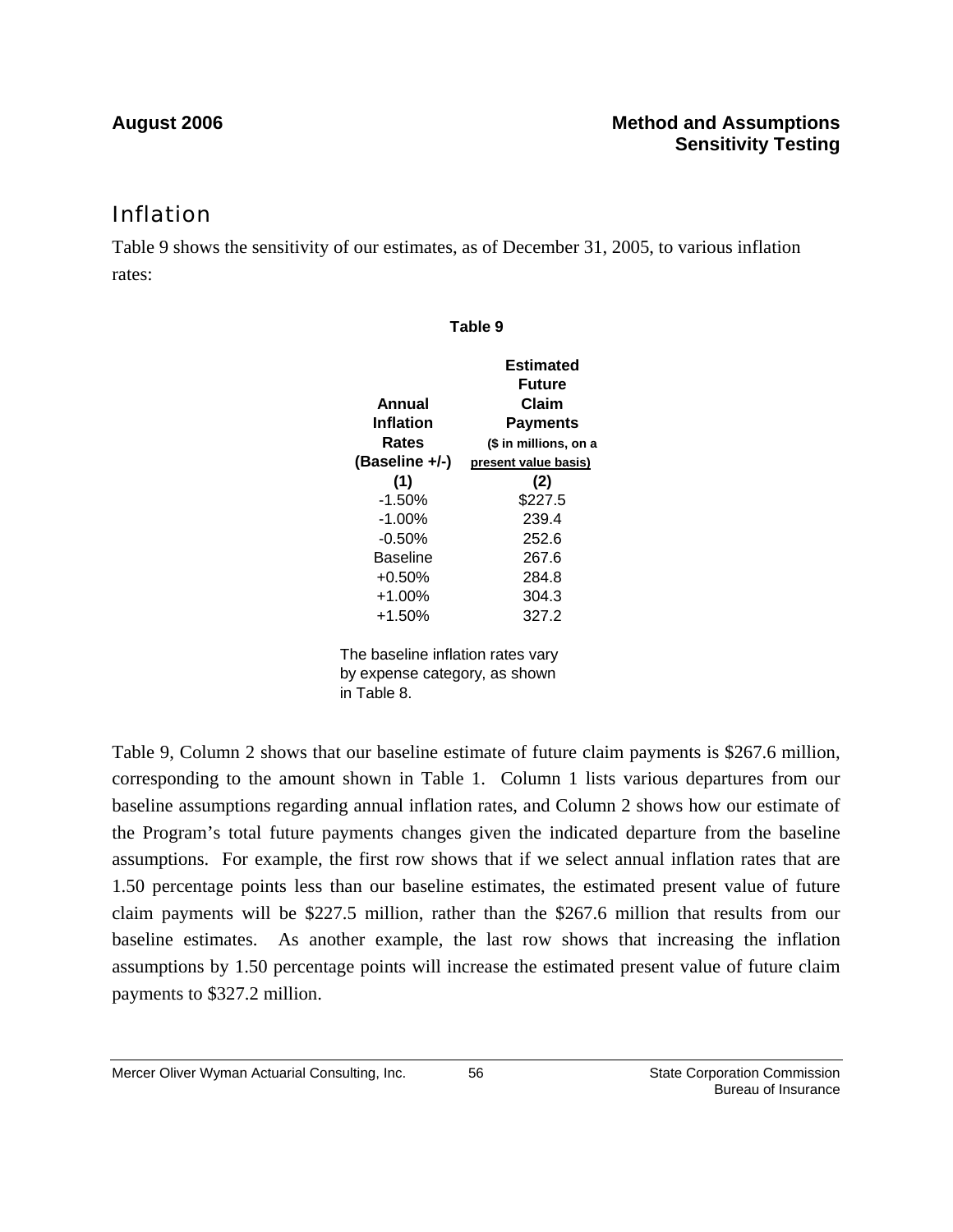## Inflation

Table 9 shows the sensitivity of our estimates, as of December 31, 2005, to various inflation rates:

**Table 9**

| **Annual Inflation Rates (Baseline +/-)** | **Estimated Future Claim Payments ($ in millions, on a present value basis)** |
|---|---|
| **(1)** | **(2)** |
| -1.50% | $227.5 |
| -1.00% | 239.4 |
| -0.50% | 252.6 |
| Baseline | 267.6 |
| +0.50% | 284.8 |
| +1.00% | 304.3 |
| +1.50% | 327.2 |

The baseline inflation rates vary by expense category, as shown in Table 8.

Table 9, Column 2 shows that our baseline estimate of future claim payments is $267.6 million, corresponding to the amount shown in Table 1. Column 1 lists various departures from our baseline assumptions regarding annual inflation rates, and Column 2 shows how our estimate of the Program's total future payments changes given the indicated departure from the baseline assumptions. For example, the first row shows that if we select annual inflation rates that are 1.50 percentage points less than our baseline estimates, the estimated present value of future claim payments will be $227.5 million, rather than the $267.6 million that results from our baseline estimates. As another example, the last row shows that increasing the inflation assumptions by 1.50 percentage points will increase the estimated present value of future claim payments to $327.2 million.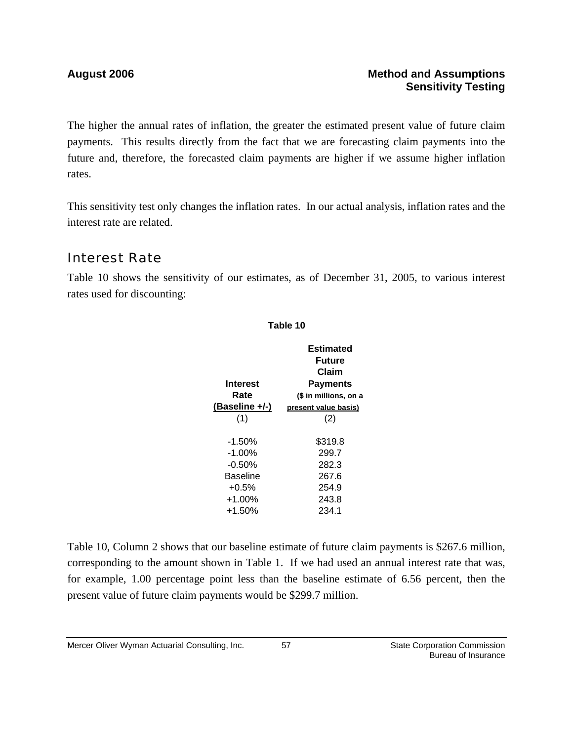The higher the annual rates of inflation, the greater the estimated present value of future claim payments. This results directly from the fact that we are forecasting claim payments into the future and, therefore, the forecasted claim payments are higher if we assume higher inflation rates.

This sensitivity test only changes the inflation rates. In our actual analysis, inflation rates and the interest rate are related.

## Interest Rate

Table 10 shows the sensitivity of our estimates, as of December 31, 2005, to various interest rates used for discounting:

**Table 10**

| Interest Rate (Baseline +/-) | Estimated Future Claim Payments ($ in millions, on a present value basis) |
|---|---|
| (1) | (2) |
| -1.50% | $319.8 |
| -1.00% | 299.7 |
| -0.50% | 282.3 |
| Baseline | 267.6 |
| +0.5% | 254.9 |
| +1.00% | 243.8 |
| +1.50% | 234.1 |

Table 10, Column 2 shows that our baseline estimate of future claim payments is $267.6 million, corresponding to the amount shown in Table 1. If we had used an annual interest rate that was, for example, 1.00 percentage point less than the baseline estimate of 6.56 percent, then the present value of future claim payments would be $299.7 million.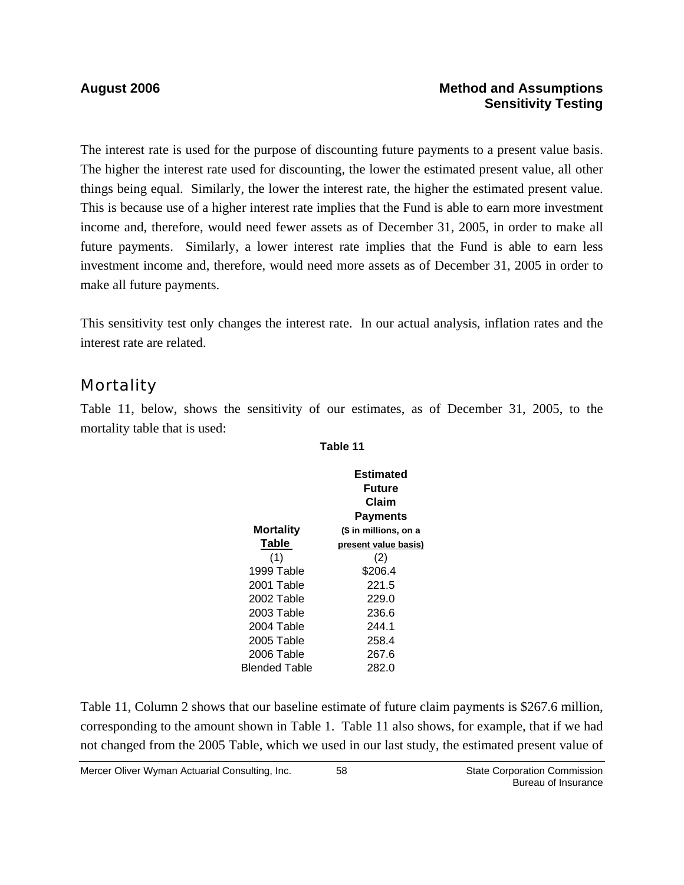The interest rate is used for the purpose of discounting future payments to a present value basis. The higher the interest rate used for discounting, the lower the estimated present value, all other things being equal. Similarly, the lower the interest rate, the higher the estimated present value. This is because use of a higher interest rate implies that the Fund is able to earn more investment income and, therefore, would need fewer assets as of December 31, 2005, in order to make all future payments. Similarly, a lower interest rate implies that the Fund is able to earn less investment income and, therefore, would need more assets as of December 31, 2005 in order to make all future payments.

This sensitivity test only changes the interest rate. In our actual analysis, inflation rates and the interest rate are related.

## Mortality

Table 11, below, shows the sensitivity of our estimates, as of December 31, 2005, to the mortality table that is used:

**Table 11**

| Mortality Table | Estimated Future Claim Payments ($ in millions, on a present value basis) |
|---|---|
| (1) | (2) |
| 1999 Table | $206.4 |
| 2001 Table | 221.5 |
| 2002 Table | 229.0 |
| 2003 Table | 236.6 |
| 2004 Table | 244.1 |
| 2005 Table | 258.4 |
| 2006 Table | 267.6 |
| Blended Table | 282.0 |

Table 11, Column 2 shows that our baseline estimate of future claim payments is $267.6 million, corresponding to the amount shown in Table 1. Table 11 also shows, for example, that if we had not changed from the 2005 Table, which we used in our last study, the estimated present value of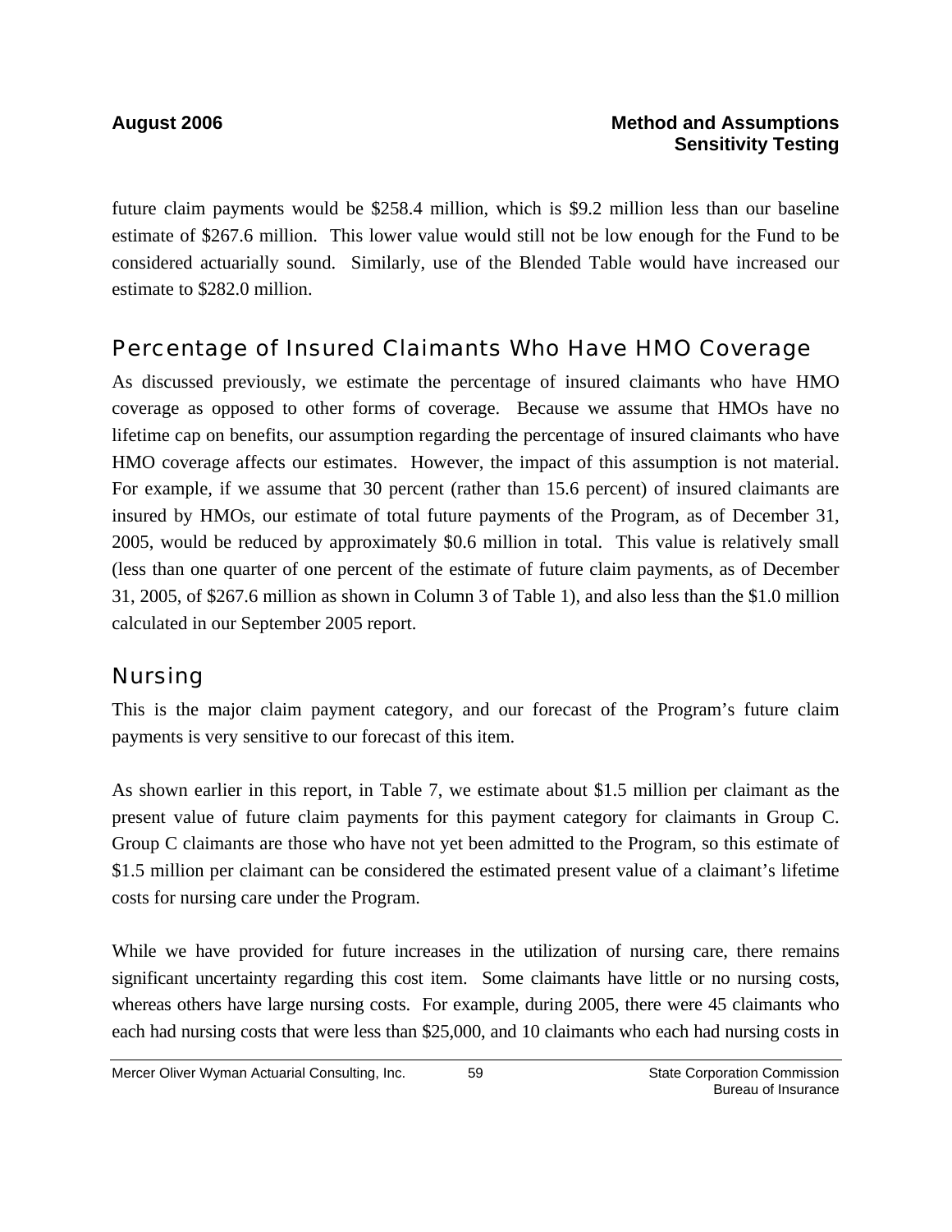future claim payments would be $258.4 million, which is $9.2 million less than our baseline estimate of $267.6 million. This lower value would still not be low enough for the Fund to be considered actuarially sound. Similarly, use of the Blended Table would have increased our estimate to $282.0 million.

## Percentage of Insured Claimants Who Have HMO Coverage

As discussed previously, we estimate the percentage of insured claimants who have HMO coverage as opposed to other forms of coverage. Because we assume that HMOs have no lifetime cap on benefits, our assumption regarding the percentage of insured claimants who have HMO coverage affects our estimates. However, the impact of this assumption is not material. For example, if we assume that 30 percent (rather than 15.6 percent) of insured claimants are insured by HMOs, our estimate of total future payments of the Program, as of December 31, 2005, would be reduced by approximately $0.6 million in total. This value is relatively small (less than one quarter of one percent of the estimate of future claim payments, as of December 31, 2005, of $267.6 million as shown in Column 3 of Table 1), and also less than the $1.0 million calculated in our September 2005 report.

## Nursing

This is the major claim payment category, and our forecast of the Program's future claim payments is very sensitive to our forecast of this item.

As shown earlier in this report, in Table 7, we estimate about $1.5 million per claimant as the present value of future claim payments for this payment category for claimants in Group C. Group C claimants are those who have not yet been admitted to the Program, so this estimate of $1.5 million per claimant can be considered the estimated present value of a claimant's lifetime costs for nursing care under the Program.

While we have provided for future increases in the utilization of nursing care, there remains significant uncertainty regarding this cost item. Some claimants have little or no nursing costs, whereas others have large nursing costs. For example, during 2005, there were 45 claimants who each had nursing costs that were less than $25,000, and 10 claimants who each had nursing costs in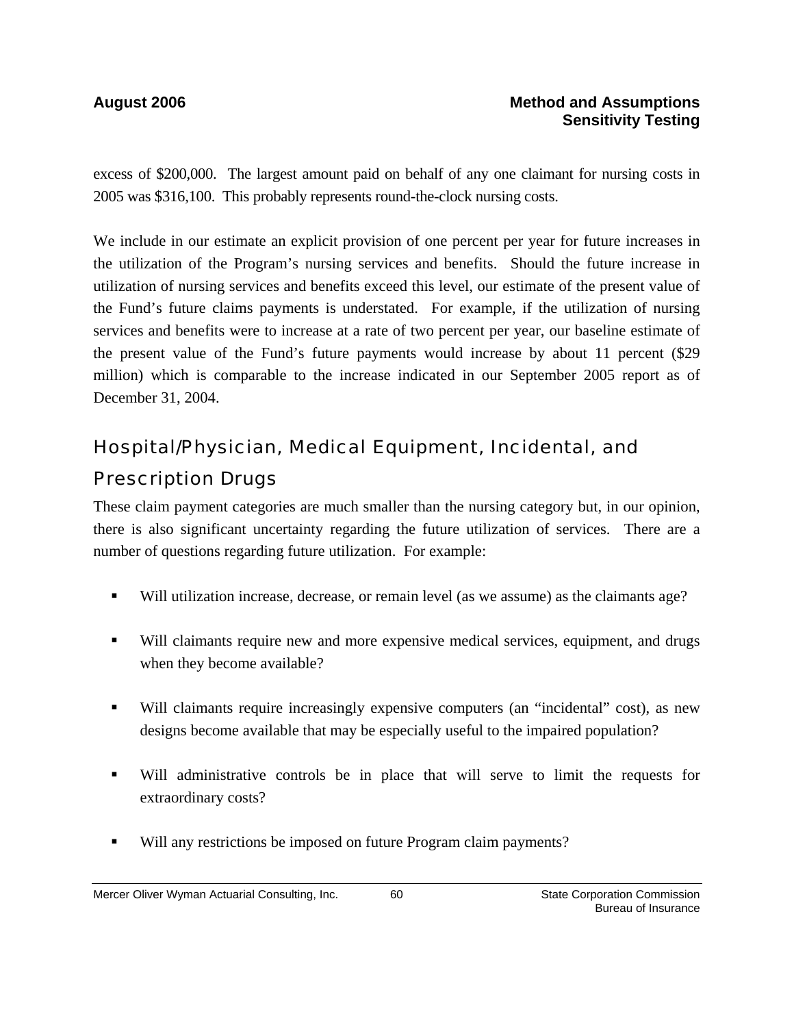excess of $200,000. The largest amount paid on behalf of any one claimant for nursing costs in 2005 was $316,100. This probably represents round-the-clock nursing costs.

We include in our estimate an explicit provision of one percent per year for future increases in the utilization of the Program's nursing services and benefits. Should the future increase in utilization of nursing services and benefits exceed this level, our estimate of the present value of the Fund's future claims payments is understated. For example, if the utilization of nursing services and benefits were to increase at a rate of two percent per year, our baseline estimate of the present value of the Fund's future payments would increase by about 11 percent ($29 million) which is comparable to the increase indicated in our September 2005 report as of December 31, 2004.

## Hospital/Physician, Medical Equipment, Incidental, and Prescription Drugs

These claim payment categories are much smaller than the nursing category but, in our opinion, there is also significant uncertainty regarding the future utilization of services. There are a number of questions regarding future utilization. For example:

- Will utilization increase, decrease, or remain level (as we assume) as the claimants age?
- Will claimants require new and more expensive medical services, equipment, and drugs when they become available?
- Will claimants require increasingly expensive computers (an "incidental" cost), as new designs become available that may be especially useful to the impaired population?
- Will administrative controls be in place that will serve to limit the requests for extraordinary costs?
- Will any restrictions be imposed on future Program claim payments?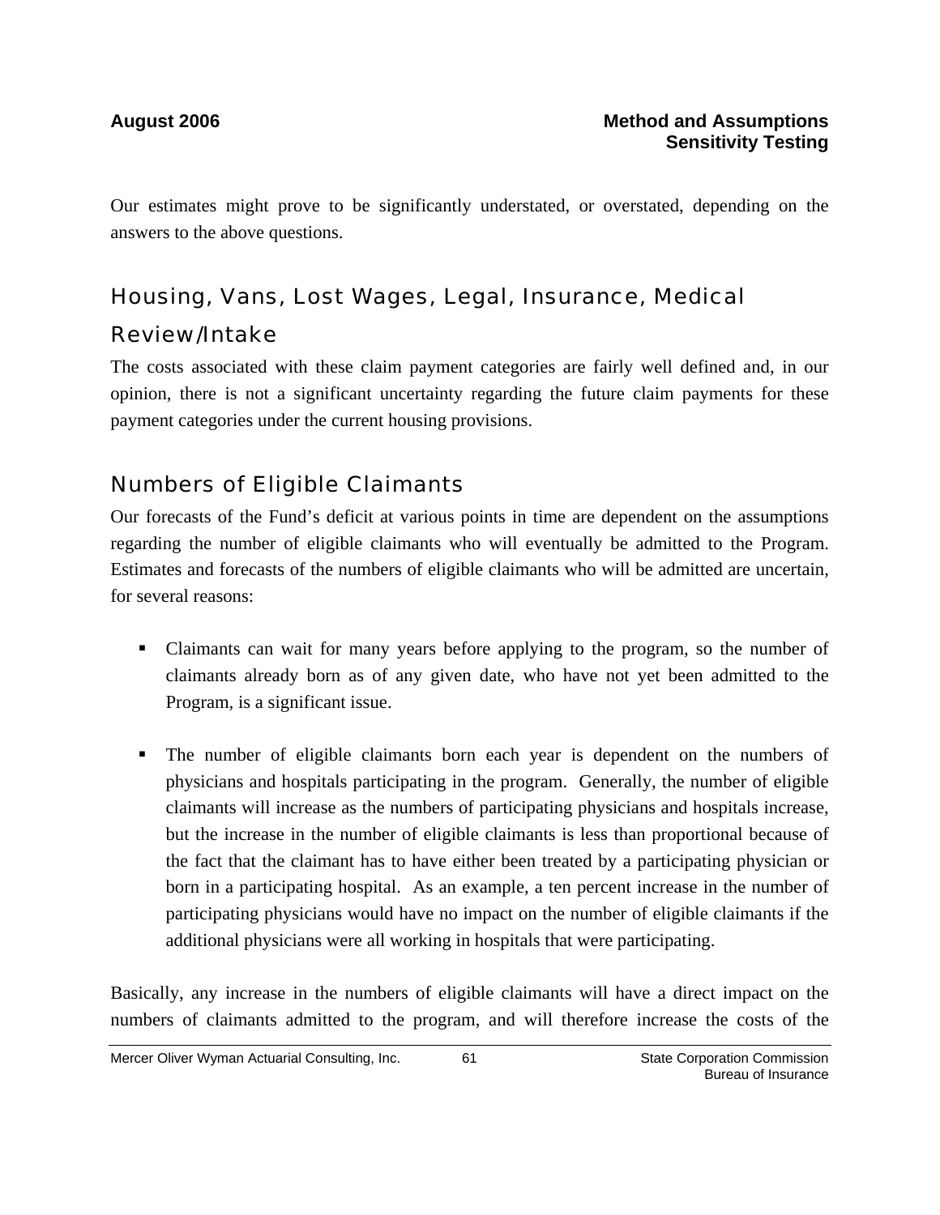Our estimates might prove to be significantly understated, or overstated, depending on the answers to the above questions.

## Housing, Vans, Lost Wages, Legal, Insurance, Medical Review/Intake

The costs associated with these claim payment categories are fairly well defined and, in our opinion, there is not a significant uncertainty regarding the future claim payments for these payment categories under the current housing provisions.

## Numbers of Eligible Claimants

Our forecasts of the Fund's deficit at various points in time are dependent on the assumptions regarding the number of eligible claimants who will eventually be admitted to the Program. Estimates and forecasts of the numbers of eligible claimants who will be admitted are uncertain, for several reasons:

- Claimants can wait for many years before applying to the program, so the number of claimants already born as of any given date, who have not yet been admitted to the Program, is a significant issue.

- The number of eligible claimants born each year is dependent on the numbers of physicians and hospitals participating in the program. Generally, the number of eligible claimants will increase as the numbers of participating physicians and hospitals increase, but the increase in the number of eligible claimants is less than proportional because of the fact that the claimant has to have either been treated by a participating physician or born in a participating hospital. As an example, a ten percent increase in the number of participating physicians would have no impact on the number of eligible claimants if the additional physicians were all working in hospitals that were participating.

Basically, any increase in the numbers of eligible claimants will have a direct impact on the numbers of claimants admitted to the program, and will therefore increase the costs of the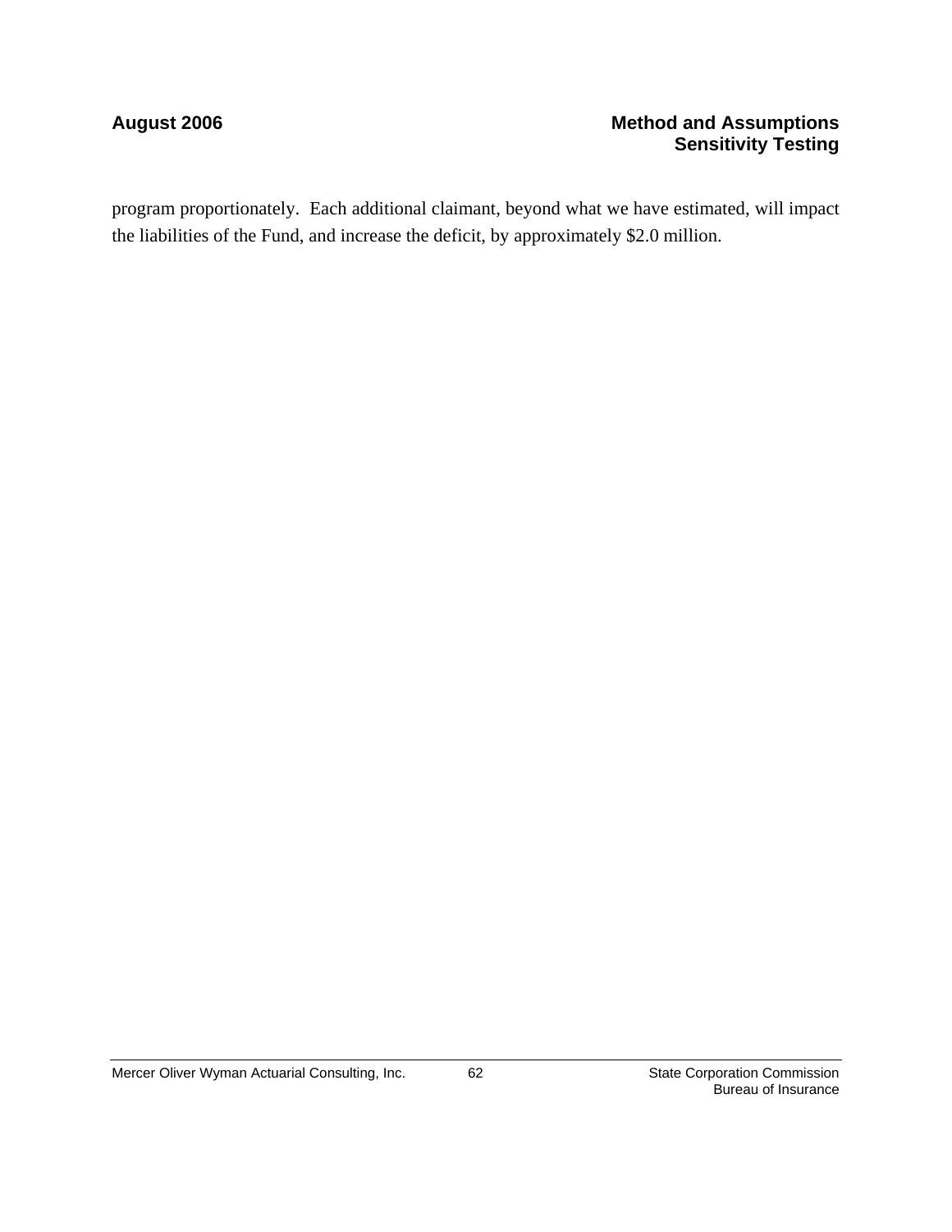program proportionately. Each additional claimant, beyond what we have estimated, will impact the liabilities of the Fund, and increase the deficit, by approximately $2.0 million.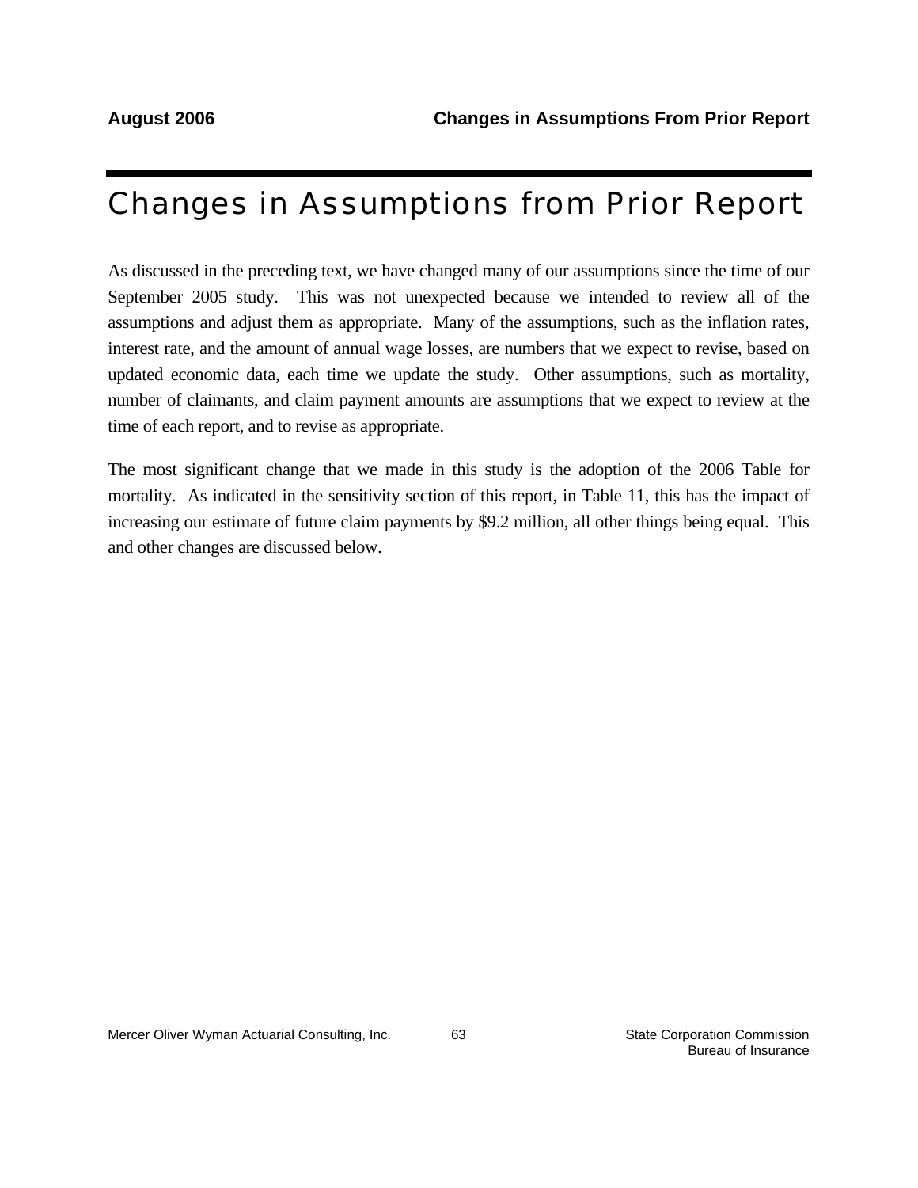# Changes in Assumptions from Prior Report

As discussed in the preceding text, we have changed many of our assumptions since the time of our September 2005 study. This was not unexpected because we intended to review all of the assumptions and adjust them as appropriate. Many of the assumptions, such as the inflation rates, interest rate, and the amount of annual wage losses, are numbers that we expect to revise, based on updated economic data, each time we update the study. Other assumptions, such as mortality, number of claimants, and claim payment amounts are assumptions that we expect to review at the time of each report, and to revise as appropriate.

The most significant change that we made in this study is the adoption of the 2006 Table for mortality. As indicated in the sensitivity section of this report, in Table 11, this has the impact of increasing our estimate of future claim payments by $9.2 million, all other things being equal. This and other changes are discussed below.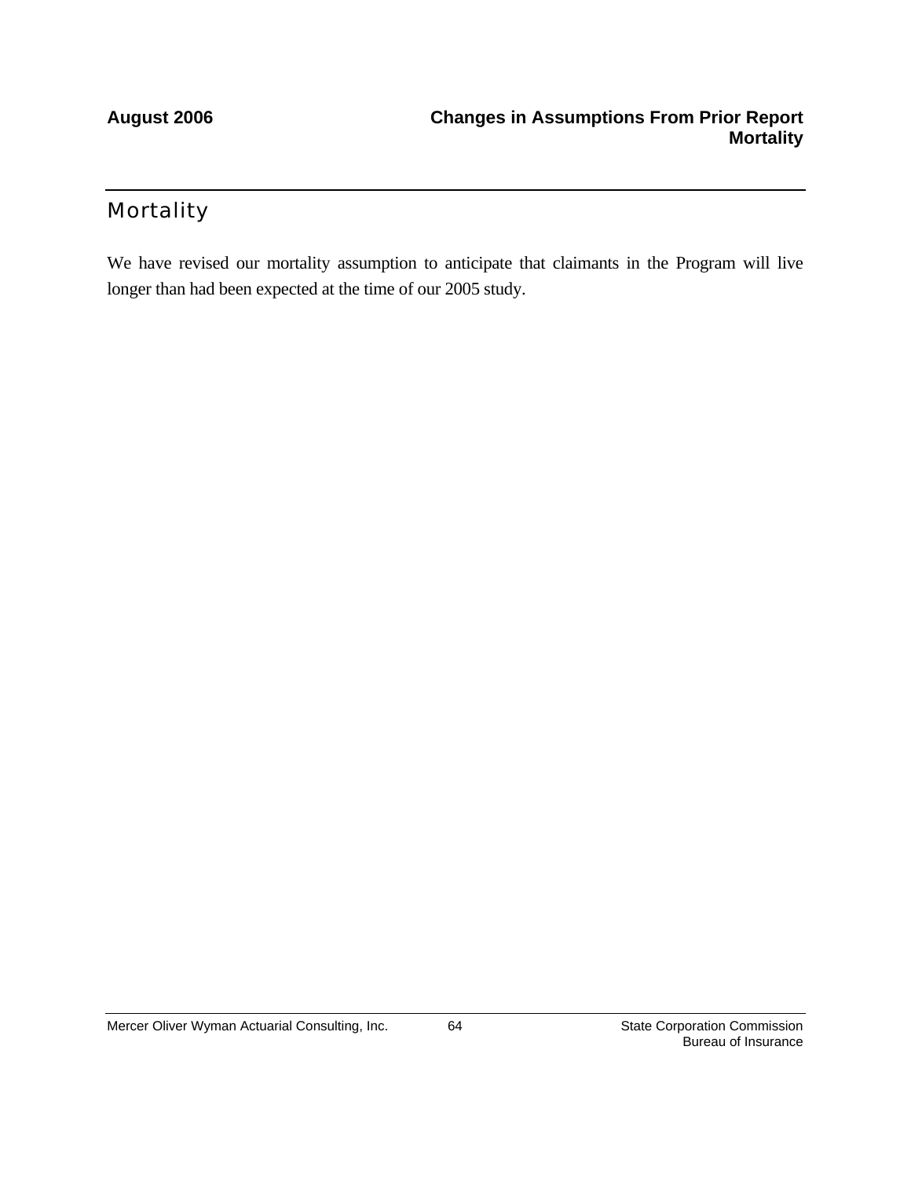## Mortality

We have revised our mortality assumption to anticipate that claimants in the Program will live longer than had been expected at the time of our 2005 study.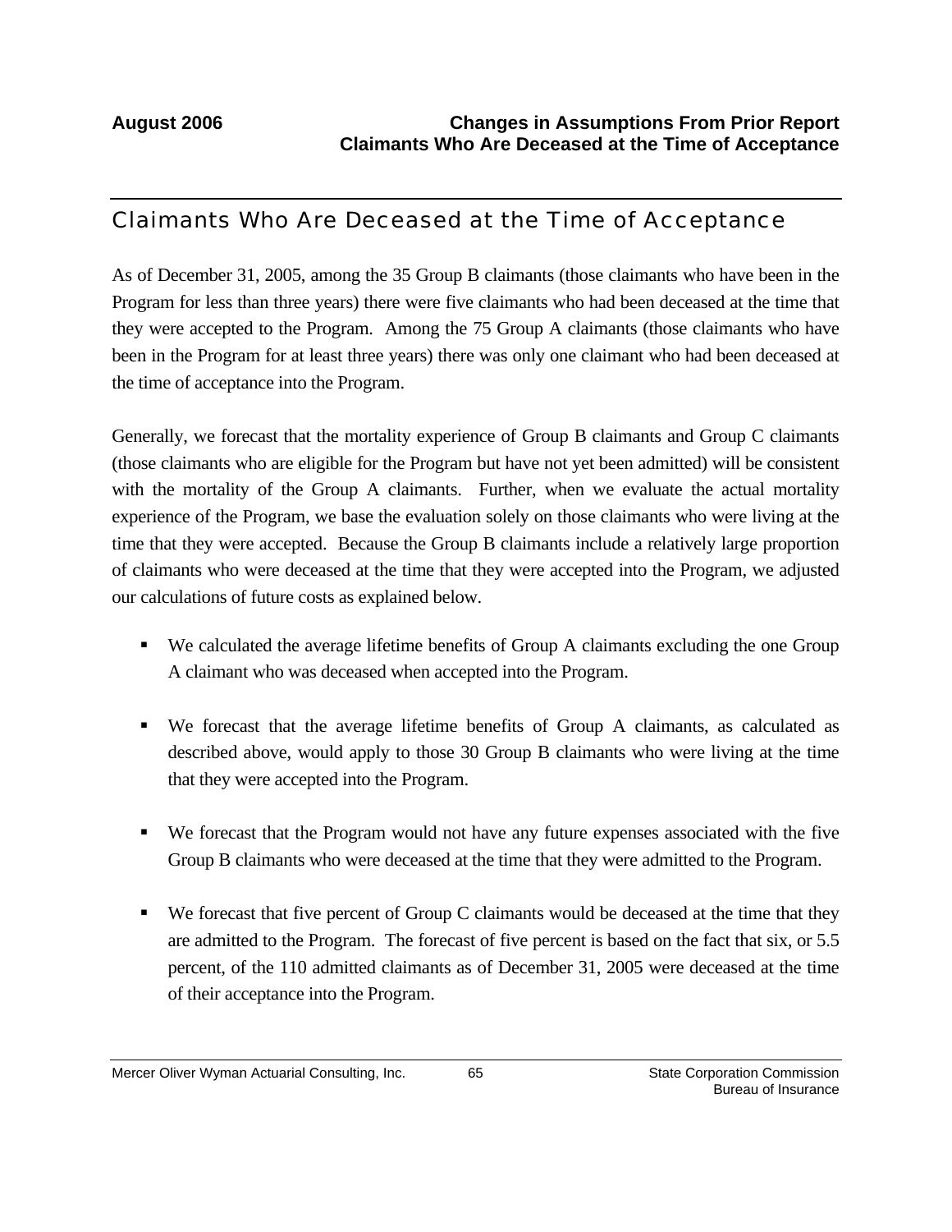## Claimants Who Are Deceased at the Time of Acceptance

As of December 31, 2005, among the 35 Group B claimants (those claimants who have been in the Program for less than three years) there were five claimants who had been deceased at the time that they were accepted to the Program. Among the 75 Group A claimants (those claimants who have been in the Program for at least three years) there was only one claimant who had been deceased at the time of acceptance into the Program.

Generally, we forecast that the mortality experience of Group B claimants and Group C claimants (those claimants who are eligible for the Program but have not yet been admitted) will be consistent with the mortality of the Group A claimants. Further, when we evaluate the actual mortality experience of the Program, we base the evaluation solely on those claimants who were living at the time that they were accepted. Because the Group B claimants include a relatively large proportion of claimants who were deceased at the time that they were accepted into the Program, we adjusted our calculations of future costs as explained below.

- We calculated the average lifetime benefits of Group A claimants excluding the one Group A claimant who was deceased when accepted into the Program.
- We forecast that the average lifetime benefits of Group A claimants, as calculated as described above, would apply to those 30 Group B claimants who were living at the time that they were accepted into the Program.
- We forecast that the Program would not have any future expenses associated with the five Group B claimants who were deceased at the time that they were admitted to the Program.
- We forecast that five percent of Group C claimants would be deceased at the time that they are admitted to the Program. The forecast of five percent is based on the fact that six, or 5.5 percent, of the 110 admitted claimants as of December 31, 2005 were deceased at the time of their acceptance into the Program.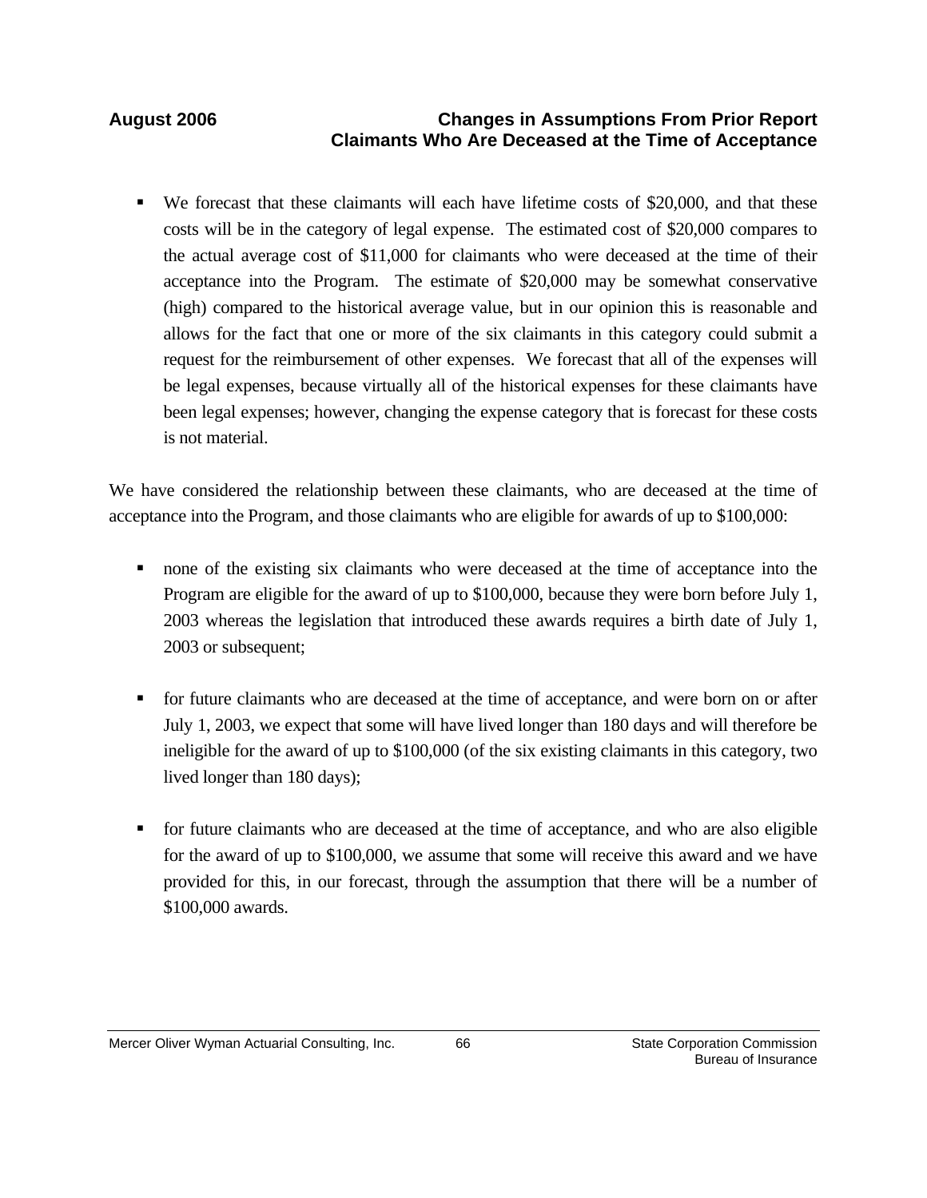- We forecast that these claimants will each have lifetime costs of $20,000, and that these costs will be in the category of legal expense. The estimated cost of $20,000 compares to the actual average cost of $11,000 for claimants who were deceased at the time of their acceptance into the Program. The estimate of $20,000 may be somewhat conservative (high) compared to the historical average value, but in our opinion this is reasonable and allows for the fact that one or more of the six claimants in this category could submit a request for the reimbursement of other expenses. We forecast that all of the expenses will be legal expenses, because virtually all of the historical expenses for these claimants have been legal expenses; however, changing the expense category that is forecast for these costs is not material.

We have considered the relationship between these claimants, who are deceased at the time of acceptance into the Program, and those claimants who are eligible for awards of up to $100,000:

- none of the existing six claimants who were deceased at the time of acceptance into the Program are eligible for the award of up to $100,000, because they were born before July 1, 2003 whereas the legislation that introduced these awards requires a birth date of July 1, 2003 or subsequent;

- for future claimants who are deceased at the time of acceptance, and were born on or after July 1, 2003, we expect that some will have lived longer than 180 days and will therefore be ineligible for the award of up to $100,000 (of the six existing claimants in this category, two lived longer than 180 days);

- for future claimants who are deceased at the time of acceptance, and who are also eligible for the award of up to $100,000, we assume that some will receive this award and we have provided for this, in our forecast, through the assumption that there will be a number of $100,000 awards.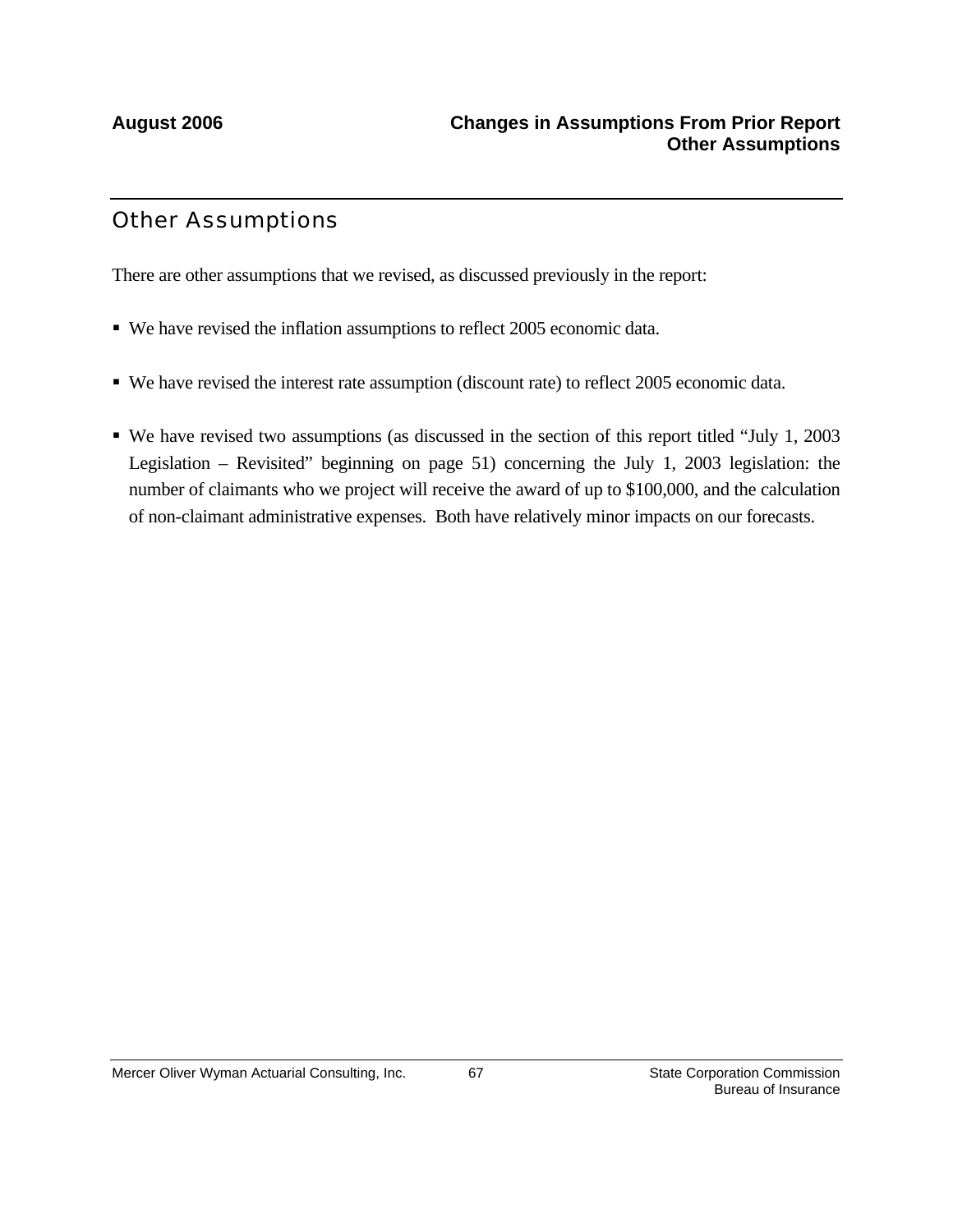## Other Assumptions

There are other assumptions that we revised, as discussed previously in the report:

- We have revised the inflation assumptions to reflect 2005 economic data.

- We have revised the interest rate assumption (discount rate) to reflect 2005 economic data.

- We have revised two assumptions (as discussed in the section of this report titled "July 1, 2003 Legislation – Revisited" beginning on page 51) concerning the July 1, 2003 legislation: the number of claimants who we project will receive the award of up to $100,000, and the calculation of non-claimant administrative expenses. Both have relatively minor impacts on our forecasts.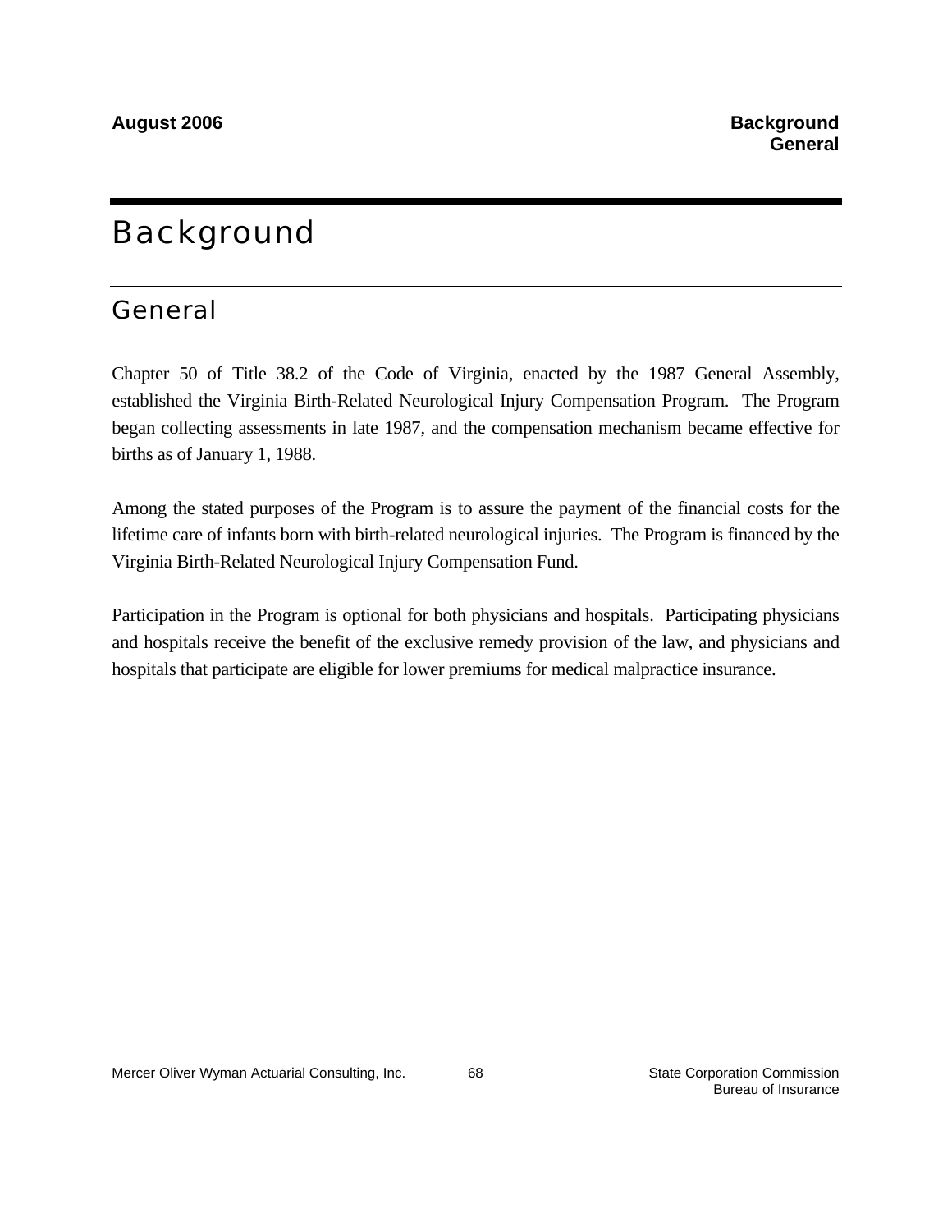# Background

## General

Chapter 50 of Title 38.2 of the Code of Virginia, enacted by the 1987 General Assembly, established the Virginia Birth-Related Neurological Injury Compensation Program. The Program began collecting assessments in late 1987, and the compensation mechanism became effective for births as of January 1, 1988.

Among the stated purposes of the Program is to assure the payment of the financial costs for the lifetime care of infants born with birth-related neurological injuries. The Program is financed by the Virginia Birth-Related Neurological Injury Compensation Fund.

Participation in the Program is optional for both physicians and hospitals. Participating physicians and hospitals receive the benefit of the exclusive remedy provision of the law, and physicians and hospitals that participate are eligible for lower premiums for medical malpractice insurance.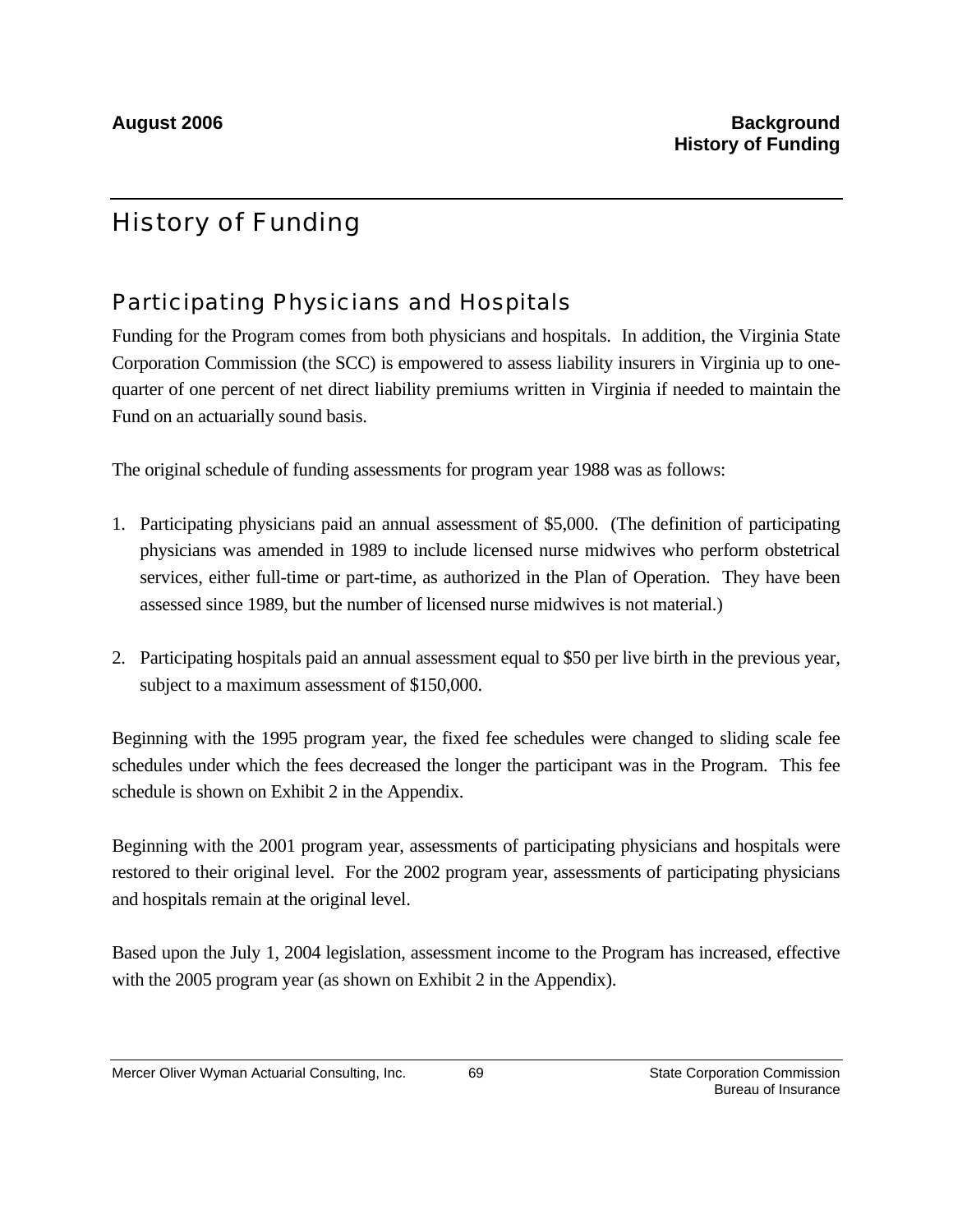# History of Funding

## Participating Physicians and Hospitals

Funding for the Program comes from both physicians and hospitals. In addition, the Virginia State Corporation Commission (the SCC) is empowered to assess liability insurers in Virginia up to one-quarter of one percent of net direct liability premiums written in Virginia if needed to maintain the Fund on an actuarially sound basis.

The original schedule of funding assessments for program year 1988 was as follows:

1. Participating physicians paid an annual assessment of $5,000. (The definition of participating physicians was amended in 1989 to include licensed nurse midwives who perform obstetrical services, either full-time or part-time, as authorized in the Plan of Operation. They have been assessed since 1989, but the number of licensed nurse midwives is not material.)

2. Participating hospitals paid an annual assessment equal to $50 per live birth in the previous year, subject to a maximum assessment of $150,000.

Beginning with the 1995 program year, the fixed fee schedules were changed to sliding scale fee schedules under which the fees decreased the longer the participant was in the Program. This fee schedule is shown on Exhibit 2 in the Appendix.

Beginning with the 2001 program year, assessments of participating physicians and hospitals were restored to their original level. For the 2002 program year, assessments of participating physicians and hospitals remain at the original level.

Based upon the July 1, 2004 legislation, assessment income to the Program has increased, effective with the 2005 program year (as shown on Exhibit 2 in the Appendix).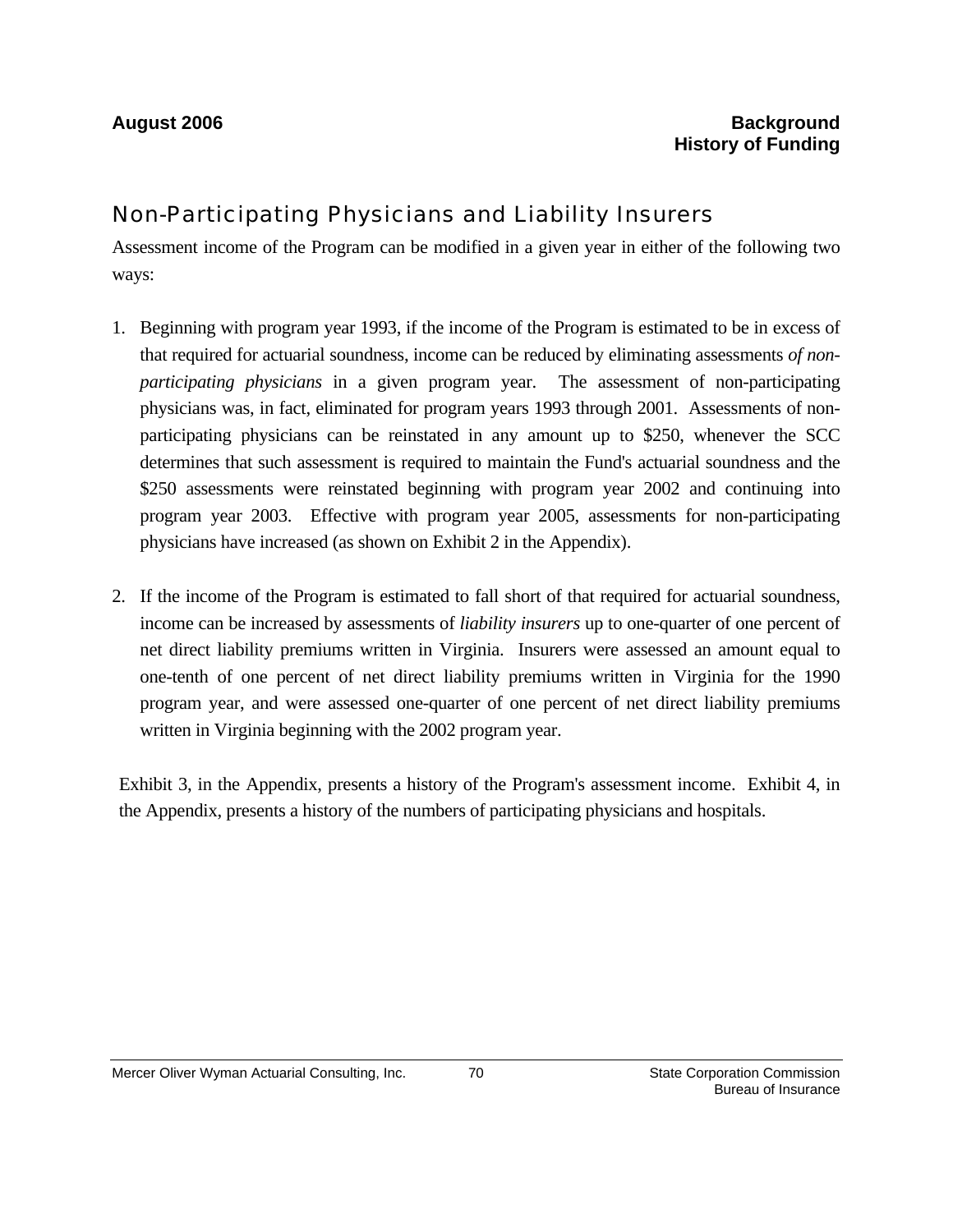## Non-Participating Physicians and Liability Insurers

Assessment income of the Program can be modified in a given year in either of the following two ways:

1. Beginning with program year 1993, if the income of the Program is estimated to be in excess of that required for actuarial soundness, income can be reduced by eliminating assessments *of non-participating physicians* in a given program year. The assessment of non-participating physicians was, in fact, eliminated for program years 1993 through 2001. Assessments of non-participating physicians can be reinstated in any amount up to $250, whenever the SCC determines that such assessment is required to maintain the Fund's actuarial soundness and the $250 assessments were reinstated beginning with program year 2002 and continuing into program year 2003. Effective with program year 2005, assessments for non-participating physicians have increased (as shown on Exhibit 2 in the Appendix).

2. If the income of the Program is estimated to fall short of that required for actuarial soundness, income can be increased by assessments of *liability insurers* up to one-quarter of one percent of net direct liability premiums written in Virginia. Insurers were assessed an amount equal to one-tenth of one percent of net direct liability premiums written in Virginia for the 1990 program year, and were assessed one-quarter of one percent of net direct liability premiums written in Virginia beginning with the 2002 program year.

Exhibit 3, in the Appendix, presents a history of the Program's assessment income. Exhibit 4, in the Appendix, presents a history of the numbers of participating physicians and hospitals.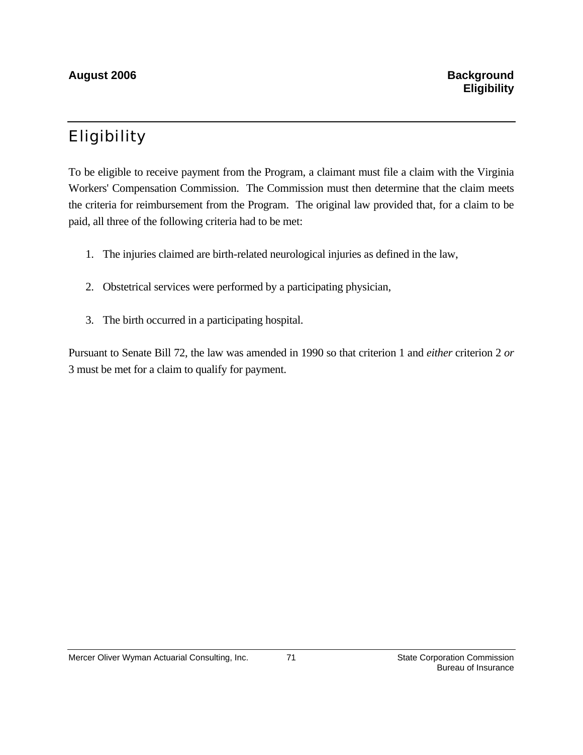# Eligibility

To be eligible to receive payment from the Program, a claimant must file a claim with the Virginia Workers' Compensation Commission. The Commission must then determine that the claim meets the criteria for reimbursement from the Program. The original law provided that, for a claim to be paid, all three of the following criteria had to be met:

1. The injuries claimed are birth-related neurological injuries as defined in the law,
2. Obstetrical services were performed by a participating physician,
3. The birth occurred in a participating hospital.

Pursuant to Senate Bill 72, the law was amended in 1990 so that criterion 1 and *either* criterion 2 *or* 3 must be met for a claim to qualify for payment.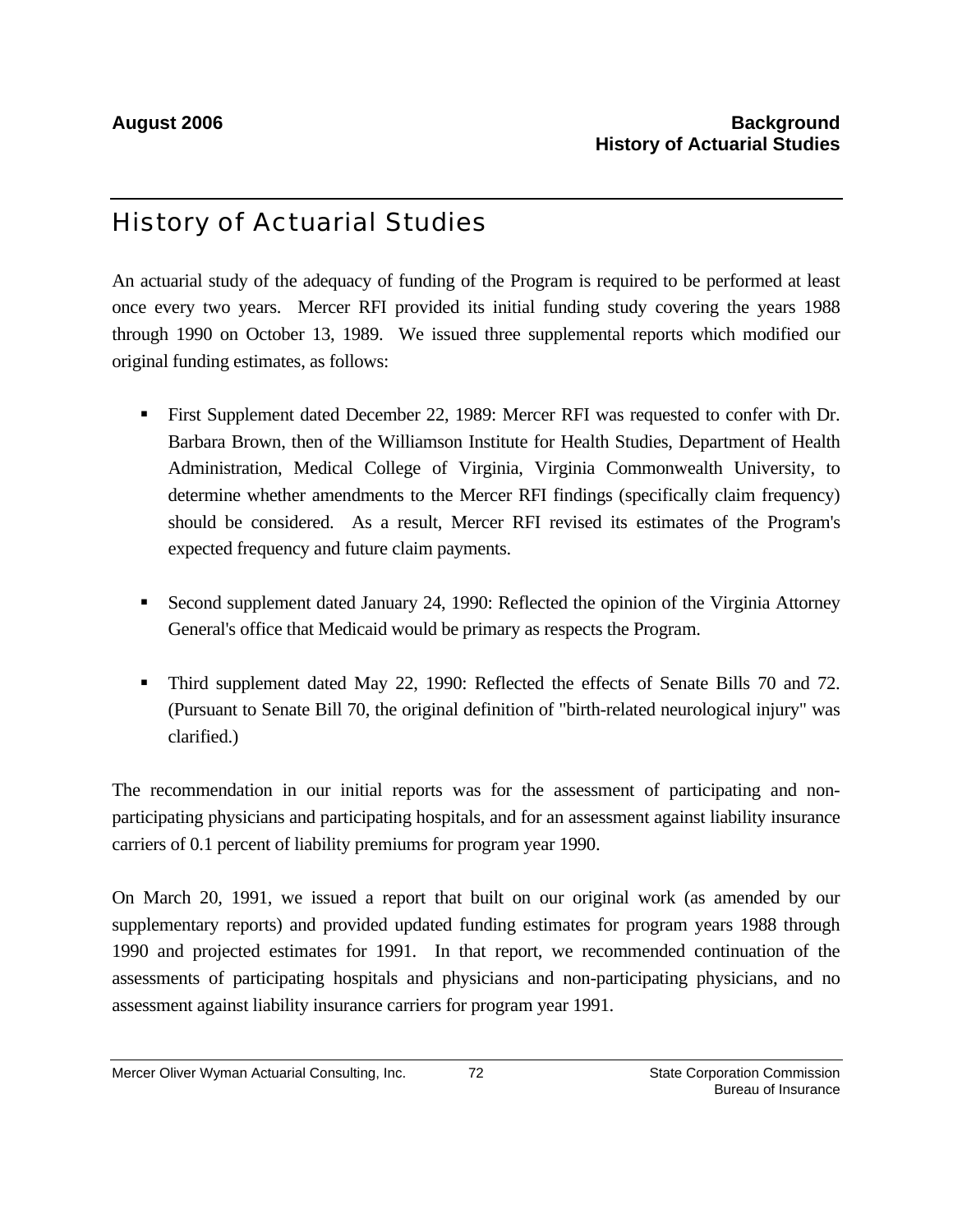# History of Actuarial Studies

An actuarial study of the adequacy of funding of the Program is required to be performed at least once every two years. Mercer RFI provided its initial funding study covering the years 1988 through 1990 on October 13, 1989. We issued three supplemental reports which modified our original funding estimates, as follows:

- First Supplement dated December 22, 1989: Mercer RFI was requested to confer with Dr. Barbara Brown, then of the Williamson Institute for Health Studies, Department of Health Administration, Medical College of Virginia, Virginia Commonwealth University, to determine whether amendments to the Mercer RFI findings (specifically claim frequency) should be considered. As a result, Mercer RFI revised its estimates of the Program's expected frequency and future claim payments.
- Second supplement dated January 24, 1990: Reflected the opinion of the Virginia Attorney General's office that Medicaid would be primary as respects the Program.
- Third supplement dated May 22, 1990: Reflected the effects of Senate Bills 70 and 72. (Pursuant to Senate Bill 70, the original definition of "birth-related neurological injury" was clarified.)

The recommendation in our initial reports was for the assessment of participating and non-participating physicians and participating hospitals, and for an assessment against liability insurance carriers of 0.1 percent of liability premiums for program year 1990.

On March 20, 1991, we issued a report that built on our original work (as amended by our supplementary reports) and provided updated funding estimates for program years 1988 through 1990 and projected estimates for 1991. In that report, we recommended continuation of the assessments of participating hospitals and physicians and non-participating physicians, and no assessment against liability insurance carriers for program year 1991.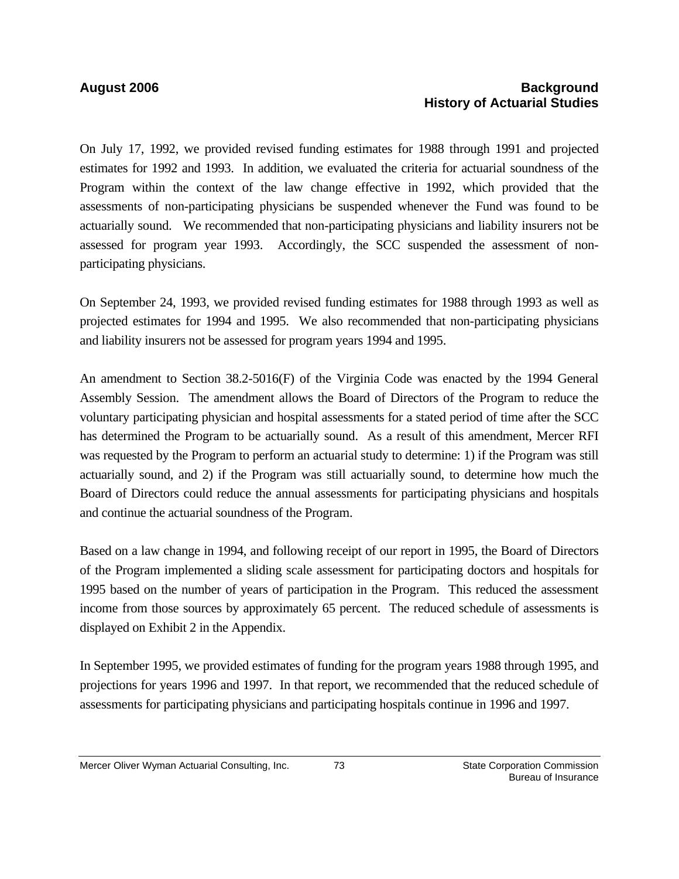On July 17, 1992, we provided revised funding estimates for 1988 through 1991 and projected estimates for 1992 and 1993. In addition, we evaluated the criteria for actuarial soundness of the Program within the context of the law change effective in 1992, which provided that the assessments of non-participating physicians be suspended whenever the Fund was found to be actuarially sound. We recommended that non-participating physicians and liability insurers not be assessed for program year 1993. Accordingly, the SCC suspended the assessment of non-participating physicians.

On September 24, 1993, we provided revised funding estimates for 1988 through 1993 as well as projected estimates for 1994 and 1995. We also recommended that non-participating physicians and liability insurers not be assessed for program years 1994 and 1995.

An amendment to Section 38.2-5016(F) of the Virginia Code was enacted by the 1994 General Assembly Session. The amendment allows the Board of Directors of the Program to reduce the voluntary participating physician and hospital assessments for a stated period of time after the SCC has determined the Program to be actuarially sound. As a result of this amendment, Mercer RFI was requested by the Program to perform an actuarial study to determine: 1) if the Program was still actuarially sound, and 2) if the Program was still actuarially sound, to determine how much the Board of Directors could reduce the annual assessments for participating physicians and hospitals and continue the actuarial soundness of the Program.

Based on a law change in 1994, and following receipt of our report in 1995, the Board of Directors of the Program implemented a sliding scale assessment for participating doctors and hospitals for 1995 based on the number of years of participation in the Program. This reduced the assessment income from those sources by approximately 65 percent. The reduced schedule of assessments is displayed on Exhibit 2 in the Appendix.

In September 1995, we provided estimates of funding for the program years 1988 through 1995, and projections for years 1996 and 1997. In that report, we recommended that the reduced schedule of assessments for participating physicians and participating hospitals continue in 1996 and 1997.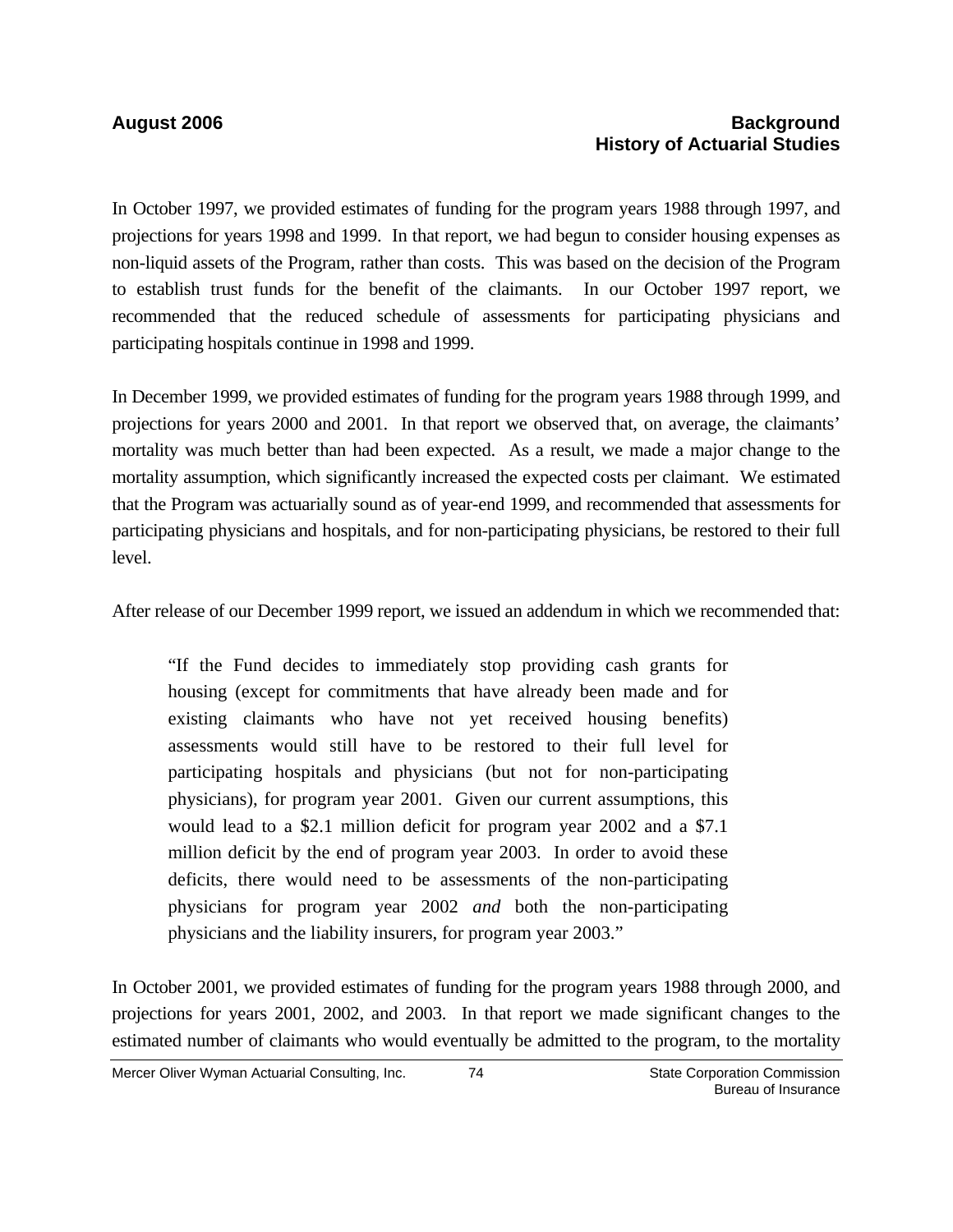In October 1997, we provided estimates of funding for the program years 1988 through 1997, and projections for years 1998 and 1999. In that report, we had begun to consider housing expenses as non-liquid assets of the Program, rather than costs. This was based on the decision of the Program to establish trust funds for the benefit of the claimants. In our October 1997 report, we recommended that the reduced schedule of assessments for participating physicians and participating hospitals continue in 1998 and 1999.

In December 1999, we provided estimates of funding for the program years 1988 through 1999, and projections for years 2000 and 2001. In that report we observed that, on average, the claimants' mortality was much better than had been expected. As a result, we made a major change to the mortality assumption, which significantly increased the expected costs per claimant. We estimated that the Program was actuarially sound as of year-end 1999, and recommended that assessments for participating physicians and hospitals, and for non-participating physicians, be restored to their full level.

After release of our December 1999 report, we issued an addendum in which we recommended that:

> "If the Fund decides to immediately stop providing cash grants for housing (except for commitments that have already been made and for existing claimants who have not yet received housing benefits) assessments would still have to be restored to their full level for participating hospitals and physicians (but not for non-participating physicians), for program year 2001. Given our current assumptions, this would lead to a \$2.1 million deficit for program year 2002 and a \$7.1 million deficit by the end of program year 2003. In order to avoid these deficits, there would need to be assessments of the non-participating physicians for program year 2002 *and* both the non-participating physicians and the liability insurers, for program year 2003."

In October 2001, we provided estimates of funding for the program years 1988 through 2000, and projections for years 2001, 2002, and 2003. In that report we made significant changes to the estimated number of claimants who would eventually be admitted to the program, to the mortality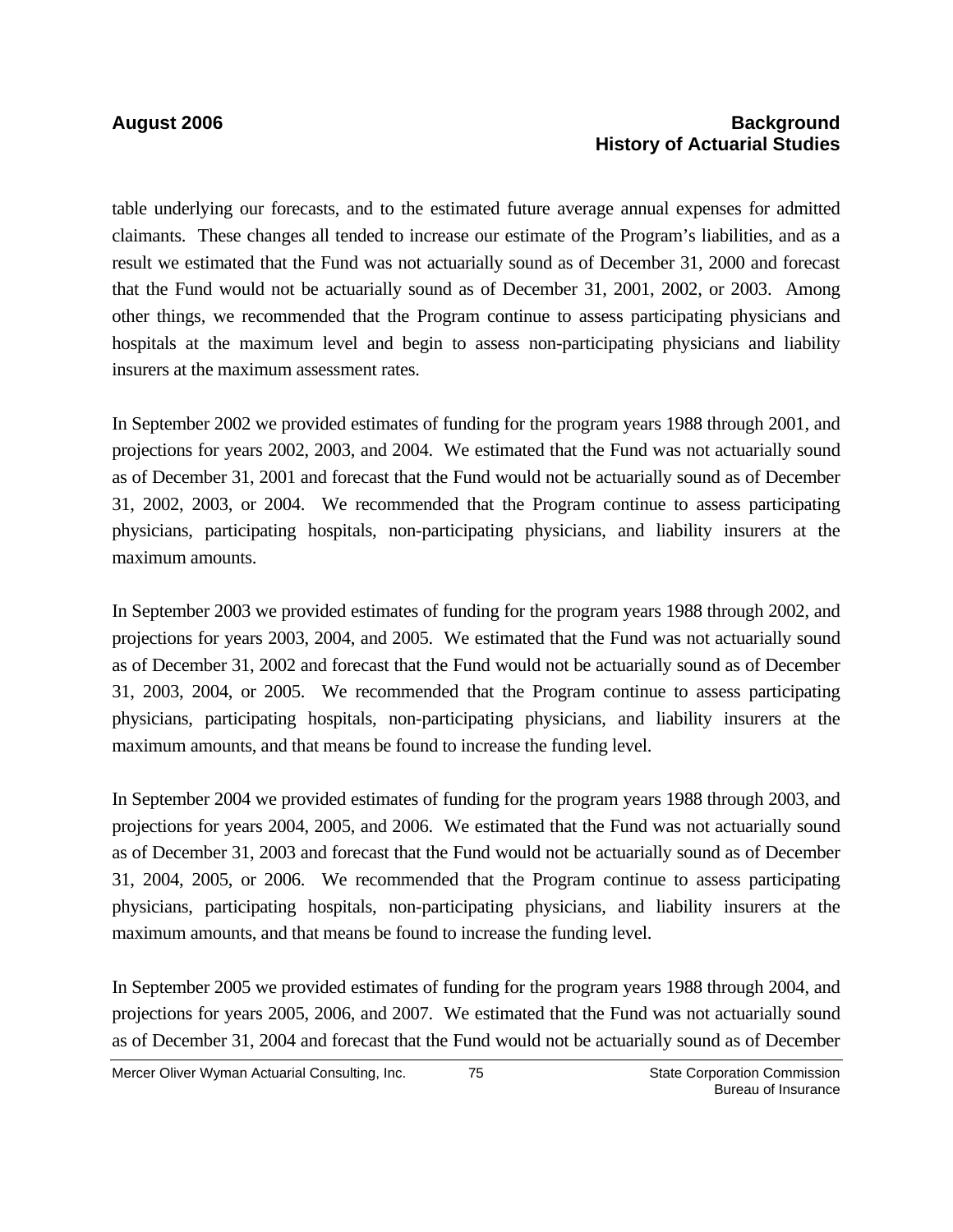table underlying our forecasts, and to the estimated future average annual expenses for admitted claimants. These changes all tended to increase our estimate of the Program's liabilities, and as a result we estimated that the Fund was not actuarially sound as of December 31, 2000 and forecast that the Fund would not be actuarially sound as of December 31, 2001, 2002, or 2003. Among other things, we recommended that the Program continue to assess participating physicians and hospitals at the maximum level and begin to assess non-participating physicians and liability insurers at the maximum assessment rates.

In September 2002 we provided estimates of funding for the program years 1988 through 2001, and projections for years 2002, 2003, and 2004. We estimated that the Fund was not actuarially sound as of December 31, 2001 and forecast that the Fund would not be actuarially sound as of December 31, 2002, 2003, or 2004. We recommended that the Program continue to assess participating physicians, participating hospitals, non-participating physicians, and liability insurers at the maximum amounts.

In September 2003 we provided estimates of funding for the program years 1988 through 2002, and projections for years 2003, 2004, and 2005. We estimated that the Fund was not actuarially sound as of December 31, 2002 and forecast that the Fund would not be actuarially sound as of December 31, 2003, 2004, or 2005. We recommended that the Program continue to assess participating physicians, participating hospitals, non-participating physicians, and liability insurers at the maximum amounts, and that means be found to increase the funding level.

In September 2004 we provided estimates of funding for the program years 1988 through 2003, and projections for years 2004, 2005, and 2006. We estimated that the Fund was not actuarially sound as of December 31, 2003 and forecast that the Fund would not be actuarially sound as of December 31, 2004, 2005, or 2006. We recommended that the Program continue to assess participating physicians, participating hospitals, non-participating physicians, and liability insurers at the maximum amounts, and that means be found to increase the funding level.

In September 2005 we provided estimates of funding for the program years 1988 through 2004, and projections for years 2005, 2006, and 2007. We estimated that the Fund was not actuarially sound as of December 31, 2004 and forecast that the Fund would not be actuarially sound as of December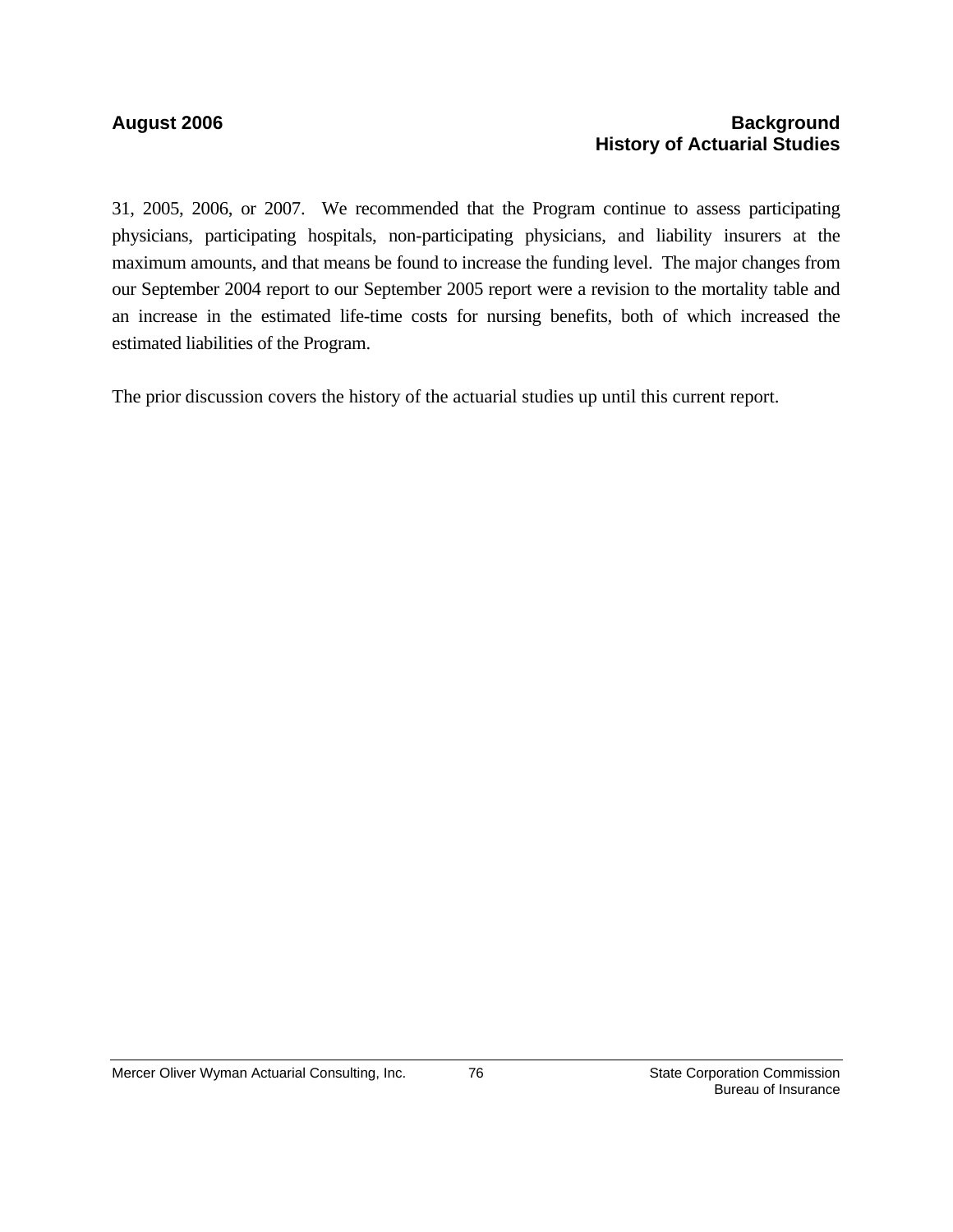31, 2005, 2006, or 2007. We recommended that the Program continue to assess participating physicians, participating hospitals, non-participating physicians, and liability insurers at the maximum amounts, and that means be found to increase the funding level. The major changes from our September 2004 report to our September 2005 report were a revision to the mortality table and an increase in the estimated life-time costs for nursing benefits, both of which increased the estimated liabilities of the Program.

The prior discussion covers the history of the actuarial studies up until this current report.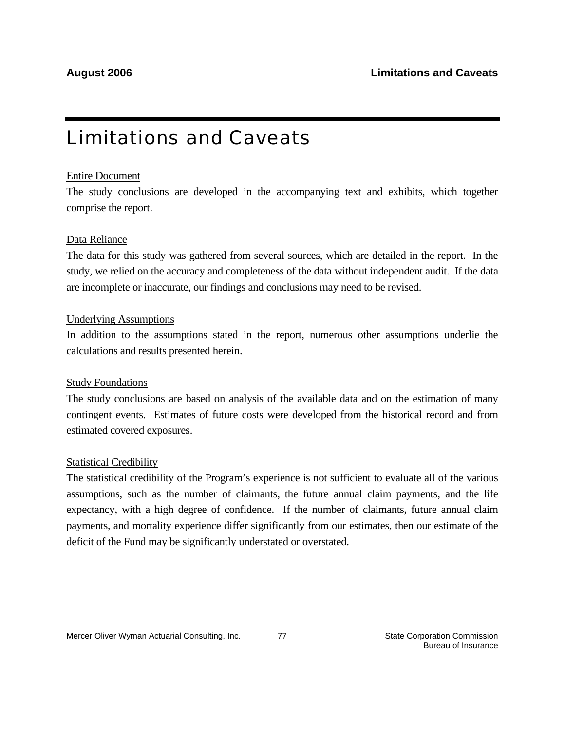# Limitations and Caveats

Entire Document

The study conclusions are developed in the accompanying text and exhibits, which together comprise the report.

Data Reliance

The data for this study was gathered from several sources, which are detailed in the report. In the study, we relied on the accuracy and completeness of the data without independent audit. If the data are incomplete or inaccurate, our findings and conclusions may need to be revised.

Underlying Assumptions

In addition to the assumptions stated in the report, numerous other assumptions underlie the calculations and results presented herein.

Study Foundations

The study conclusions are based on analysis of the available data and on the estimation of many contingent events. Estimates of future costs were developed from the historical record and from estimated covered exposures.

Statistical Credibility

The statistical credibility of the Program's experience is not sufficient to evaluate all of the various assumptions, such as the number of claimants, the future annual claim payments, and the life expectancy, with a high degree of confidence. If the number of claimants, future annual claim payments, and mortality experience differ significantly from our estimates, then our estimate of the deficit of the Fund may be significantly understated or overstated.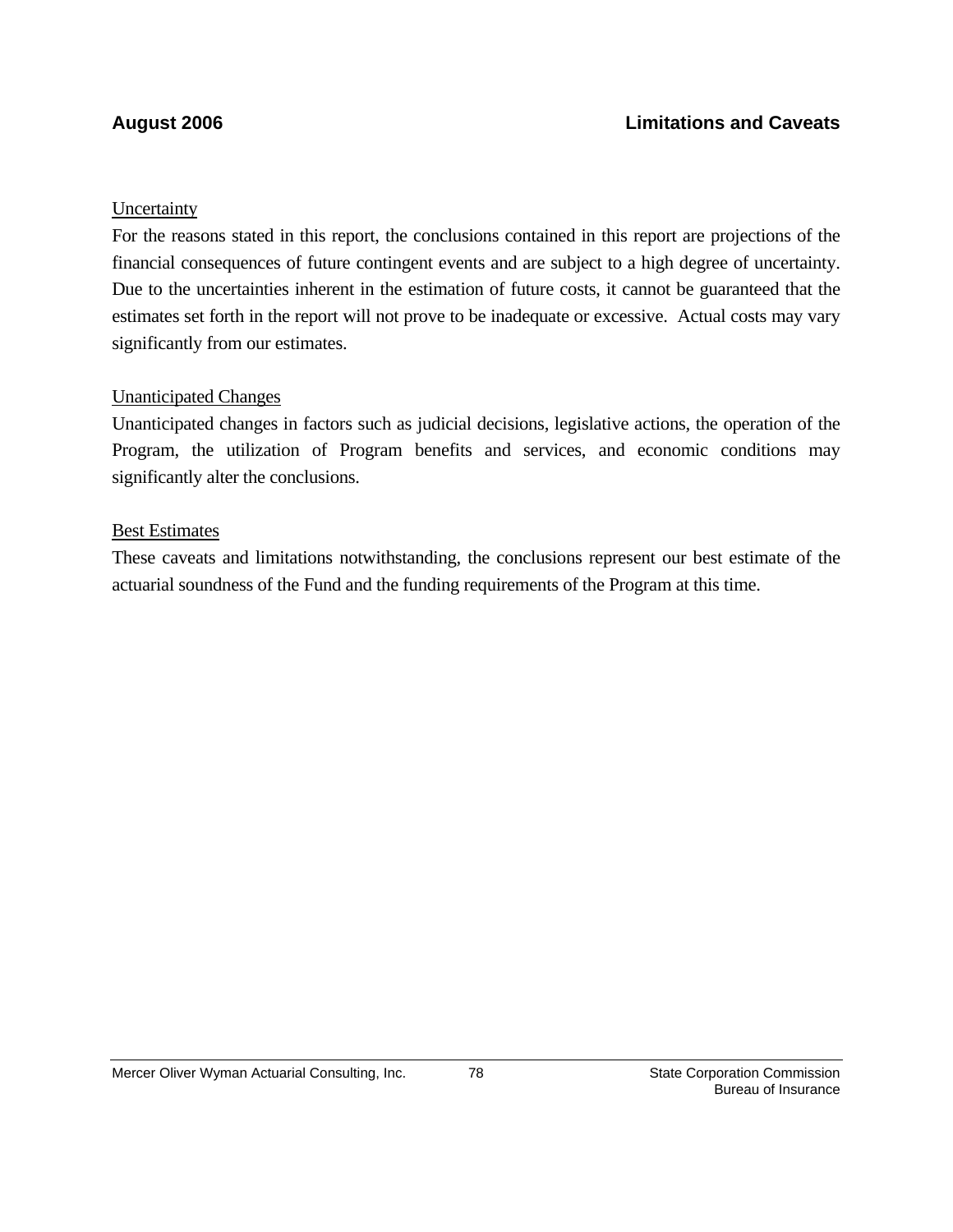Uncertainty

For the reasons stated in this report, the conclusions contained in this report are projections of the financial consequences of future contingent events and are subject to a high degree of uncertainty. Due to the uncertainties inherent in the estimation of future costs, it cannot be guaranteed that the estimates set forth in the report will not prove to be inadequate or excessive. Actual costs may vary significantly from our estimates.

Unanticipated Changes

Unanticipated changes in factors such as judicial decisions, legislative actions, the operation of the Program, the utilization of Program benefits and services, and economic conditions may significantly alter the conclusions.

Best Estimates

These caveats and limitations notwithstanding, the conclusions represent our best estimate of the actuarial soundness of the Fund and the funding requirements of the Program at this time.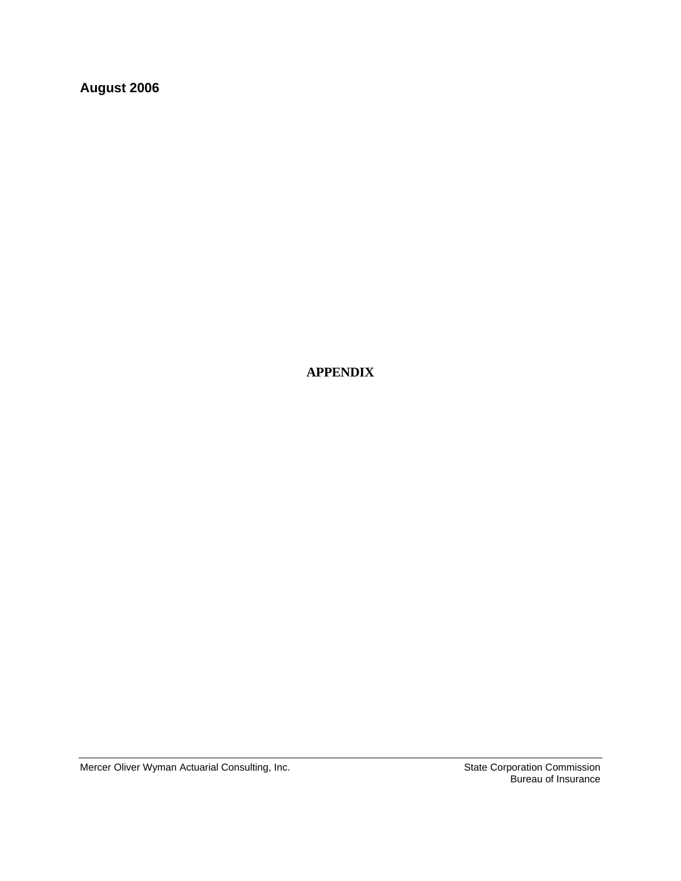**August 2006**

# APPENDIX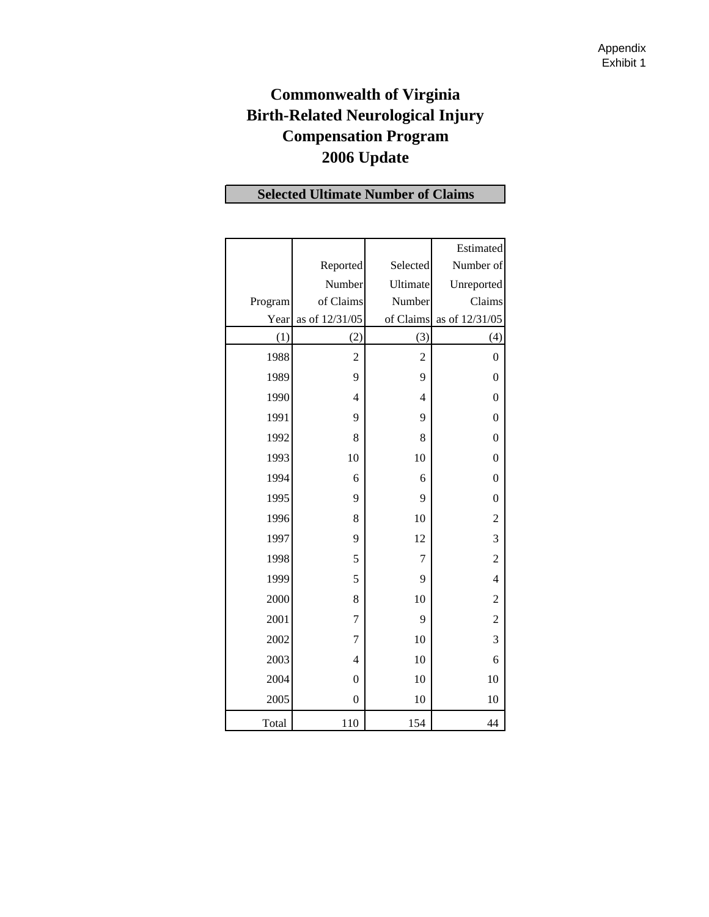Appendix
Exhibit 1

# Commonwealth of Virginia
# Birth-Related Neurological Injury
# Compensation Program
# 2006 Update

## Selected Ultimate Number of Claims

| Program Year | Reported Number of Claims as of 12/31/05 | Selected Ultimate Number of Claims | Estimated Number of Unreported Claims as of 12/31/05 |
|---|---|---|---|
| (1) | (2) | (3) | (4) |
| 1988 | 2 | 2 | 0 |
| 1989 | 9 | 9 | 0 |
| 1990 | 4 | 4 | 0 |
| 1991 | 9 | 9 | 0 |
| 1992 | 8 | 8 | 0 |
| 1993 | 10 | 10 | 0 |
| 1994 | 6 | 6 | 0 |
| 1995 | 9 | 9 | 0 |
| 1996 | 8 | 10 | 2 |
| 1997 | 9 | 12 | 3 |
| 1998 | 5 | 7 | 2 |
| 1999 | 5 | 9 | 4 |
| 2000 | 8 | 10 | 2 |
| 2001 | 7 | 9 | 2 |
| 2002 | 7 | 10 | 3 |
| 2003 | 4 | 10 | 6 |
| 2004 | 0 | 10 | 10 |
| 2005 | 0 | 10 | 10 |
| Total | 110 | 154 | 44 |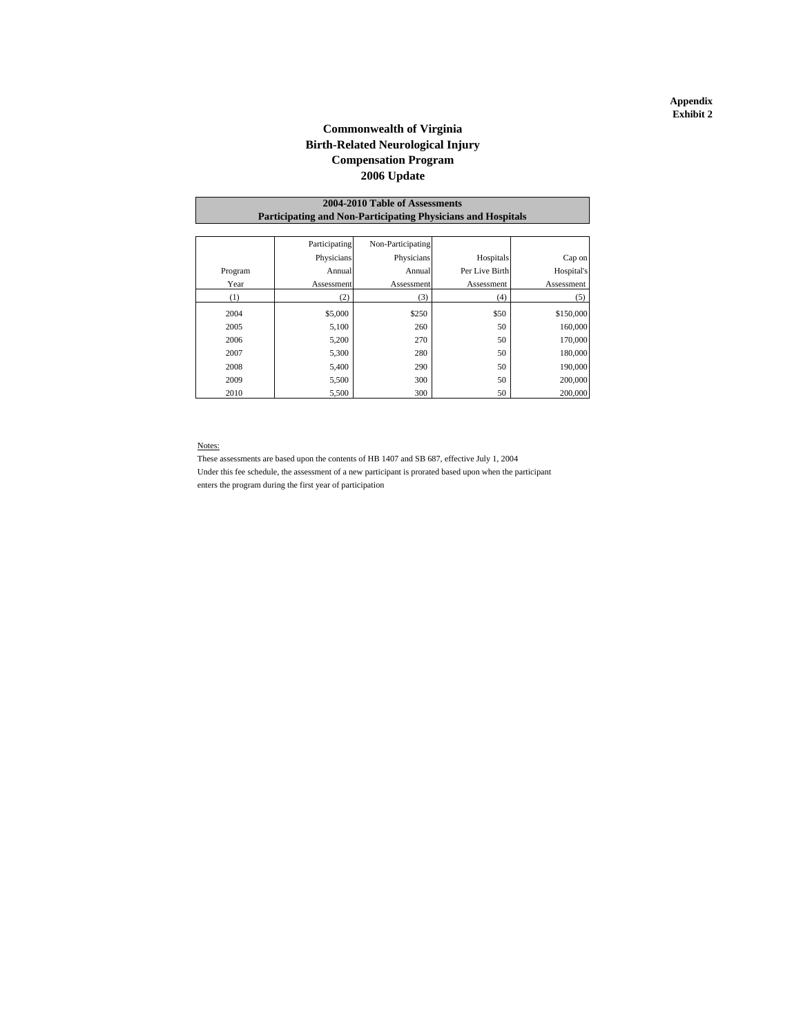**Appendix**
**Exhibit 2**

# Commonwealth of Virginia
# Birth-Related Neurological Injury
# Compensation Program
# 2006 Update

| 2004-2010 Table of Assessments<br>Participating and Non-Participating Physicians and Hospitals | | | | |
|---|---|---|---|---|
| Program Year | Participating Physicians Annual Assessment | Non-Participating Physicians Annual Assessment | Hospitals Per Live Birth Assessment | Cap on Hospital's Assessment |
| (1) | (2) | (3) | (4) | (5) |
| 2004 | $5,000 | $250 | $50 | $150,000 |
| 2005 | 5,100 | 260 | 50 | 160,000 |
| 2006 | 5,200 | 270 | 50 | 170,000 |
| 2007 | 5,300 | 280 | 50 | 180,000 |
| 2008 | 5,400 | 290 | 50 | 190,000 |
| 2009 | 5,500 | 300 | 50 | 200,000 |
| 2010 | 5,500 | 300 | 50 | 200,000 |

Notes:

These assessments are based upon the contents of HB 1407 and SB 687, effective July 1, 2004

Under this fee schedule, the assessment of a new participant is prorated based upon when the participant enters the program during the first year of participation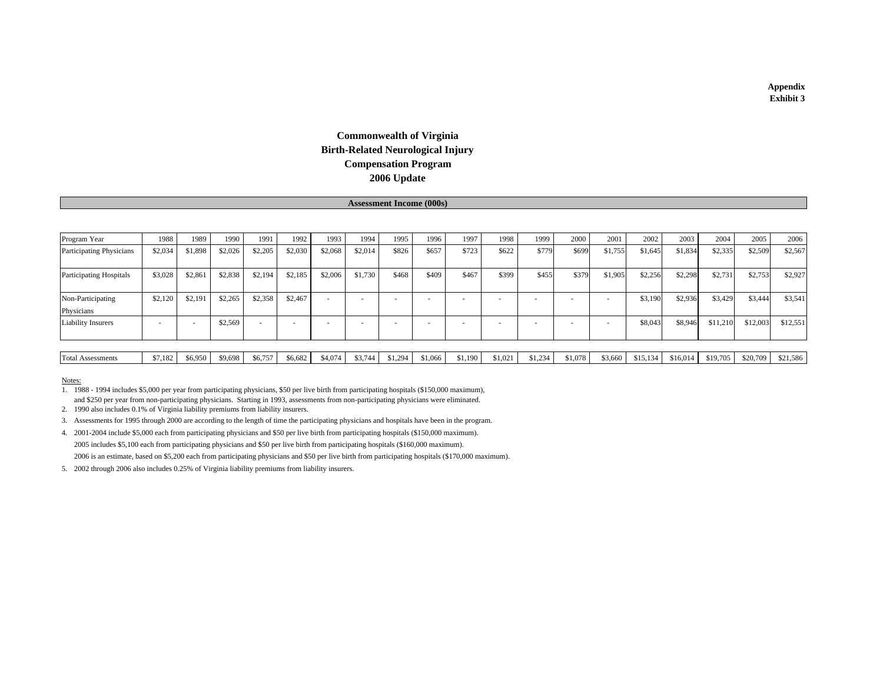**Appendix**
**Exhibit 3**

# Commonwealth of Virginia
# Birth-Related Neurological Injury
# Compensation Program
# 2006 Update

**Assessment Income (000s)**

| Program Year | 1988 | 1989 | 1990 | 1991 | 1992 | 1993 | 1994 | 1995 | 1996 | 1997 | 1998 | 1999 | 2000 | 2001 | 2002 | 2003 | 2004 | 2005 | 2006 |
|---|---|---|---|---|---|---|---|---|---|---|---|---|---|---|---|---|---|---|---|
| Participating Physicians | $2,034 | $1,898 | $2,026 | $2,205 | $2,030 | $2,068 | $2,014 | $826 | $657 | $723 | $622 | $779 | $699 | $1,755 | $1,645 | $1,834 | $2,335 | $2,509 | $2,567 |
| Participating Hospitals | $3,028 | $2,861 | $2,838 | $2,194 | $2,185 | $2,006 | $1,730 | $468 | $409 | $467 | $399 | $455 | $379 | $1,905 | $2,256 | $2,298 | $2,731 | $2,753 | $2,927 |
| Non-Participating Physicians | $2,120 | $2,191 | $2,265 | $2,358 | $2,467 | - | - | - | - | - | - | - | - | - | $3,190 | $2,936 | $3,429 | $3,444 | $3,541 |
| Liability Insurers | - | - | $2,569 | - | - | - | - | - | - | - | - | - | - | - | $8,043 | $8,946 | $11,210 | $12,003 | $12,551 |
| Total Assessments | $7,182 | $6,950 | $9,698 | $6,757 | $6,682 | $4,074 | $3,744 | $1,294 | $1,066 | $1,190 | $1,021 | $1,234 | $1,078 | $3,660 | $15,134 | $16,014 | $19,705 | $20,709 | $21,586 |

Notes:

1. 1988 - 1994 includes $5,000 per year from participating physicians, $50 per live birth from participating hospitals ($150,000 maximum), and $250 per year from non-participating physicians. Starting in 1993, assessments from non-participating physicians were eliminated.
2. 1990 also includes 0.1% of Virginia liability premiums from liability insurers.
3. Assessments for 1995 through 2000 are according to the length of time the participating physicians and hospitals have been in the program.
4. 2001-2004 include $5,000 each from participating physicians and $50 per live birth from participating hospitals ($150,000 maximum).
   2005 includes $5,100 each from participating physicians and $50 per live birth from participating hospitals ($160,000 maximum).
   2006 is an estimate, based on $5,200 each from participating physicians and $50 per live birth from participating hospitals ($170,000 maximum).
5. 2002 through 2006 also includes 0.25% of Virginia liability premiums from liability insurers.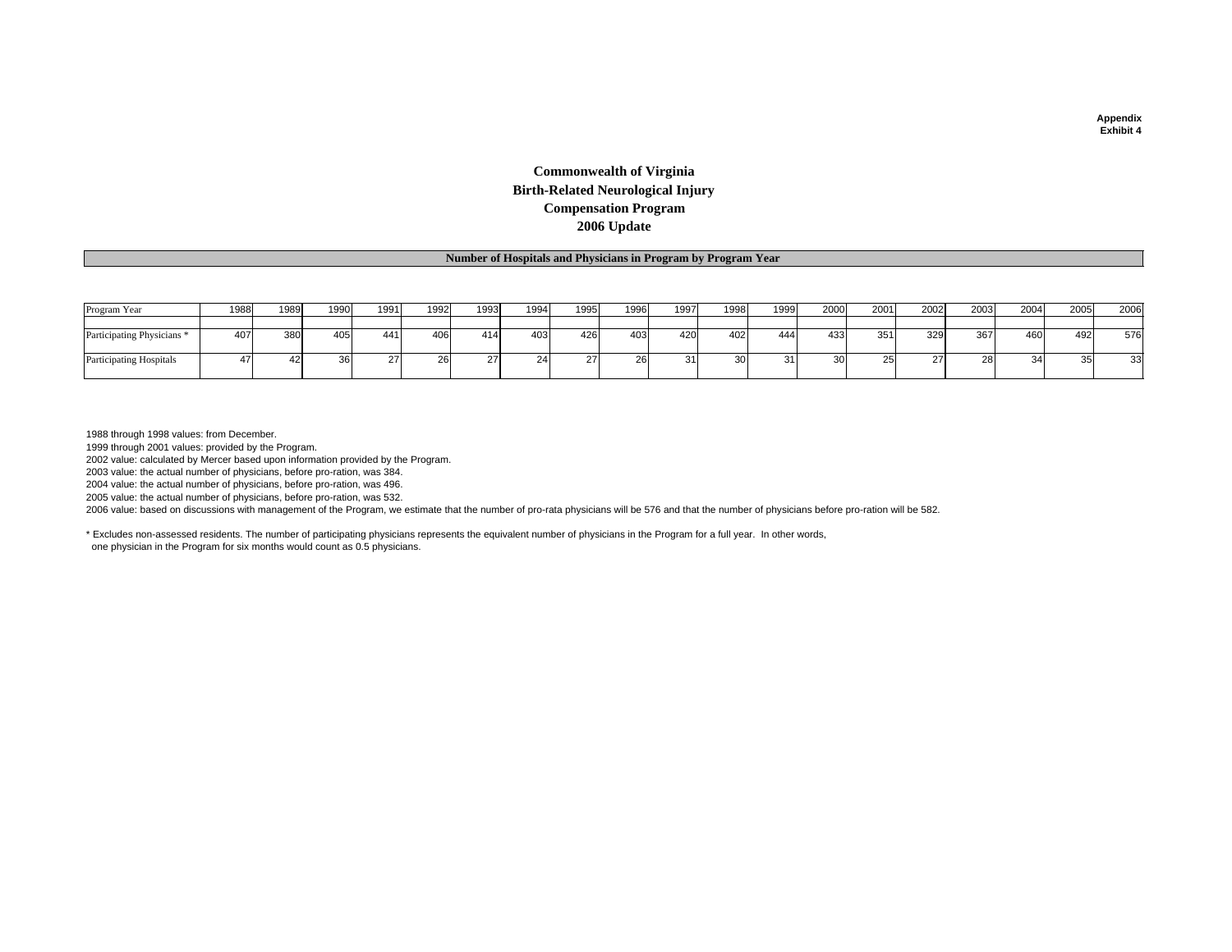Appendix
Exhibit 4

# Commonwealth of Virginia
# Birth-Related Neurological Injury
# Compensation Program
# 2006 Update

## Number of Hospitals and Physicians in Program by Program Year

| Program Year | 1988 | 1989 | 1990 | 1991 | 1992 | 1993 | 1994 | 1995 | 1996 | 1997 | 1998 | 1999 | 2000 | 2001 | 2002 | 2003 | 2004 | 2005 | 2006 |
|---|---|---|---|---|---|---|---|---|---|---|---|---|---|---|---|---|---|---|---|
| Participating Physicians * | 407 | 380 | 405 | 441 | 406 | 414 | 403 | 426 | 403 | 420 | 402 | 444 | 433 | 351 | 329 | 367 | 460 | 492 | 576 |
| Participating Hospitals | 47 | 42 | 36 | 27 | 26 | 27 | 24 | 27 | 26 | 31 | 30 | 31 | 30 | 25 | 27 | 28 | 34 | 35 | 33 |

1988 through 1998 values: from December.
1999 through 2001 values: provided by the Program.
2002 value: calculated by Mercer based upon information provided by the Program.
2003 value: the actual number of physicians, before pro-ration, was 384.
2004 value: the actual number of physicians, before pro-ration, was 496.
2005 value: the actual number of physicians, before pro-ration, was 532.
2006 value: based on discussions with management of the Program, we estimate that the number of pro-rata physicians will be 576 and that the number of physicians before pro-ration will be 582.

* Excludes non-assessed residents. The number of participating physicians represents the equivalent number of physicians in the Program for a full year. In other words, one physician in the Program for six months would count as 0.5 physicians.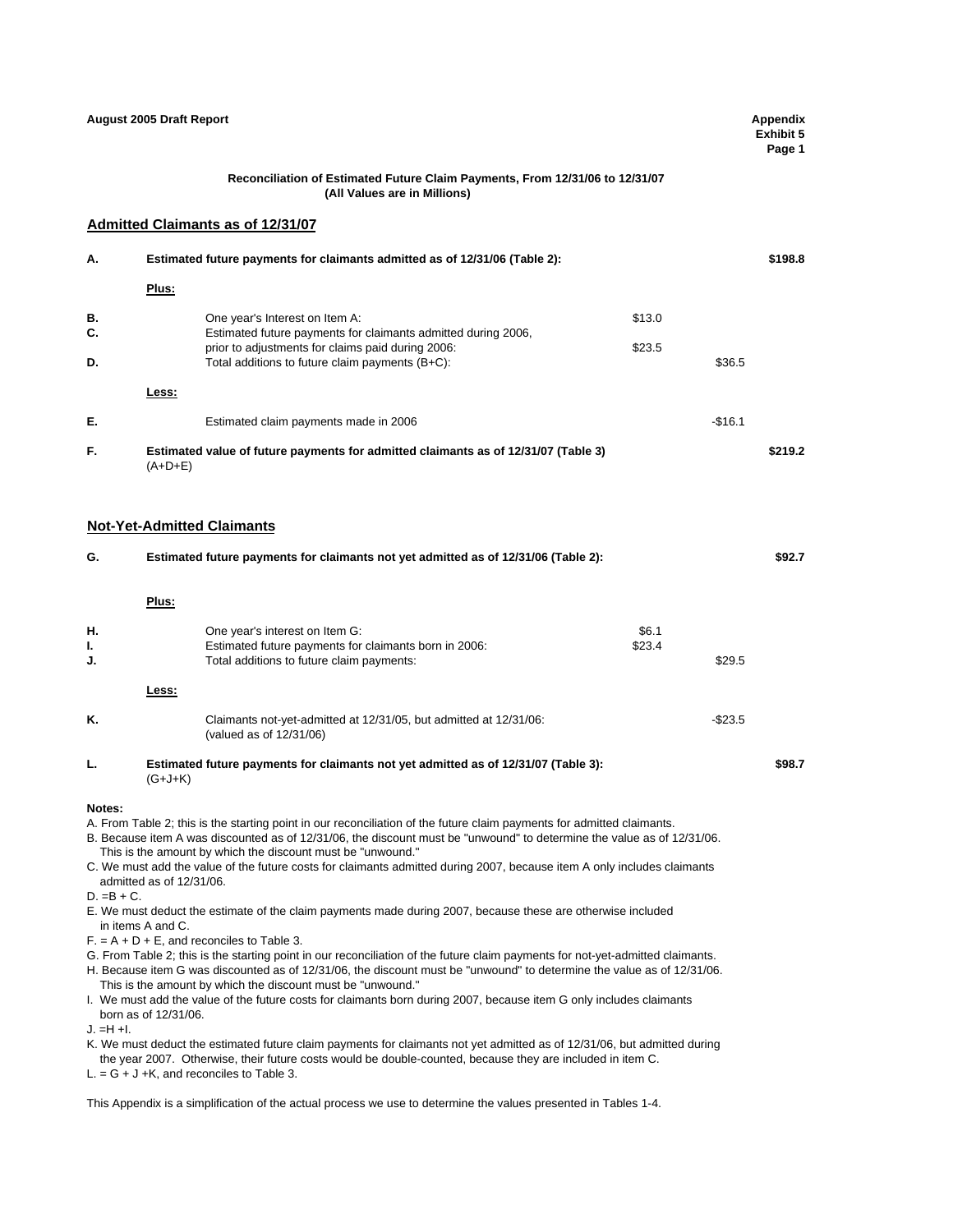August 2005 Draft Report

Appendix
Exhibit 5
Page 1

**Reconciliation of Estimated Future Claim Payments, From 12/31/06 to 12/31/07**
**(All Values are in Millions)**

## Admitted Claimants as of 12/31/07

| | | | | |
|---|---|---|---|---|
| **A.** | **Estimated future payments for claimants admitted as of 12/31/06 (Table 2):** | | | **$198.8** |
| | **Plus:** | | | |
| **B.** | One year's Interest on Item A: | $13.0 | | |
| **C.** | Estimated future payments for claimants admitted during 2006, prior to adjustments for claims paid during 2006: | $23.5 | | |
| **D.** | Total additions to future claim payments (B+C): | | $36.5 | |
| | **Less:** | | | |
| **E.** | Estimated claim payments made in 2006 | | -$16.1 | |
| **F.** | **Estimated value of future payments for admitted claimants as of 12/31/07 (Table 3)** (A+D+E) | | | **$219.2** |

## Not-Yet-Admitted Claimants

| | | | | |
|---|---|---|---|---|
| **G.** | **Estimated future payments for claimants not yet admitted as of 12/31/06 (Table 2):** | | | **$92.7** |
| | **Plus:** | | | |
| **H.** | One year's interest on Item G: | $6.1 | | |
| **I.** | Estimated future payments for claimants born in 2006: | $23.4 | | |
| **J.** | Total additions to future claim payments: | | $29.5 | |
| | **Less:** | | | |
| **K.** | Claimants not-yet-admitted at 12/31/05, but admitted at 12/31/06: (valued as of 12/31/06) | | -$23.5 | |
| **L.** | **Estimated future payments for claimants not yet admitted as of 12/31/07 (Table 3):** (G+J+K) | | | **$98.7** |

**Notes:**

A. From Table 2; this is the starting point in our reconciliation of the future claim payments for admitted claimants.
B. Because item A was discounted as of 12/31/06, the discount must be "unwound" to determine the value as of 12/31/06. This is the amount by which the discount must be "unwound."
C. We must add the value of the future costs for claimants admitted during 2007, because item A only includes claimants admitted as of 12/31/06.
D. =B + C.
E. We must deduct the estimate of the claim payments made during 2007, because these are otherwise included in items A and C.
F. = A + D + E, and reconciles to Table 3.
G. From Table 2; this is the starting point in our reconciliation of the future claim payments for not-yet-admitted claimants.
H. Because item G was discounted as of 12/31/06, the discount must be "unwound" to determine the value as of 12/31/06. This is the amount by which the discount must be "unwound."
I. We must add the value of the future costs for claimants born during 2007, because item G only includes claimants born as of 12/31/06.
J. =H +I.
K. We must deduct the estimated future claim payments for claimants not yet admitted as of 12/31/06, but admitted during the year 2007. Otherwise, their future costs would be double-counted, because they are included in item C.
L. = G + J +K, and reconciles to Table 3.

This Appendix is a simplification of the actual process we use to determine the values presented in Tables 1-4.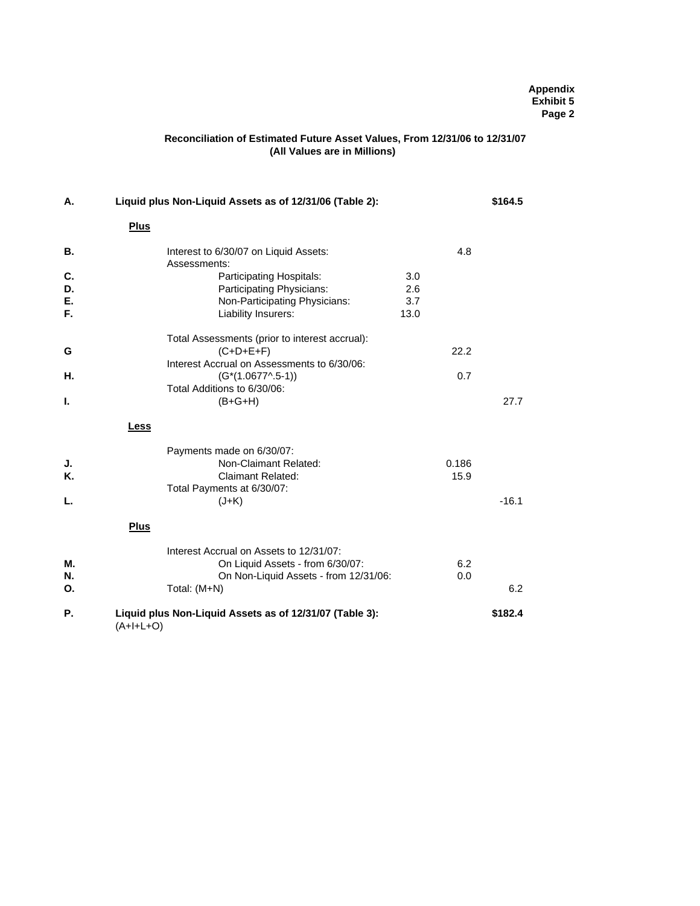**Appendix**
**Exhibit 5**
**Page 2**

### Reconciliation of Estimated Future Asset Values, From 12/31/06 to 12/31/07
**(All Values are in Millions)**

| | | | | |
|---|---|---|---|---|
| **A.** | **Liquid plus Non-Liquid Assets as of 12/31/06 (Table 2):** | | | **$164.5** |
| | **Plus** | | | |
| **B.** | Interest to 6/30/07 on Liquid Assets: | | 4.8 | |
| | Assessments: | | | |
| **C.** | Participating Hospitals: | 3.0 | | |
| **D.** | Participating Physicians: | 2.6 | | |
| **E.** | Non-Participating Physicians: | 3.7 | | |
| **F.** | Liability Insurers: | 13.0 | | |
| | Total Assessments (prior to interest accrual): | | | |
| **G** | (C+D+E+F) | | 22.2 | |
| | Interest Accrual on Assessments to 6/30/06: | | | |
| **H.** | (G*(1.0677^.5-1)) | | 0.7 | |
| | Total Additions to 6/30/06: | | | |
| **I.** | (B+G+H) | | | 27.7 |
| | **Less** | | | |
| | Payments made on 6/30/07: | | | |
| **J.** | Non-Claimant Related: | | 0.186 | |
| **K.** | Claimant Related: | | 15.9 | |
| | Total Payments at 6/30/07: | | | |
| **L.** | (J+K) | | | -16.1 |
| | **Plus** | | | |
| | Interest Accrual on Assets to 12/31/07: | | | |
| **M.** | On Liquid Assets - from 6/30/07: | | 6.2 | |
| **N.** | On Non-Liquid Assets - from 12/31/06: | | 0.0 | |
| **O.** | Total: (M+N) | | | 6.2 |
| **P.** | **Liquid plus Non-Liquid Assets as of 12/31/07 (Table 3):** (A+I+L+O) | | | **$182.4** |